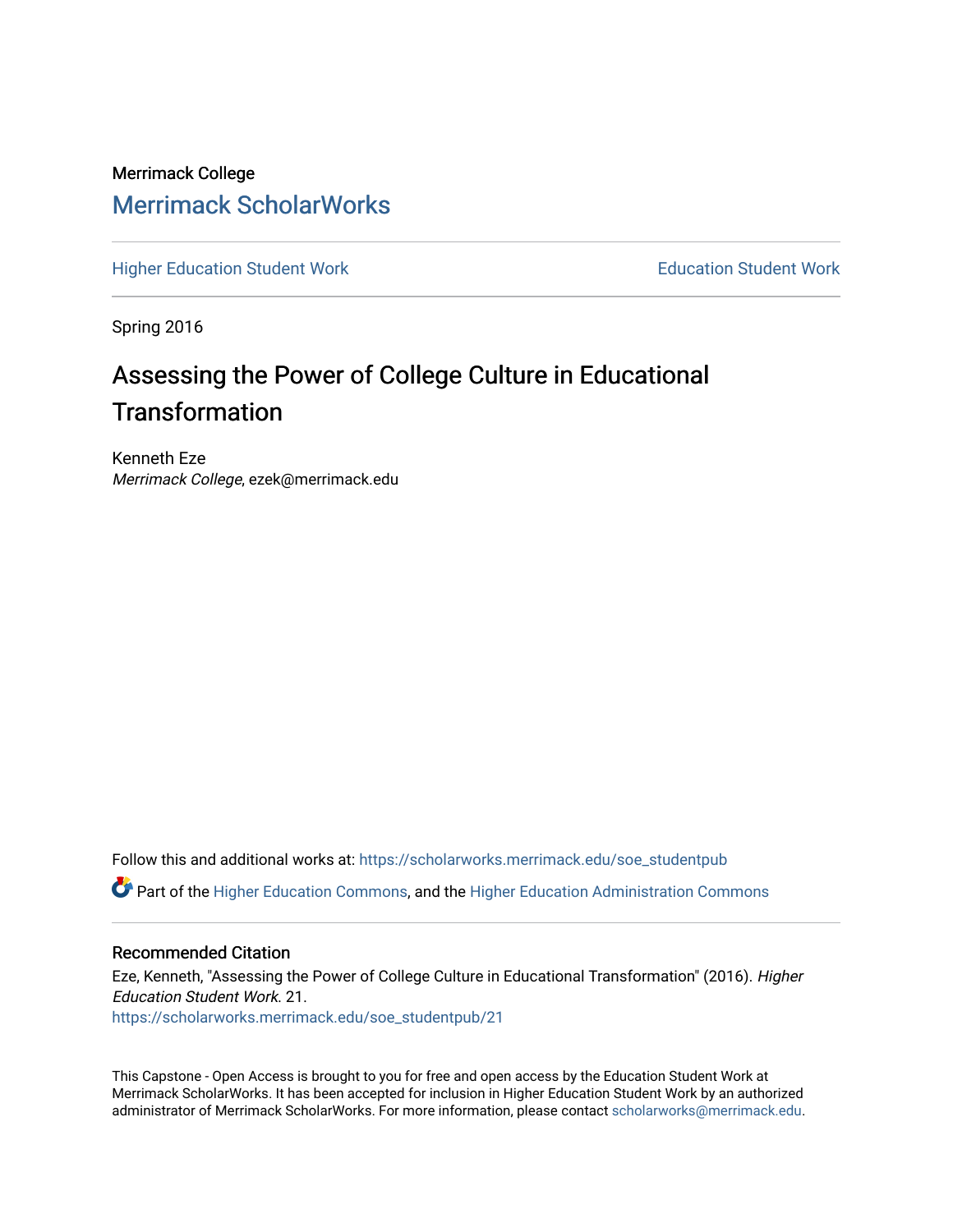Merrimack College

# Merrimack ScholarWorks

Higher Education Student Work | Education Student Work

Spring 2016

## Assessing the Power of College Culture in Educational Transformation

Kenneth Eze
*Merrimack College*, ezek@merrimack.edu

Follow this and additional works at: https://scholarworks.merrimack.edu/soe_studentpub

Part of the Higher Education Commons, and the Higher Education Administration Commons

### Recommended Citation

Eze, Kenneth, "Assessing the Power of College Culture in Educational Transformation" (2016). *Higher Education Student Work*. 21.
https://scholarworks.merrimack.edu/soe_studentpub/21

This Capstone - Open Access is brought to you for free and open access by the Education Student Work at Merrimack ScholarWorks. It has been accepted for inclusion in Higher Education Student Work by an authorized administrator of Merrimack ScholarWorks. For more information, please contact scholarworks@merrimack.edu.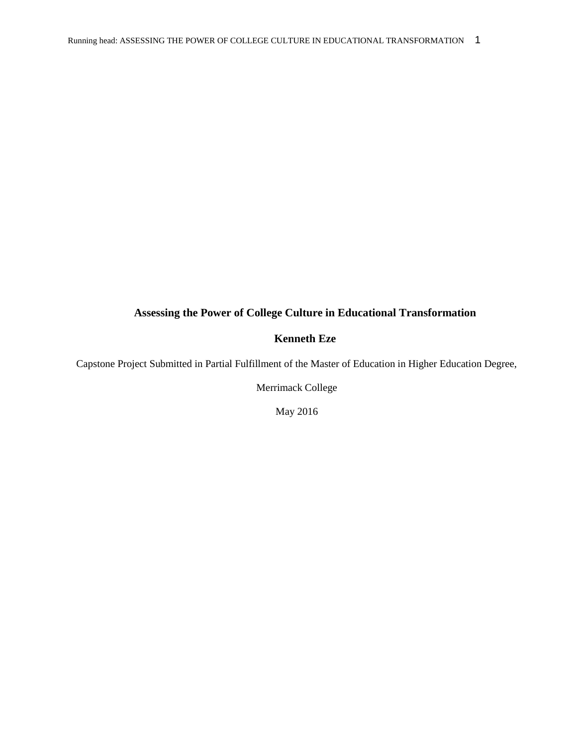**Assessing the Power of College Culture in Educational Transformation**

**Kenneth Eze**

Capstone Project Submitted in Partial Fulfillment of the Master of Education in Higher Education Degree,

Merrimack College

May 2016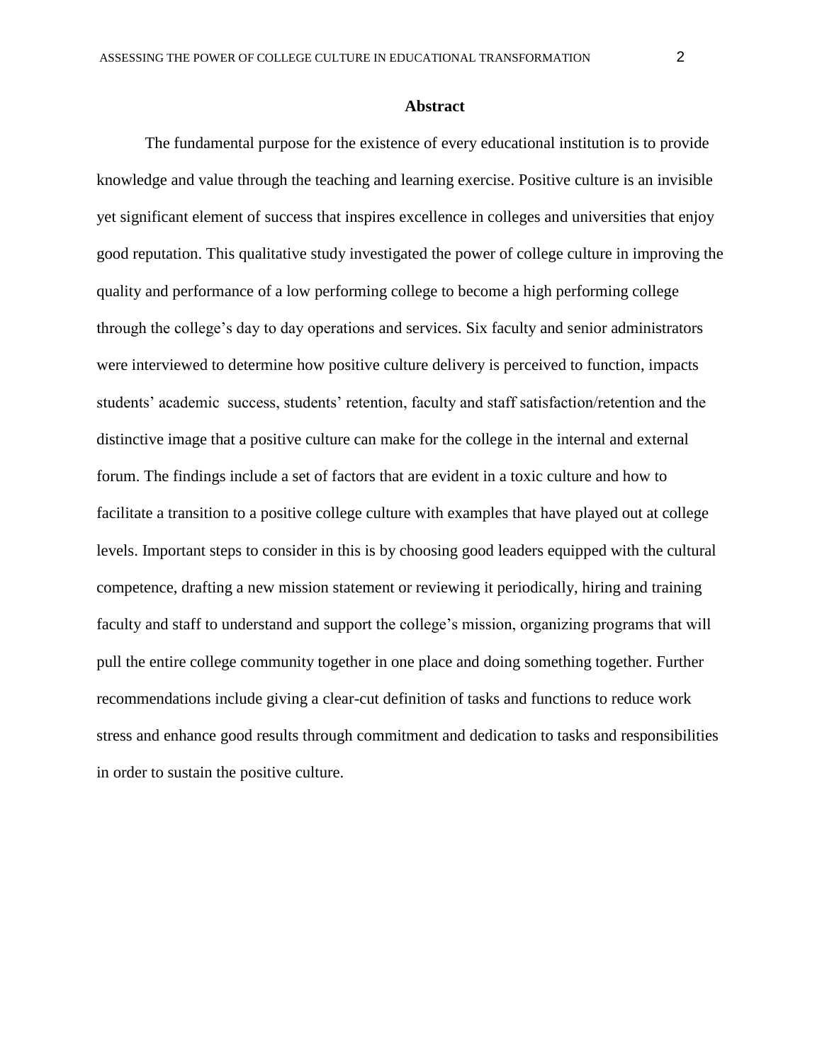## Abstract

The fundamental purpose for the existence of every educational institution is to provide knowledge and value through the teaching and learning exercise. Positive culture is an invisible yet significant element of success that inspires excellence in colleges and universities that enjoy good reputation. This qualitative study investigated the power of college culture in improving the quality and performance of a low performing college to become a high performing college through the college's day to day operations and services. Six faculty and senior administrators were interviewed to determine how positive culture delivery is perceived to function, impacts students' academic success, students' retention, faculty and staff satisfaction/retention and the distinctive image that a positive culture can make for the college in the internal and external forum. The findings include a set of factors that are evident in a toxic culture and how to facilitate a transition to a positive college culture with examples that have played out at college levels. Important steps to consider in this is by choosing good leaders equipped with the cultural competence, drafting a new mission statement or reviewing it periodically, hiring and training faculty and staff to understand and support the college's mission, organizing programs that will pull the entire college community together in one place and doing something together. Further recommendations include giving a clear-cut definition of tasks and functions to reduce work stress and enhance good results through commitment and dedication to tasks and responsibilities in order to sustain the positive culture.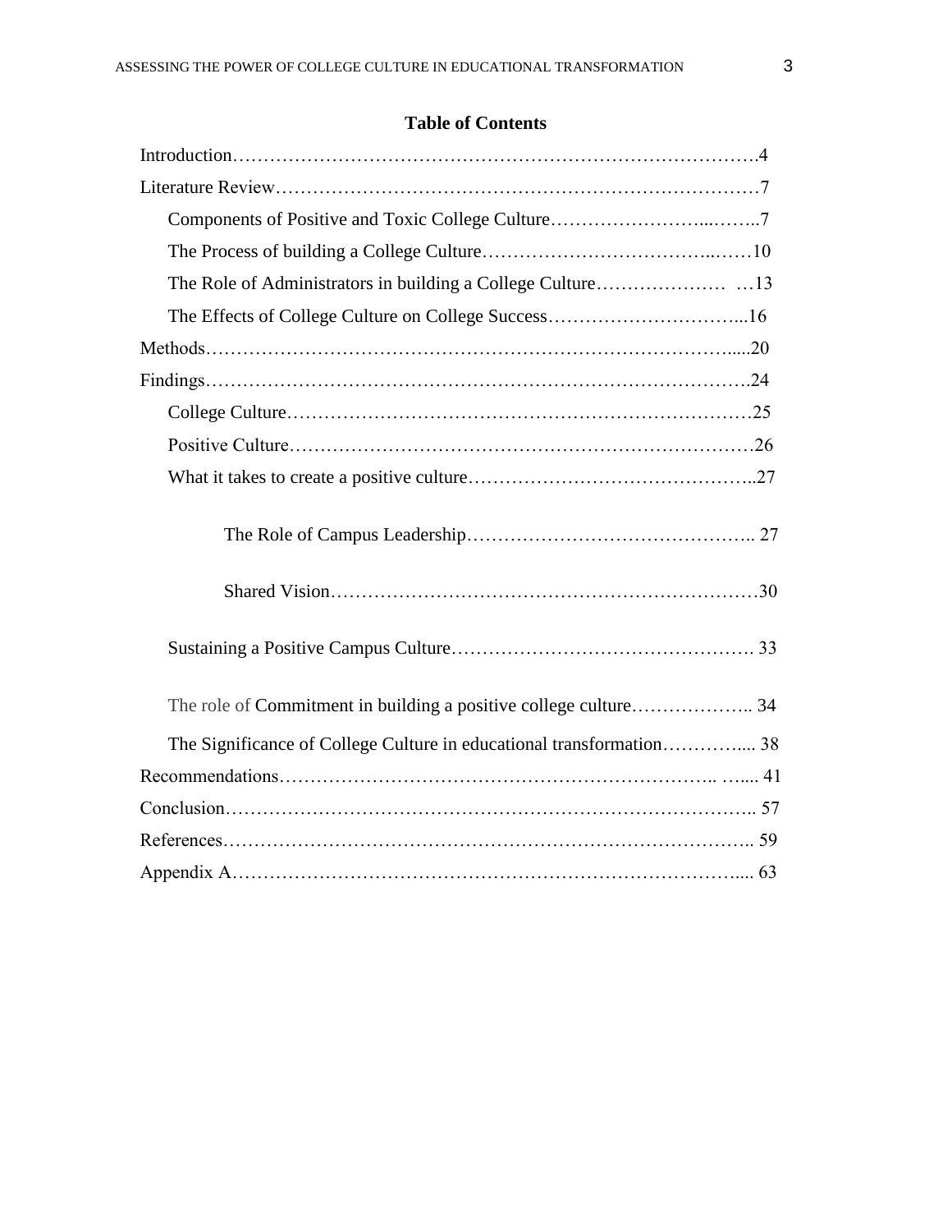**Table of Contents**

Introduction……………………………………………………………………….4

Literature Review……………………………………………………………………7

- Components of Positive and Toxic College Culture…………………...……..7
- The Process of building a College Culture………………………………..……10
- The Role of Administrators in building a College Culture…………………  …13
- The Effects of College Culture on College Success…………………………...16

Methods…………………………………………………………………………......20

Findings…………………………………………………………………………….24

- College Culture…………………………………………………………………25
- Positive Culture…………………………………………………………………26
- What it takes to create a positive culture……………………………………..27
  - The Role of Campus Leadership……………………………………….. 27
  - Shared Vision……………………………………………………………30
- Sustaining a Positive Campus Culture…………………………………………. 33
- The role of Commitment in building a positive college culture……………….. 34
- The Significance of College Culture in educational transformation…………..... 38

Recommendations………………………………………………………….. …... 41

Conclusion……………………………………………………………………….. 57

References……………………………………………………………………….. 59

Appendix A…………………………………………………………………….... 63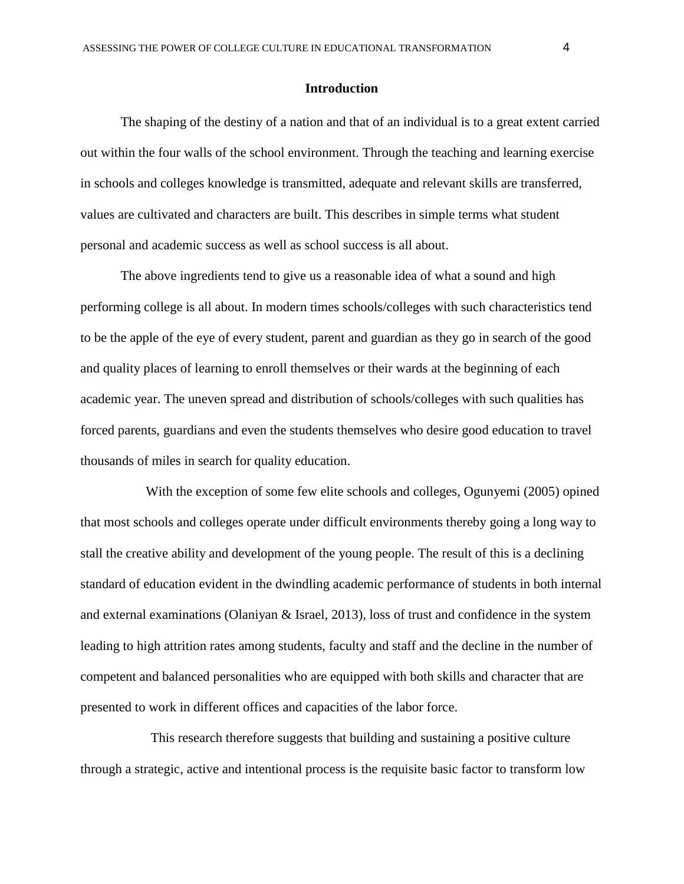# Introduction

The shaping of the destiny of a nation and that of an individual is to a great extent carried out within the four walls of the school environment. Through the teaching and learning exercise in schools and colleges knowledge is transmitted, adequate and relevant skills are transferred, values are cultivated and characters are built. This describes in simple terms what student personal and academic success as well as school success is all about.

The above ingredients tend to give us a reasonable idea of what a sound and high performing college is all about. In modern times schools/colleges with such characteristics tend to be the apple of the eye of every student, parent and guardian as they go in search of the good and quality places of learning to enroll themselves or their wards at the beginning of each academic year. The uneven spread and distribution of schools/colleges with such qualities has forced parents, guardians and even the students themselves who desire good education to travel thousands of miles in search for quality education.

With the exception of some few elite schools and colleges, Ogunyemi (2005) opined that most schools and colleges operate under difficult environments thereby going a long way to stall the creative ability and development of the young people. The result of this is a declining standard of education evident in the dwindling academic performance of students in both internal and external examinations (Olaniyan & Israel, 2013), loss of trust and confidence in the system leading to high attrition rates among students, faculty and staff and the decline in the number of competent and balanced personalities who are equipped with both skills and character that are presented to work in different offices and capacities of the labor force.

This research therefore suggests that building and sustaining a positive culture through a strategic, active and intentional process is the requisite basic factor to transform low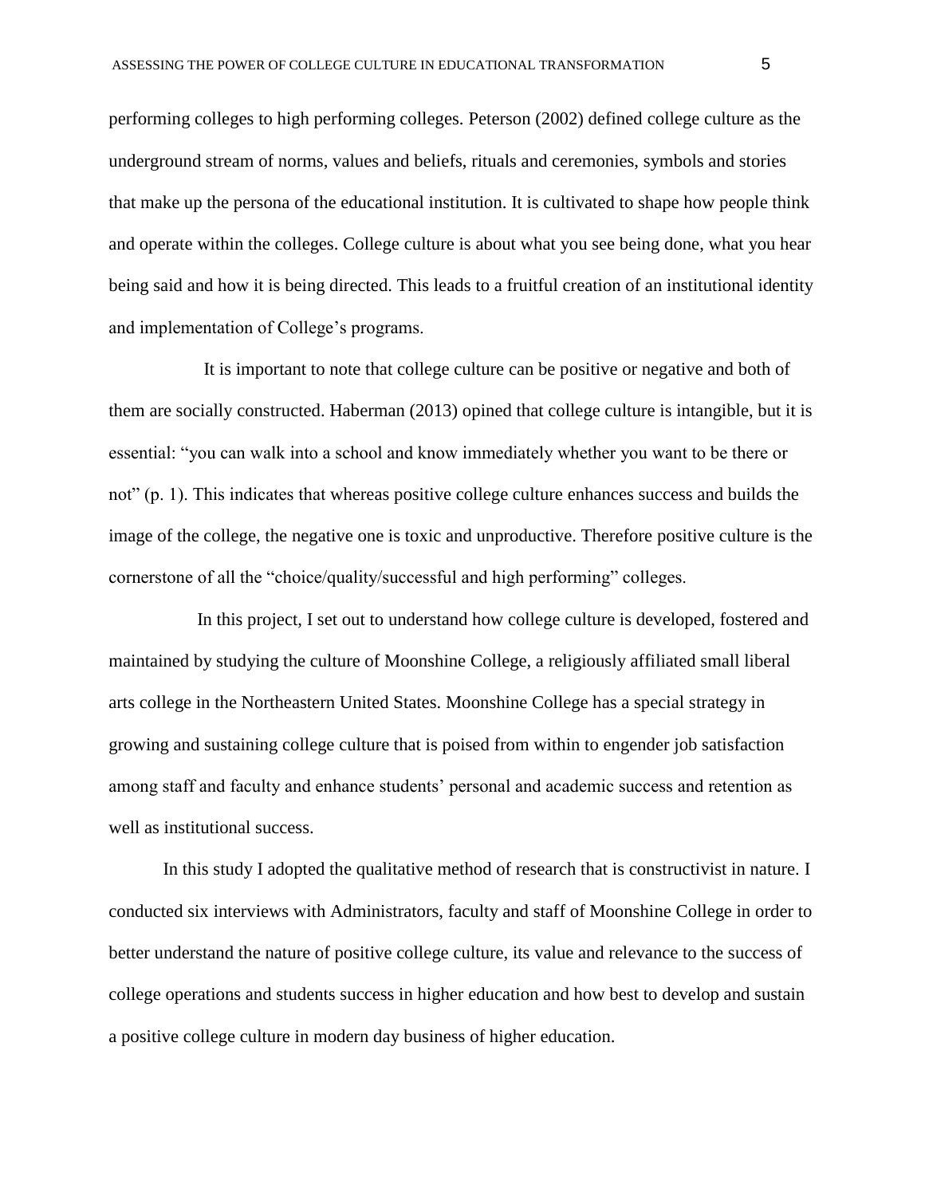performing colleges to high performing colleges. Peterson (2002) defined college culture as the underground stream of norms, values and beliefs, rituals and ceremonies, symbols and stories that make up the persona of the educational institution. It is cultivated to shape how people think and operate within the colleges. College culture is about what you see being done, what you hear being said and how it is being directed. This leads to a fruitful creation of an institutional identity and implementation of College's programs.

It is important to note that college culture can be positive or negative and both of them are socially constructed. Haberman (2013) opined that college culture is intangible, but it is essential: "you can walk into a school and know immediately whether you want to be there or not" (p. 1). This indicates that whereas positive college culture enhances success and builds the image of the college, the negative one is toxic and unproductive. Therefore positive culture is the cornerstone of all the "choice/quality/successful and high performing" colleges.

In this project, I set out to understand how college culture is developed, fostered and maintained by studying the culture of Moonshine College, a religiously affiliated small liberal arts college in the Northeastern United States. Moonshine College has a special strategy in growing and sustaining college culture that is poised from within to engender job satisfaction among staff and faculty and enhance students' personal and academic success and retention as well as institutional success.

In this study I adopted the qualitative method of research that is constructivist in nature. I conducted six interviews with Administrators, faculty and staff of Moonshine College in order to better understand the nature of positive college culture, its value and relevance to the success of college operations and students success in higher education and how best to develop and sustain a positive college culture in modern day business of higher education.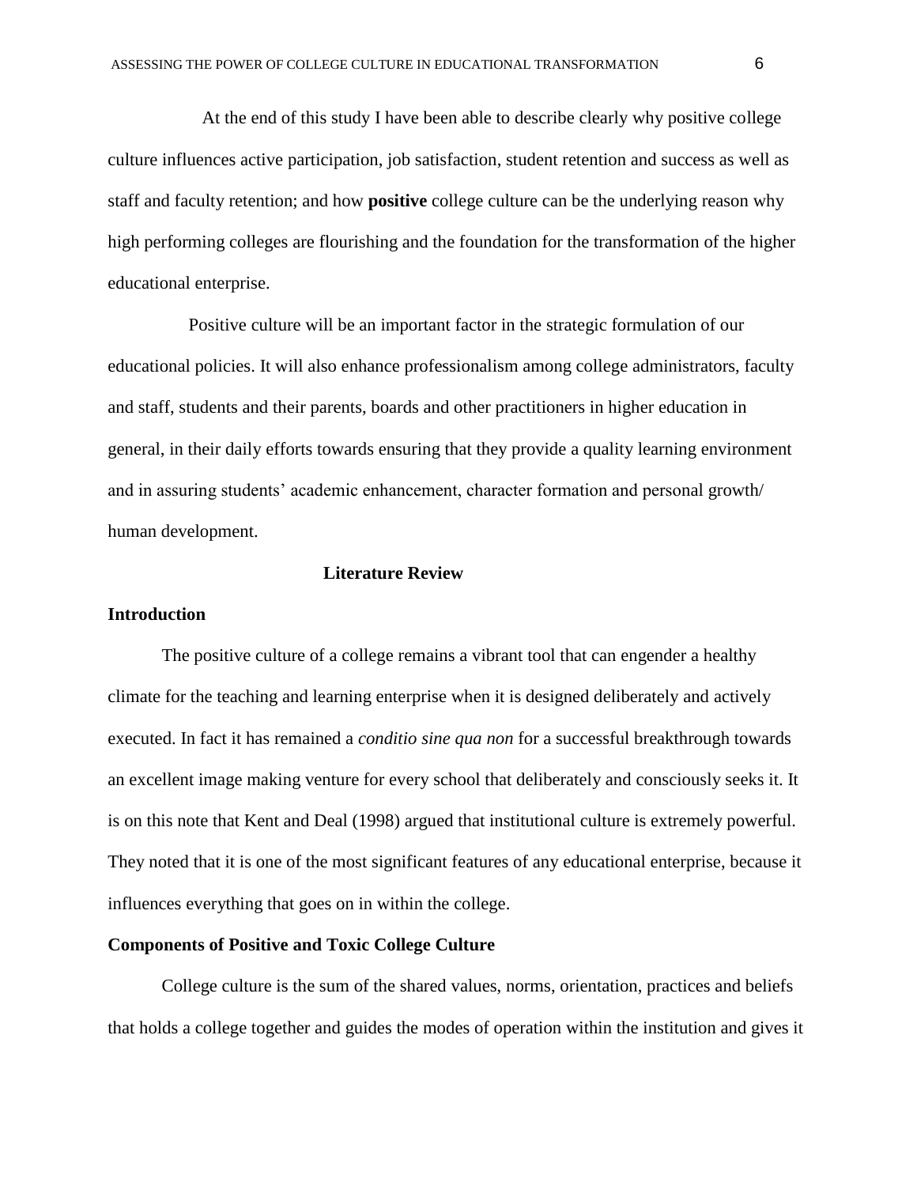At the end of this study I have been able to describe clearly why positive college culture influences active participation, job satisfaction, student retention and success as well as staff and faculty retention; and how **positive** college culture can be the underlying reason why high performing colleges are flourishing and the foundation for the transformation of the higher educational enterprise.

Positive culture will be an important factor in the strategic formulation of our educational policies. It will also enhance professionalism among college administrators, faculty and staff, students and their parents, boards and other practitioners in higher education in general, in their daily efforts towards ensuring that they provide a quality learning environment and in assuring students' academic enhancement, character formation and personal growth/ human development.

## Literature Review

### Introduction

The positive culture of a college remains a vibrant tool that can engender a healthy climate for the teaching and learning enterprise when it is designed deliberately and actively executed. In fact it has remained a *conditio sine qua non* for a successful breakthrough towards an excellent image making venture for every school that deliberately and consciously seeks it. It is on this note that Kent and Deal (1998) argued that institutional culture is extremely powerful. They noted that it is one of the most significant features of any educational enterprise, because it influences everything that goes on in within the college.

### Components of Positive and Toxic College Culture

College culture is the sum of the shared values, norms, orientation, practices and beliefs that holds a college together and guides the modes of operation within the institution and gives it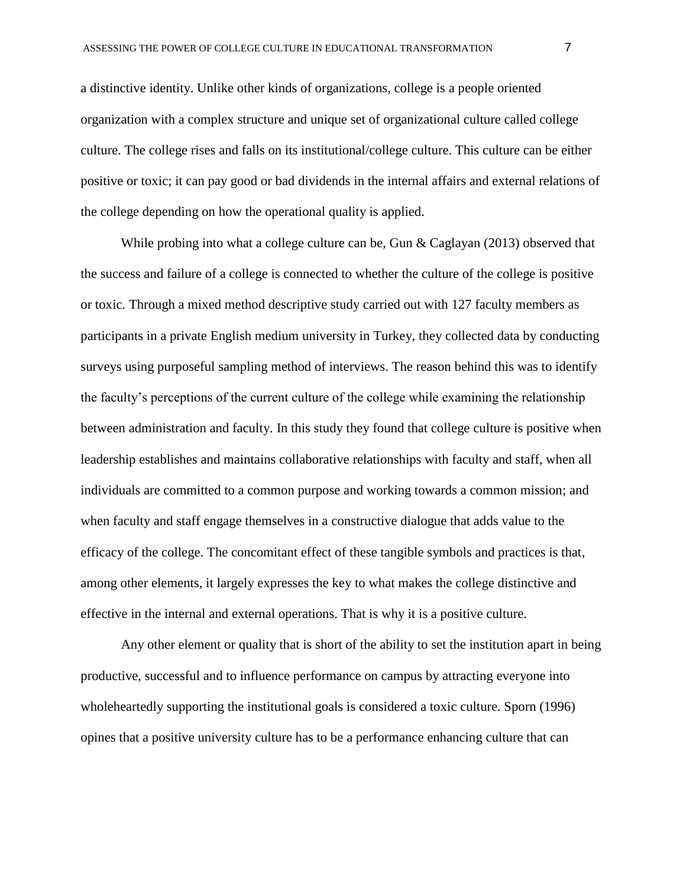a distinctive identity. Unlike other kinds of organizations, college is a people oriented organization with a complex structure and unique set of organizational culture called college culture. The college rises and falls on its institutional/college culture. This culture can be either positive or toxic; it can pay good or bad dividends in the internal affairs and external relations of the college depending on how the operational quality is applied.

While probing into what a college culture can be, Gun & Caglayan (2013) observed that the success and failure of a college is connected to whether the culture of the college is positive or toxic. Through a mixed method descriptive study carried out with 127 faculty members as participants in a private English medium university in Turkey, they collected data by conducting surveys using purposeful sampling method of interviews. The reason behind this was to identify the faculty's perceptions of the current culture of the college while examining the relationship between administration and faculty. In this study they found that college culture is positive when leadership establishes and maintains collaborative relationships with faculty and staff, when all individuals are committed to a common purpose and working towards a common mission; and when faculty and staff engage themselves in a constructive dialogue that adds value to the efficacy of the college. The concomitant effect of these tangible symbols and practices is that, among other elements, it largely expresses the key to what makes the college distinctive and effective in the internal and external operations. That is why it is a positive culture.

Any other element or quality that is short of the ability to set the institution apart in being productive, successful and to influence performance on campus by attracting everyone into wholeheartedly supporting the institutional goals is considered a toxic culture. Sporn (1996) opines that a positive university culture has to be a performance enhancing culture that can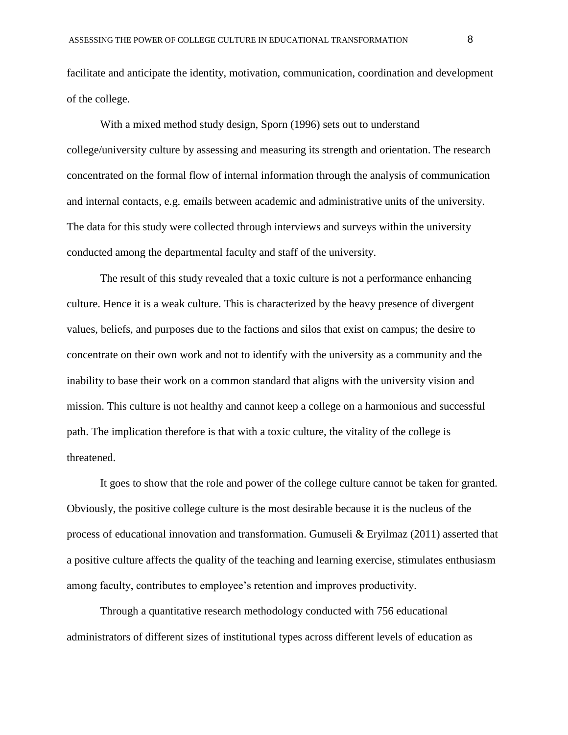facilitate and anticipate the identity, motivation, communication, coordination and development of the college.

With a mixed method study design, Sporn (1996) sets out to understand college/university culture by assessing and measuring its strength and orientation. The research concentrated on the formal flow of internal information through the analysis of communication and internal contacts, e.g. emails between academic and administrative units of the university. The data for this study were collected through interviews and surveys within the university conducted among the departmental faculty and staff of the university.

The result of this study revealed that a toxic culture is not a performance enhancing culture. Hence it is a weak culture. This is characterized by the heavy presence of divergent values, beliefs, and purposes due to the factions and silos that exist on campus; the desire to concentrate on their own work and not to identify with the university as a community and the inability to base their work on a common standard that aligns with the university vision and mission. This culture is not healthy and cannot keep a college on a harmonious and successful path. The implication therefore is that with a toxic culture, the vitality of the college is threatened.

It goes to show that the role and power of the college culture cannot be taken for granted. Obviously, the positive college culture is the most desirable because it is the nucleus of the process of educational innovation and transformation. Gumuseli & Eryilmaz (2011) asserted that a positive culture affects the quality of the teaching and learning exercise, stimulates enthusiasm among faculty, contributes to employee's retention and improves productivity.

Through a quantitative research methodology conducted with 756 educational administrators of different sizes of institutional types across different levels of education as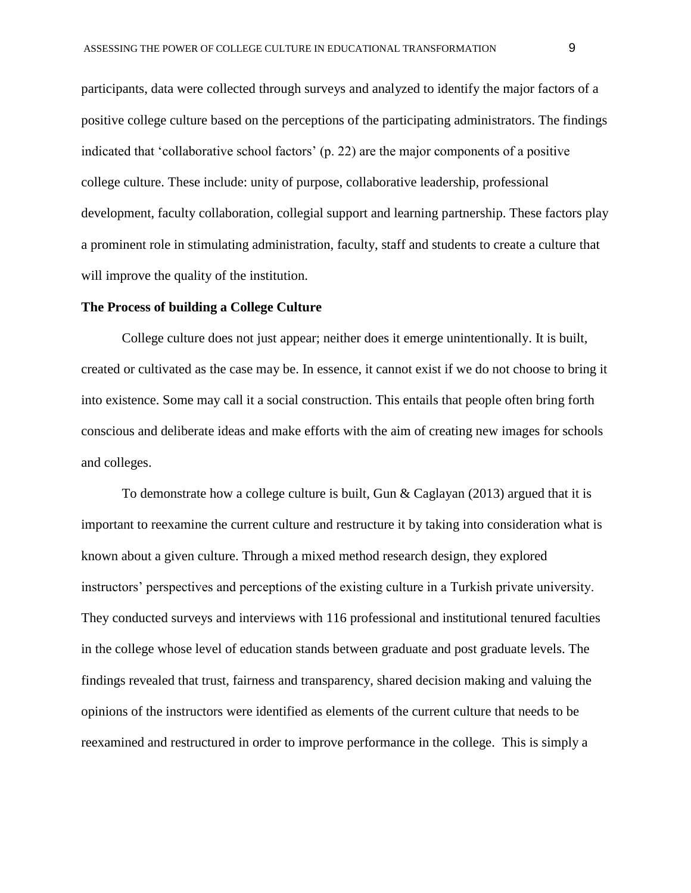participants, data were collected through surveys and analyzed to identify the major factors of a positive college culture based on the perceptions of the participating administrators. The findings indicated that 'collaborative school factors' (p. 22) are the major components of a positive college culture. These include: unity of purpose, collaborative leadership, professional development, faculty collaboration, collegial support and learning partnership. These factors play a prominent role in stimulating administration, faculty, staff and students to create a culture that will improve the quality of the institution.

**The Process of building a College Culture**

College culture does not just appear; neither does it emerge unintentionally. It is built, created or cultivated as the case may be. In essence, it cannot exist if we do not choose to bring it into existence. Some may call it a social construction. This entails that people often bring forth conscious and deliberate ideas and make efforts with the aim of creating new images for schools and colleges.

To demonstrate how a college culture is built, Gun & Caglayan (2013) argued that it is important to reexamine the current culture and restructure it by taking into consideration what is known about a given culture. Through a mixed method research design, they explored instructors' perspectives and perceptions of the existing culture in a Turkish private university. They conducted surveys and interviews with 116 professional and institutional tenured faculties in the college whose level of education stands between graduate and post graduate levels. The findings revealed that trust, fairness and transparency, shared decision making and valuing the opinions of the instructors were identified as elements of the current culture that needs to be reexamined and restructured in order to improve performance in the college. This is simply a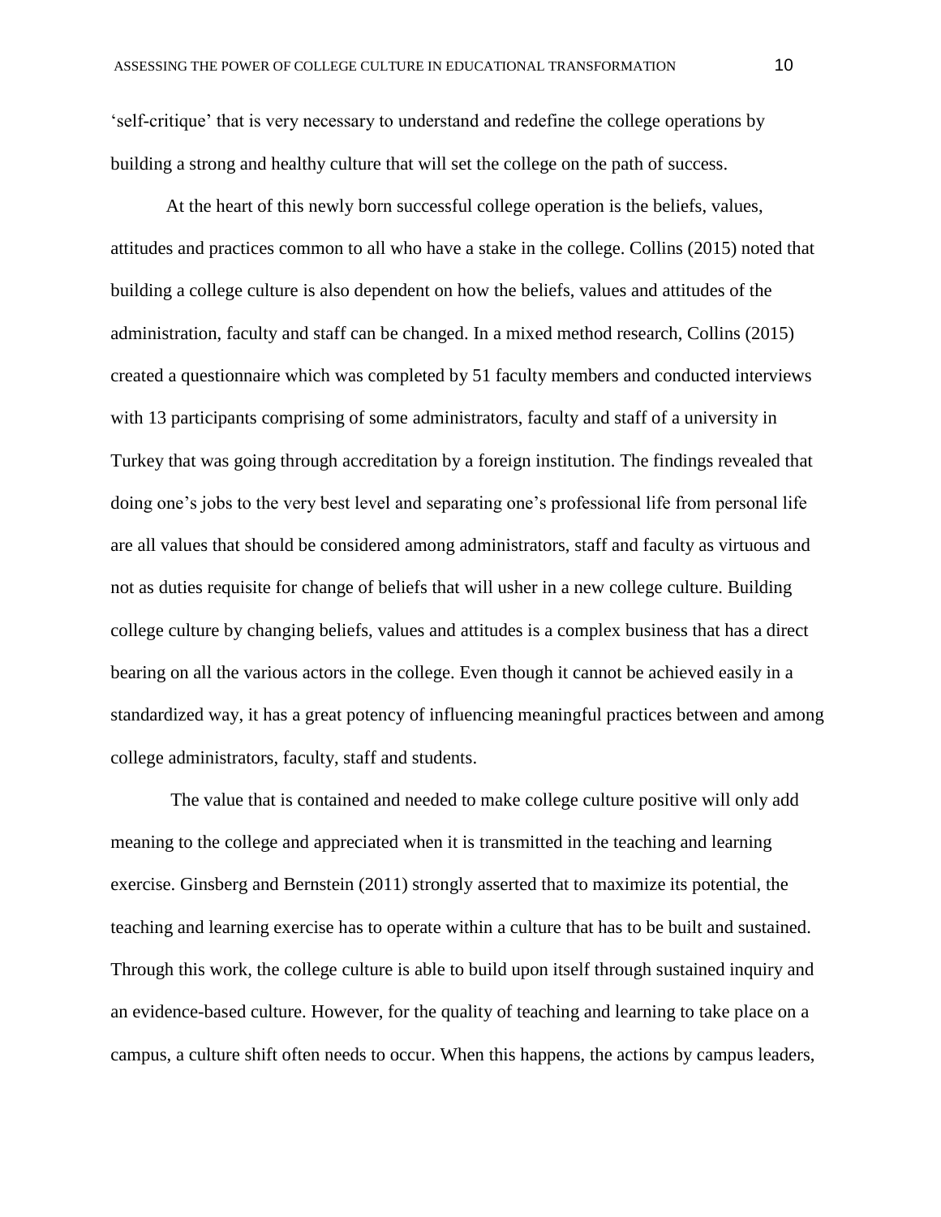'self-critique' that is very necessary to understand and redefine the college operations by building a strong and healthy culture that will set the college on the path of success.

At the heart of this newly born successful college operation is the beliefs, values, attitudes and practices common to all who have a stake in the college. Collins (2015) noted that building a college culture is also dependent on how the beliefs, values and attitudes of the administration, faculty and staff can be changed. In a mixed method research, Collins (2015) created a questionnaire which was completed by 51 faculty members and conducted interviews with 13 participants comprising of some administrators, faculty and staff of a university in Turkey that was going through accreditation by a foreign institution. The findings revealed that doing one's jobs to the very best level and separating one's professional life from personal life are all values that should be considered among administrators, staff and faculty as virtuous and not as duties requisite for change of beliefs that will usher in a new college culture. Building college culture by changing beliefs, values and attitudes is a complex business that has a direct bearing on all the various actors in the college. Even though it cannot be achieved easily in a standardized way, it has a great potency of influencing meaningful practices between and among college administrators, faculty, staff and students.

The value that is contained and needed to make college culture positive will only add meaning to the college and appreciated when it is transmitted in the teaching and learning exercise. Ginsberg and Bernstein (2011) strongly asserted that to maximize its potential, the teaching and learning exercise has to operate within a culture that has to be built and sustained. Through this work, the college culture is able to build upon itself through sustained inquiry and an evidence-based culture. However, for the quality of teaching and learning to take place on a campus, a culture shift often needs to occur. When this happens, the actions by campus leaders,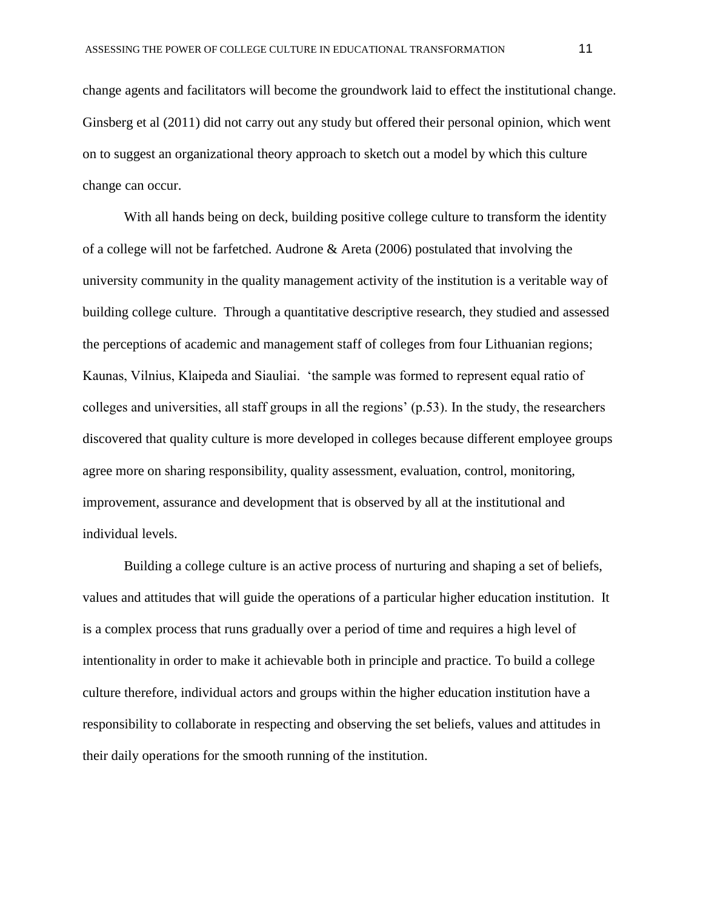change agents and facilitators will become the groundwork laid to effect the institutional change. Ginsberg et al (2011) did not carry out any study but offered their personal opinion, which went on to suggest an organizational theory approach to sketch out a model by which this culture change can occur.

With all hands being on deck, building positive college culture to transform the identity of a college will not be farfetched. Audrone & Areta (2006) postulated that involving the university community in the quality management activity of the institution is a veritable way of building college culture. Through a quantitative descriptive research, they studied and assessed the perceptions of academic and management staff of colleges from four Lithuanian regions; Kaunas, Vilnius, Klaipeda and Siauliai. 'the sample was formed to represent equal ratio of colleges and universities, all staff groups in all the regions' (p.53). In the study, the researchers discovered that quality culture is more developed in colleges because different employee groups agree more on sharing responsibility, quality assessment, evaluation, control, monitoring, improvement, assurance and development that is observed by all at the institutional and individual levels.

Building a college culture is an active process of nurturing and shaping a set of beliefs, values and attitudes that will guide the operations of a particular higher education institution. It is a complex process that runs gradually over a period of time and requires a high level of intentionality in order to make it achievable both in principle and practice. To build a college culture therefore, individual actors and groups within the higher education institution have a responsibility to collaborate in respecting and observing the set beliefs, values and attitudes in their daily operations for the smooth running of the institution.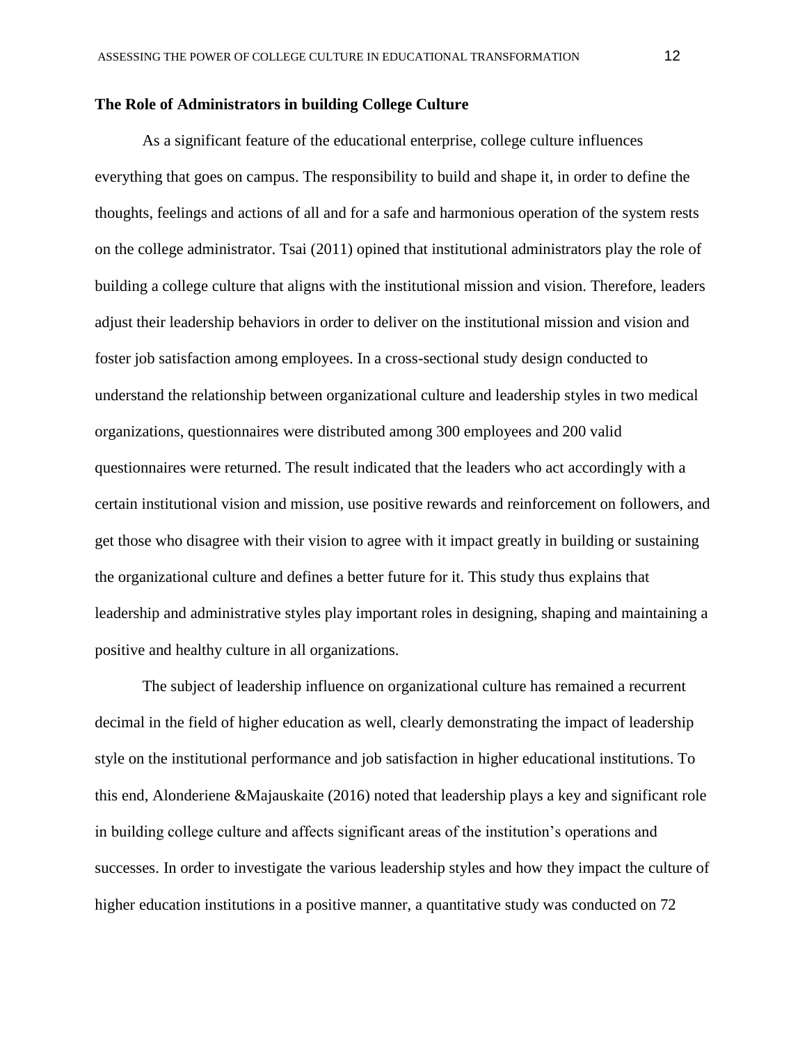**The Role of Administrators in building College Culture**

As a significant feature of the educational enterprise, college culture influences everything that goes on campus. The responsibility to build and shape it, in order to define the thoughts, feelings and actions of all and for a safe and harmonious operation of the system rests on the college administrator. Tsai (2011) opined that institutional administrators play the role of building a college culture that aligns with the institutional mission and vision. Therefore, leaders adjust their leadership behaviors in order to deliver on the institutional mission and vision and foster job satisfaction among employees. In a cross-sectional study design conducted to understand the relationship between organizational culture and leadership styles in two medical organizations, questionnaires were distributed among 300 employees and 200 valid questionnaires were returned. The result indicated that the leaders who act accordingly with a certain institutional vision and mission, use positive rewards and reinforcement on followers, and get those who disagree with their vision to agree with it impact greatly in building or sustaining the organizational culture and defines a better future for it. This study thus explains that leadership and administrative styles play important roles in designing, shaping and maintaining a positive and healthy culture in all organizations.

The subject of leadership influence on organizational culture has remained a recurrent decimal in the field of higher education as well, clearly demonstrating the impact of leadership style on the institutional performance and job satisfaction in higher educational institutions. To this end, Alonderiene &Majauskaite (2016) noted that leadership plays a key and significant role in building college culture and affects significant areas of the institution's operations and successes. In order to investigate the various leadership styles and how they impact the culture of higher education institutions in a positive manner, a quantitative study was conducted on 72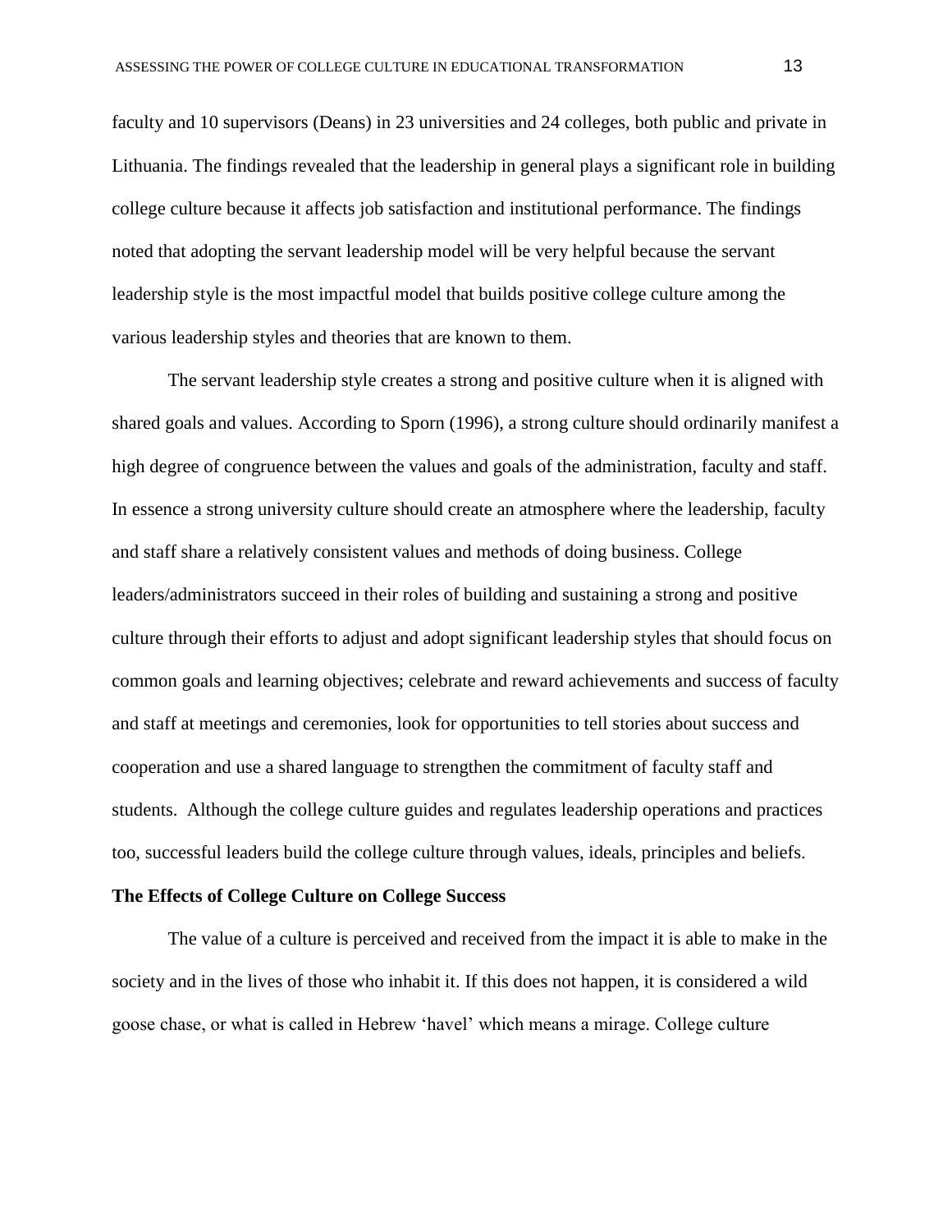faculty and 10 supervisors (Deans) in 23 universities and 24 colleges, both public and private in Lithuania. The findings revealed that the leadership in general plays a significant role in building college culture because it affects job satisfaction and institutional performance. The findings noted that adopting the servant leadership model will be very helpful because the servant leadership style is the most impactful model that builds positive college culture among the various leadership styles and theories that are known to them.

The servant leadership style creates a strong and positive culture when it is aligned with shared goals and values. According to Sporn (1996), a strong culture should ordinarily manifest a high degree of congruence between the values and goals of the administration, faculty and staff. In essence a strong university culture should create an atmosphere where the leadership, faculty and staff share a relatively consistent values and methods of doing business. College leaders/administrators succeed in their roles of building and sustaining a strong and positive culture through their efforts to adjust and adopt significant leadership styles that should focus on common goals and learning objectives; celebrate and reward achievements and success of faculty and staff at meetings and ceremonies, look for opportunities to tell stories about success and cooperation and use a shared language to strengthen the commitment of faculty staff and students. Although the college culture guides and regulates leadership operations and practices too, successful leaders build the college culture through values, ideals, principles and beliefs.

**The Effects of College Culture on College Success**

The value of a culture is perceived and received from the impact it is able to make in the society and in the lives of those who inhabit it. If this does not happen, it is considered a wild goose chase, or what is called in Hebrew 'havel' which means a mirage. College culture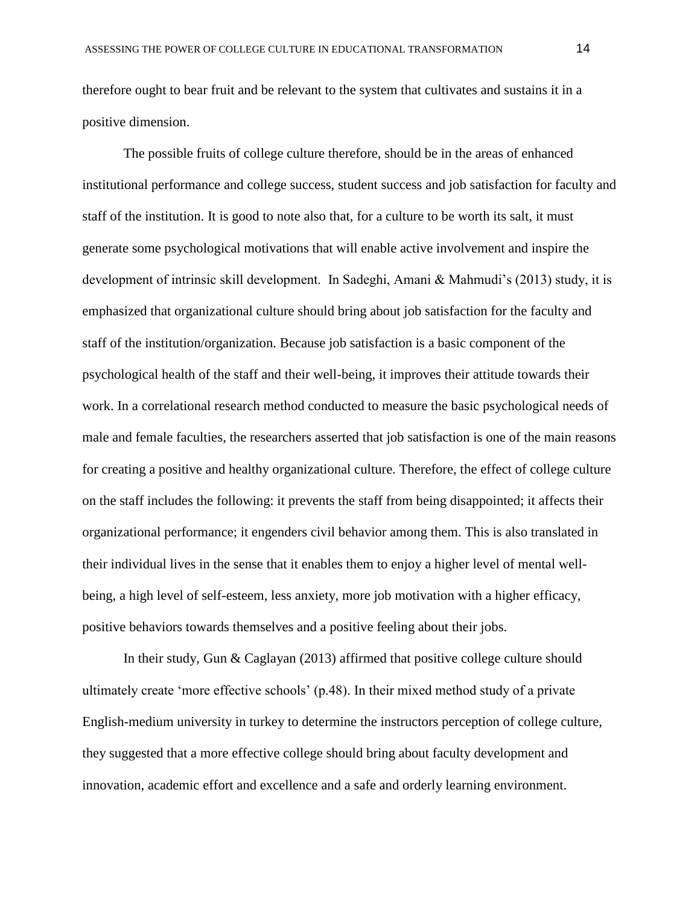therefore ought to bear fruit and be relevant to the system that cultivates and sustains it in a positive dimension.

The possible fruits of college culture therefore, should be in the areas of enhanced institutional performance and college success, student success and job satisfaction for faculty and staff of the institution. It is good to note also that, for a culture to be worth its salt, it must generate some psychological motivations that will enable active involvement and inspire the development of intrinsic skill development. In Sadeghi, Amani & Mahmudi's (2013) study, it is emphasized that organizational culture should bring about job satisfaction for the faculty and staff of the institution/organization. Because job satisfaction is a basic component of the psychological health of the staff and their well-being, it improves their attitude towards their work. In a correlational research method conducted to measure the basic psychological needs of male and female faculties, the researchers asserted that job satisfaction is one of the main reasons for creating a positive and healthy organizational culture. Therefore, the effect of college culture on the staff includes the following: it prevents the staff from being disappointed; it affects their organizational performance; it engenders civil behavior among them. This is also translated in their individual lives in the sense that it enables them to enjoy a higher level of mental well-being, a high level of self-esteem, less anxiety, more job motivation with a higher efficacy, positive behaviors towards themselves and a positive feeling about their jobs.

In their study, Gun & Caglayan (2013) affirmed that positive college culture should ultimately create 'more effective schools' (p.48). In their mixed method study of a private English-medium university in turkey to determine the instructors perception of college culture, they suggested that a more effective college should bring about faculty development and innovation, academic effort and excellence and a safe and orderly learning environment.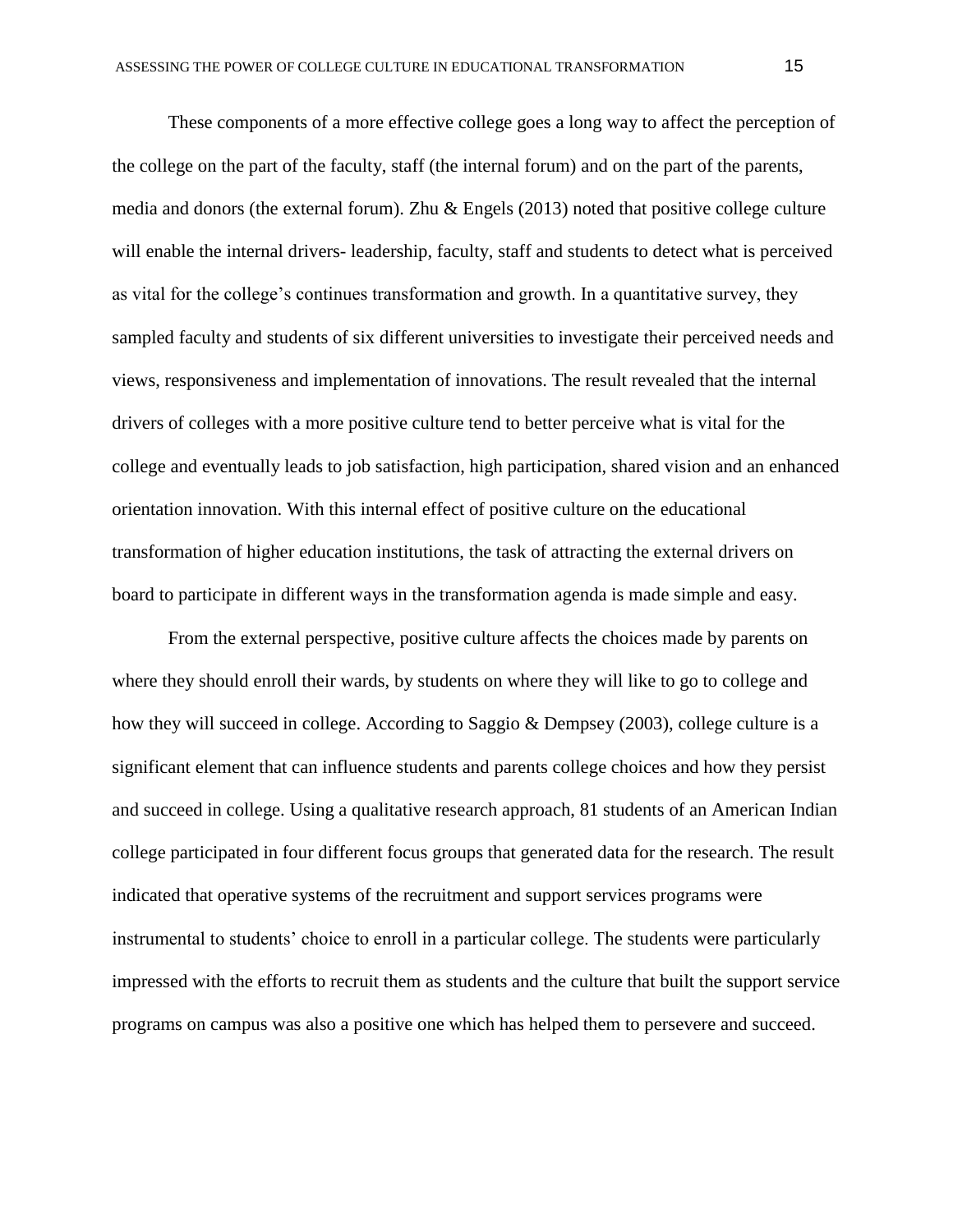These components of a more effective college goes a long way to affect the perception of the college on the part of the faculty, staff (the internal forum) and on the part of the parents, media and donors (the external forum). Zhu & Engels (2013) noted that positive college culture will enable the internal drivers- leadership, faculty, staff and students to detect what is perceived as vital for the college's continues transformation and growth. In a quantitative survey, they sampled faculty and students of six different universities to investigate their perceived needs and views, responsiveness and implementation of innovations. The result revealed that the internal drivers of colleges with a more positive culture tend to better perceive what is vital for the college and eventually leads to job satisfaction, high participation, shared vision and an enhanced orientation innovation. With this internal effect of positive culture on the educational transformation of higher education institutions, the task of attracting the external drivers on board to participate in different ways in the transformation agenda is made simple and easy.

From the external perspective, positive culture affects the choices made by parents on where they should enroll their wards, by students on where they will like to go to college and how they will succeed in college. According to Saggio & Dempsey (2003), college culture is a significant element that can influence students and parents college choices and how they persist and succeed in college. Using a qualitative research approach, 81 students of an American Indian college participated in four different focus groups that generated data for the research. The result indicated that operative systems of the recruitment and support services programs were instrumental to students' choice to enroll in a particular college. The students were particularly impressed with the efforts to recruit them as students and the culture that built the support service programs on campus was also a positive one which has helped them to persevere and succeed.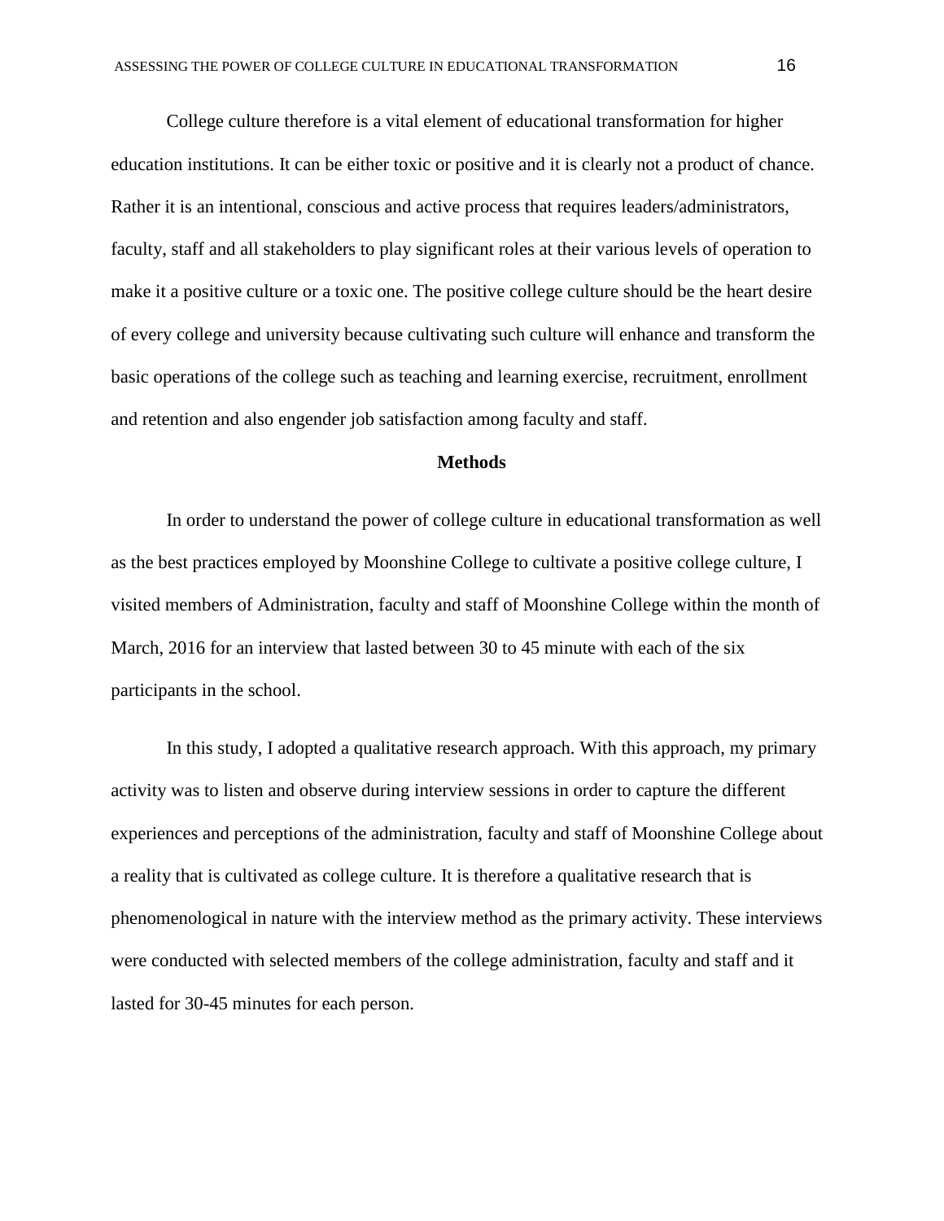College culture therefore is a vital element of educational transformation for higher education institutions. It can be either toxic or positive and it is clearly not a product of chance. Rather it is an intentional, conscious and active process that requires leaders/administrators, faculty, staff and all stakeholders to play significant roles at their various levels of operation to make it a positive culture or a toxic one. The positive college culture should be the heart desire of every college and university because cultivating such culture will enhance and transform the basic operations of the college such as teaching and learning exercise, recruitment, enrollment and retention and also engender job satisfaction among faculty and staff.

## Methods

In order to understand the power of college culture in educational transformation as well as the best practices employed by Moonshine College to cultivate a positive college culture, I visited members of Administration, faculty and staff of Moonshine College within the month of March, 2016 for an interview that lasted between 30 to 45 minute with each of the six participants in the school.

In this study, I adopted a qualitative research approach. With this approach, my primary activity was to listen and observe during interview sessions in order to capture the different experiences and perceptions of the administration, faculty and staff of Moonshine College about a reality that is cultivated as college culture. It is therefore a qualitative research that is phenomenological in nature with the interview method as the primary activity. These interviews were conducted with selected members of the college administration, faculty and staff and it lasted for 30-45 minutes for each person.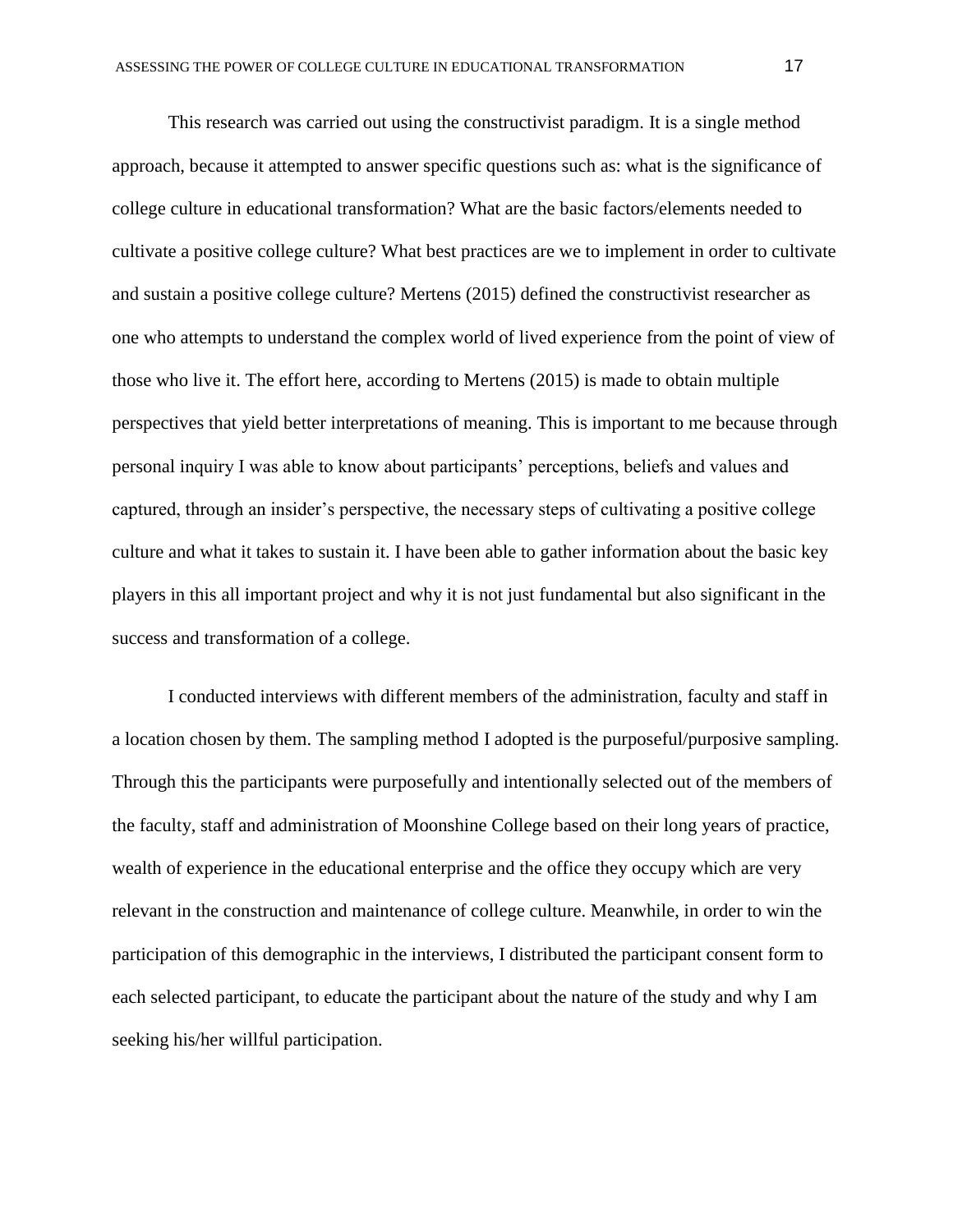This research was carried out using the constructivist paradigm. It is a single method approach, because it attempted to answer specific questions such as: what is the significance of college culture in educational transformation? What are the basic factors/elements needed to cultivate a positive college culture? What best practices are we to implement in order to cultivate and sustain a positive college culture? Mertens (2015) defined the constructivist researcher as one who attempts to understand the complex world of lived experience from the point of view of those who live it. The effort here, according to Mertens (2015) is made to obtain multiple perspectives that yield better interpretations of meaning. This is important to me because through personal inquiry I was able to know about participants' perceptions, beliefs and values and captured, through an insider's perspective, the necessary steps of cultivating a positive college culture and what it takes to sustain it. I have been able to gather information about the basic key players in this all important project and why it is not just fundamental but also significant in the success and transformation of a college.

I conducted interviews with different members of the administration, faculty and staff in a location chosen by them. The sampling method I adopted is the purposeful/purposive sampling. Through this the participants were purposefully and intentionally selected out of the members of the faculty, staff and administration of Moonshine College based on their long years of practice, wealth of experience in the educational enterprise and the office they occupy which are very relevant in the construction and maintenance of college culture. Meanwhile, in order to win the participation of this demographic in the interviews, I distributed the participant consent form to each selected participant, to educate the participant about the nature of the study and why I am seeking his/her willful participation.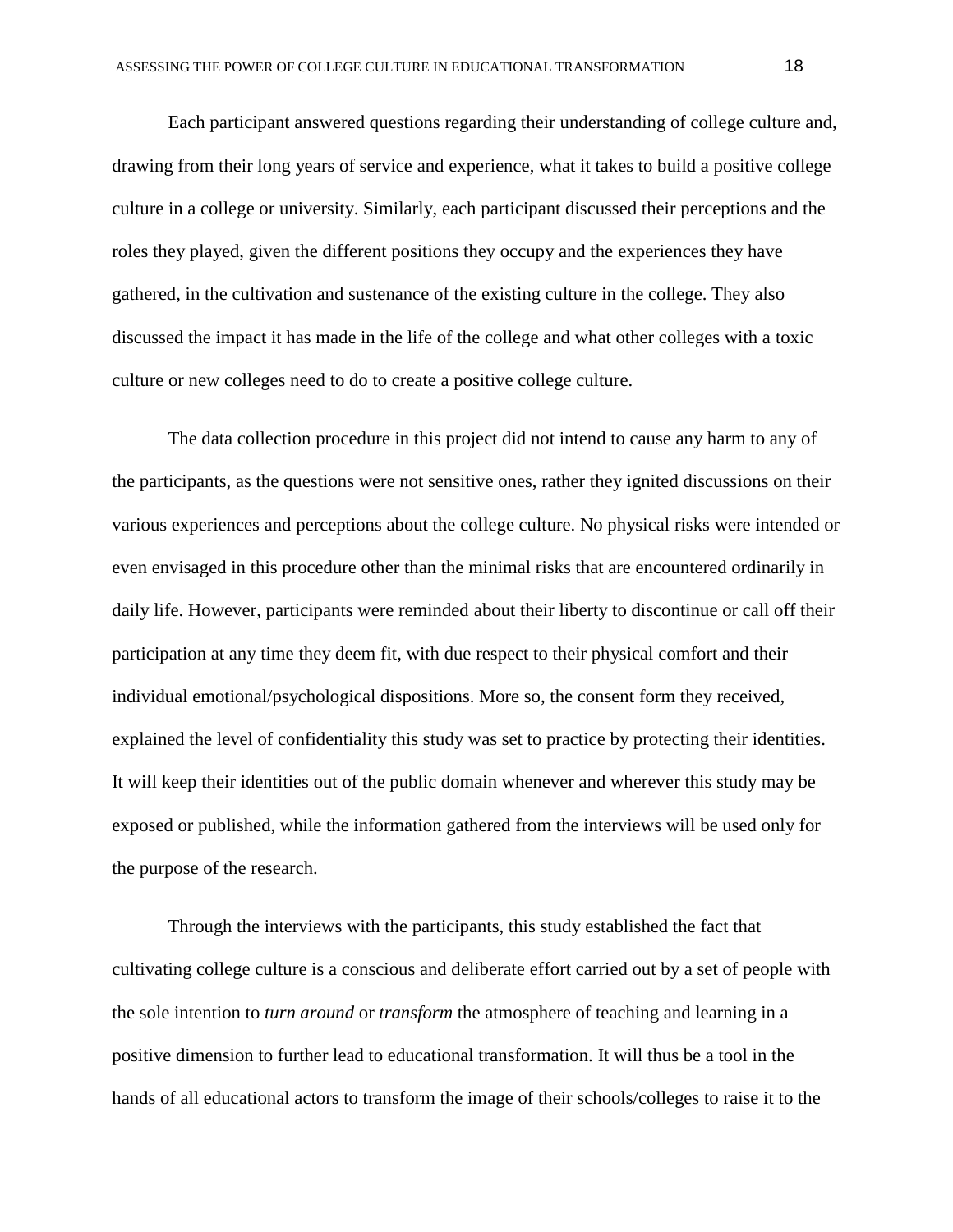Each participant answered questions regarding their understanding of college culture and, drawing from their long years of service and experience, what it takes to build a positive college culture in a college or university. Similarly, each participant discussed their perceptions and the roles they played, given the different positions they occupy and the experiences they have gathered, in the cultivation and sustenance of the existing culture in the college. They also discussed the impact it has made in the life of the college and what other colleges with a toxic culture or new colleges need to do to create a positive college culture.

The data collection procedure in this project did not intend to cause any harm to any of the participants, as the questions were not sensitive ones, rather they ignited discussions on their various experiences and perceptions about the college culture. No physical risks were intended or even envisaged in this procedure other than the minimal risks that are encountered ordinarily in daily life. However, participants were reminded about their liberty to discontinue or call off their participation at any time they deem fit, with due respect to their physical comfort and their individual emotional/psychological dispositions. More so, the consent form they received, explained the level of confidentiality this study was set to practice by protecting their identities. It will keep their identities out of the public domain whenever and wherever this study may be exposed or published, while the information gathered from the interviews will be used only for the purpose of the research.

Through the interviews with the participants, this study established the fact that cultivating college culture is a conscious and deliberate effort carried out by a set of people with the sole intention to *turn around* or *transform* the atmosphere of teaching and learning in a positive dimension to further lead to educational transformation. It will thus be a tool in the hands of all educational actors to transform the image of their schools/colleges to raise it to the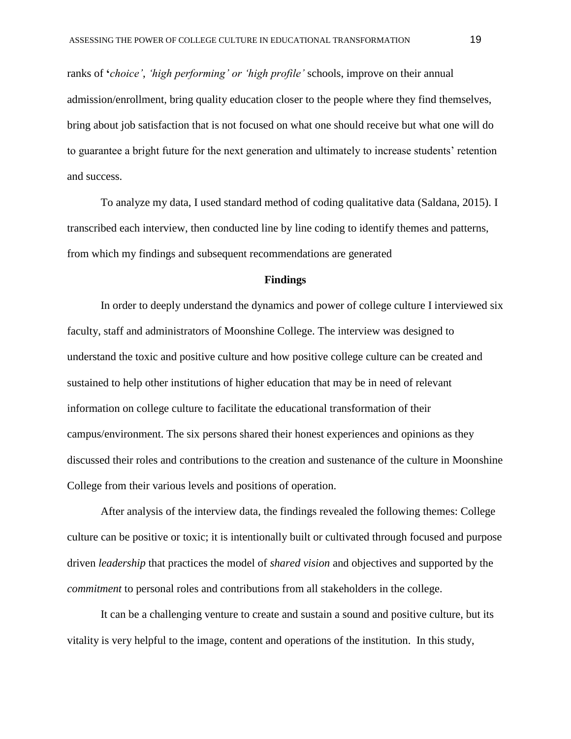ranks of '*choice'*, *'high performing' or 'high profile'* schools, improve on their annual admission/enrollment, bring quality education closer to the people where they find themselves, bring about job satisfaction that is not focused on what one should receive but what one will do to guarantee a bright future for the next generation and ultimately to increase students' retention and success.

To analyze my data, I used standard method of coding qualitative data (Saldana, 2015). I transcribed each interview, then conducted line by line coding to identify themes and patterns, from which my findings and subsequent recommendations are generated

## Findings

In order to deeply understand the dynamics and power of college culture I interviewed six faculty, staff and administrators of Moonshine College. The interview was designed to understand the toxic and positive culture and how positive college culture can be created and sustained to help other institutions of higher education that may be in need of relevant information on college culture to facilitate the educational transformation of their campus/environment. The six persons shared their honest experiences and opinions as they discussed their roles and contributions to the creation and sustenance of the culture in Moonshine College from their various levels and positions of operation.

After analysis of the interview data, the findings revealed the following themes: College culture can be positive or toxic; it is intentionally built or cultivated through focused and purpose driven *leadership* that practices the model of *shared vision* and objectives and supported by the *commitment* to personal roles and contributions from all stakeholders in the college.

It can be a challenging venture to create and sustain a sound and positive culture, but its vitality is very helpful to the image, content and operations of the institution. In this study,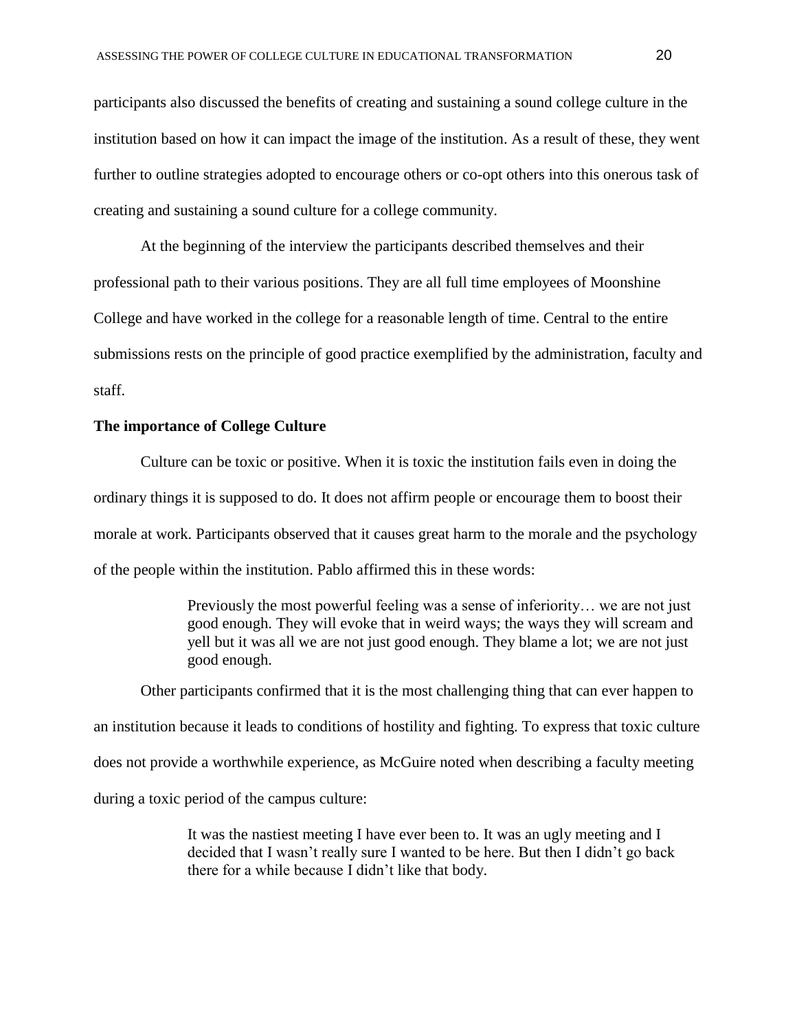participants also discussed the benefits of creating and sustaining a sound college culture in the institution based on how it can impact the image of the institution. As a result of these, they went further to outline strategies adopted to encourage others or co-opt others into this onerous task of creating and sustaining a sound culture for a college community.

At the beginning of the interview the participants described themselves and their professional path to their various positions. They are all full time employees of Moonshine College and have worked in the college for a reasonable length of time. Central to the entire submissions rests on the principle of good practice exemplified by the administration, faculty and staff.

**The importance of College Culture**

Culture can be toxic or positive. When it is toxic the institution fails even in doing the ordinary things it is supposed to do. It does not affirm people or encourage them to boost their morale at work. Participants observed that it causes great harm to the morale and the psychology of the people within the institution. Pablo affirmed this in these words:

> Previously the most powerful feeling was a sense of inferiority… we are not just good enough. They will evoke that in weird ways; the ways they will scream and yell but it was all we are not just good enough. They blame a lot; we are not just good enough.

Other participants confirmed that it is the most challenging thing that can ever happen to an institution because it leads to conditions of hostility and fighting. To express that toxic culture does not provide a worthwhile experience, as McGuire noted when describing a faculty meeting during a toxic period of the campus culture:

> It was the nastiest meeting I have ever been to. It was an ugly meeting and I decided that I wasn't really sure I wanted to be here. But then I didn't go back there for a while because I didn't like that body.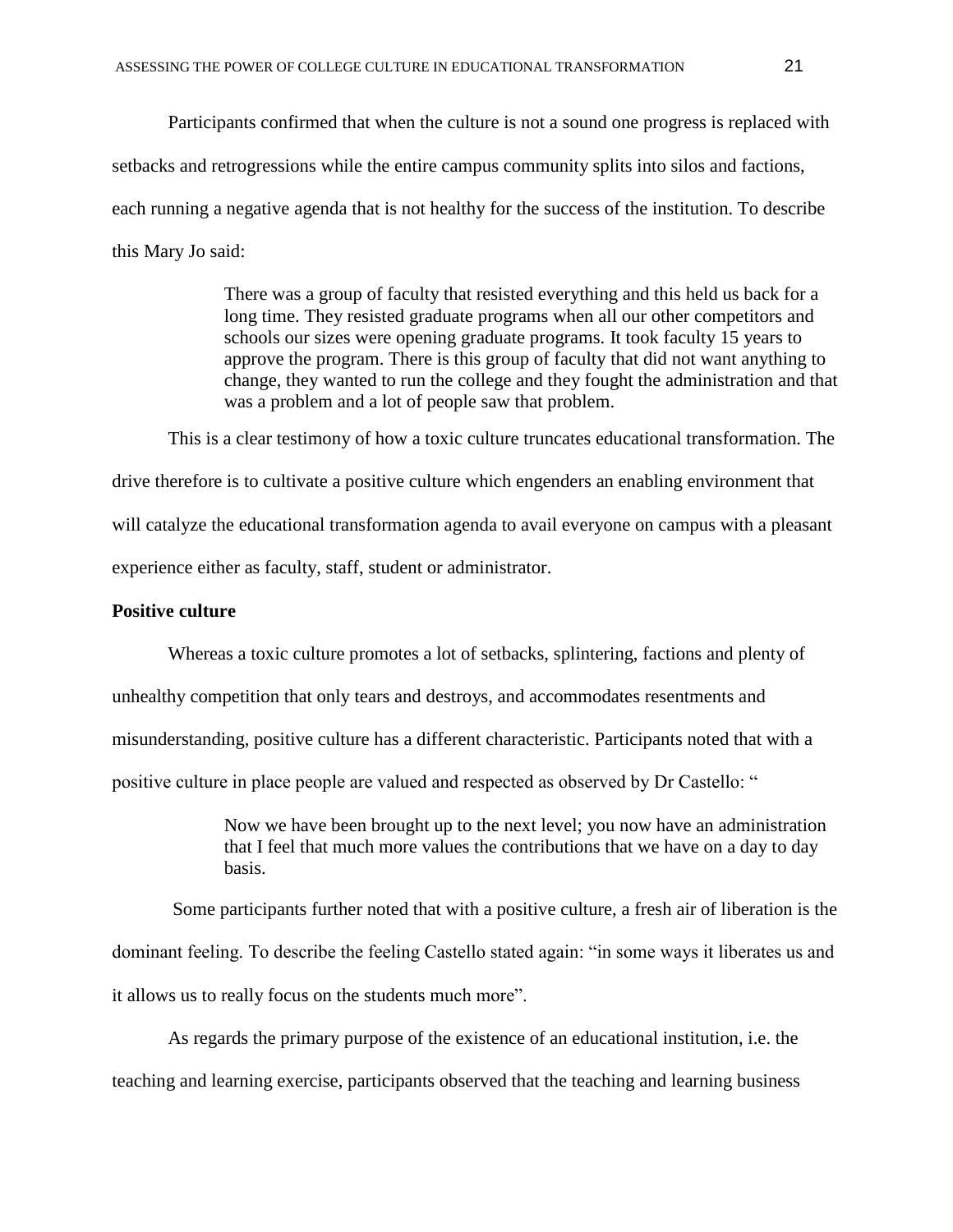Participants confirmed that when the culture is not a sound one progress is replaced with setbacks and retrogressions while the entire campus community splits into silos and factions, each running a negative agenda that is not healthy for the success of the institution. To describe this Mary Jo said:

> There was a group of faculty that resisted everything and this held us back for a long time. They resisted graduate programs when all our other competitors and schools our sizes were opening graduate programs. It took faculty 15 years to approve the program. There is this group of faculty that did not want anything to change, they wanted to run the college and they fought the administration and that was a problem and a lot of people saw that problem.

This is a clear testimony of how a toxic culture truncates educational transformation. The drive therefore is to cultivate a positive culture which engenders an enabling environment that will catalyze the educational transformation agenda to avail everyone on campus with a pleasant experience either as faculty, staff, student or administrator.

**Positive culture**

Whereas a toxic culture promotes a lot of setbacks, splintering, factions and plenty of unhealthy competition that only tears and destroys, and accommodates resentments and misunderstanding, positive culture has a different characteristic. Participants noted that with a positive culture in place people are valued and respected as observed by Dr Castello: "

> Now we have been brought up to the next level; you now have an administration that I feel that much more values the contributions that we have on a day to day basis.

Some participants further noted that with a positive culture, a fresh air of liberation is the dominant feeling. To describe the feeling Castello stated again: "in some ways it liberates us and it allows us to really focus on the students much more".

As regards the primary purpose of the existence of an educational institution, i.e. the teaching and learning exercise, participants observed that the teaching and learning business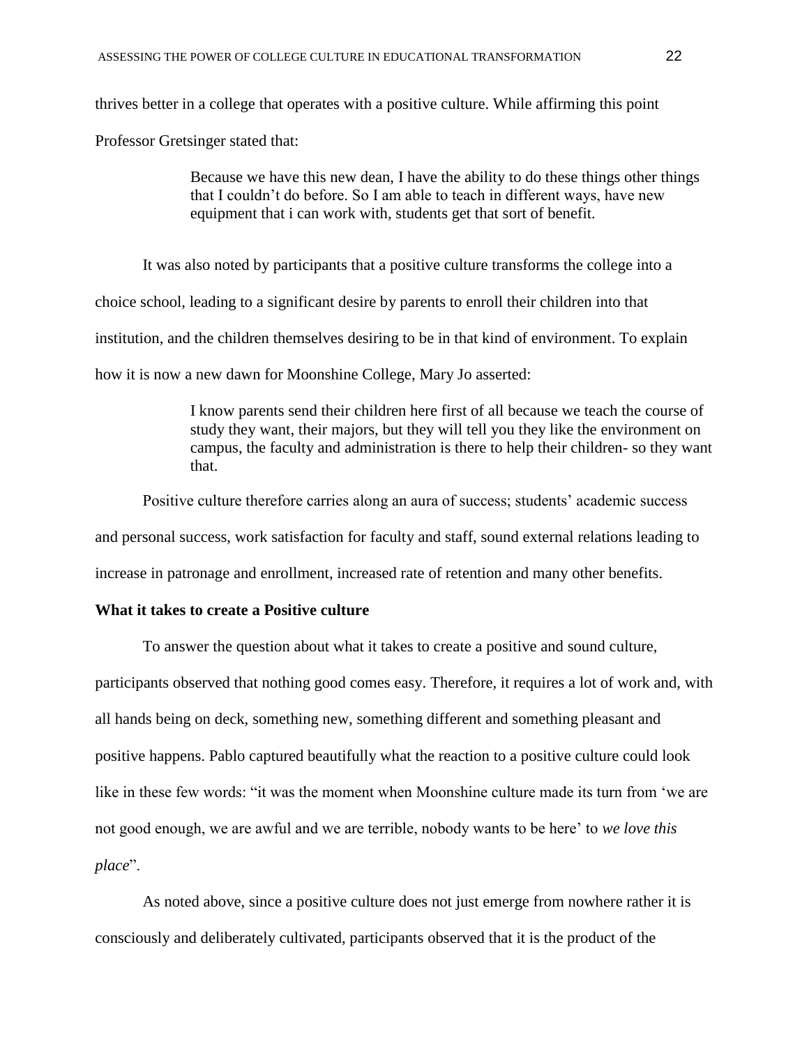thrives better in a college that operates with a positive culture. While affirming this point Professor Gretsinger stated that:

> Because we have this new dean, I have the ability to do these things other things that I couldn't do before. So I am able to teach in different ways, have new equipment that i can work with, students get that sort of benefit.

It was also noted by participants that a positive culture transforms the college into a choice school, leading to a significant desire by parents to enroll their children into that institution, and the children themselves desiring to be in that kind of environment. To explain how it is now a new dawn for Moonshine College, Mary Jo asserted:

> I know parents send their children here first of all because we teach the course of study they want, their majors, but they will tell you they like the environment on campus, the faculty and administration is there to help their children- so they want that.

Positive culture therefore carries along an aura of success; students' academic success and personal success, work satisfaction for faculty and staff, sound external relations leading to increase in patronage and enrollment, increased rate of retention and many other benefits.

**What it takes to create a Positive culture**

To answer the question about what it takes to create a positive and sound culture, participants observed that nothing good comes easy. Therefore, it requires a lot of work and, with all hands being on deck, something new, something different and something pleasant and positive happens. Pablo captured beautifully what the reaction to a positive culture could look like in these few words: "it was the moment when Moonshine culture made its turn from 'we are not good enough, we are awful and we are terrible, nobody wants to be here' to *we love this place*".

As noted above, since a positive culture does not just emerge from nowhere rather it is consciously and deliberately cultivated, participants observed that it is the product of the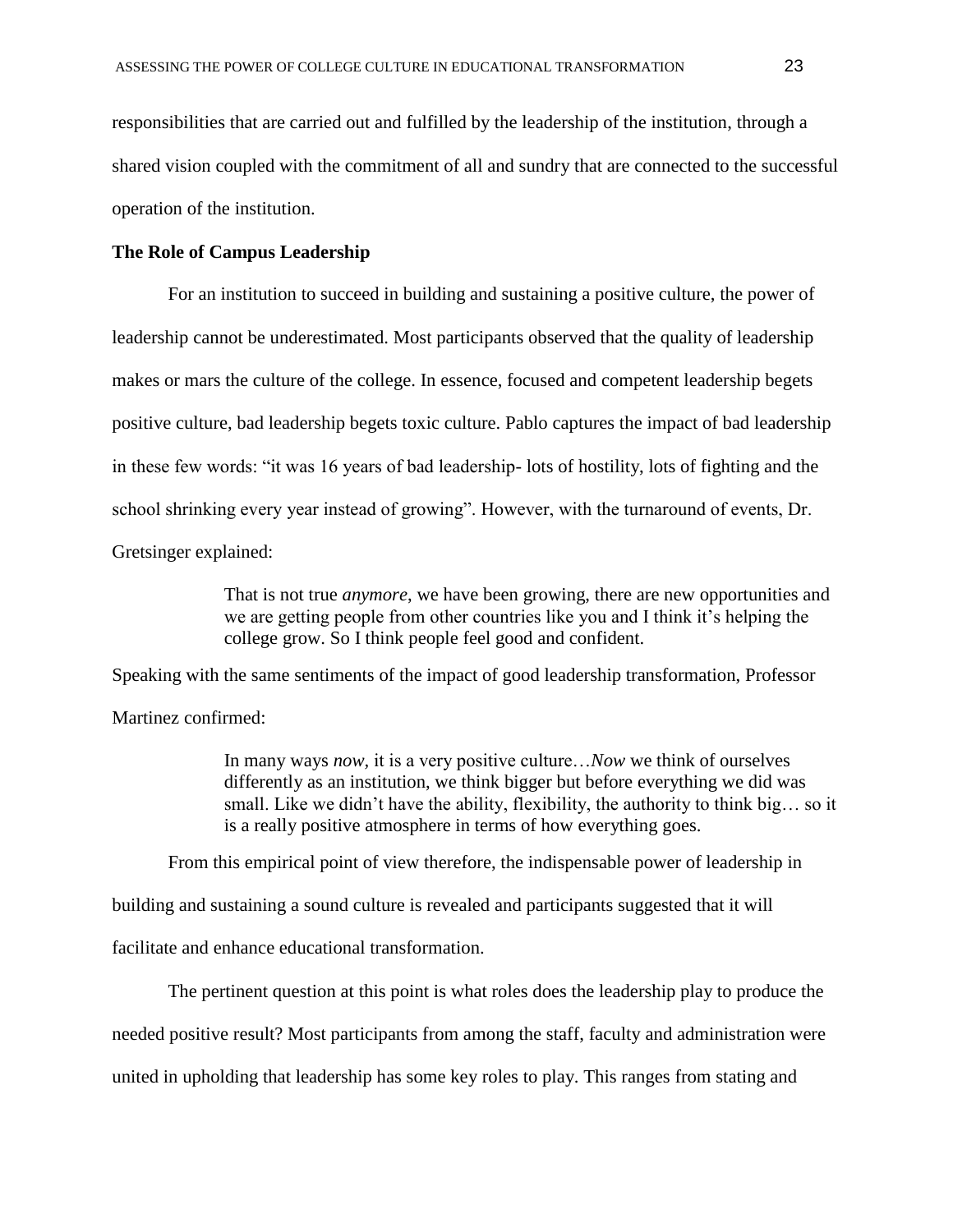responsibilities that are carried out and fulfilled by the leadership of the institution, through a shared vision coupled with the commitment of all and sundry that are connected to the successful operation of the institution.

**The Role of Campus Leadership**

For an institution to succeed in building and sustaining a positive culture, the power of leadership cannot be underestimated. Most participants observed that the quality of leadership makes or mars the culture of the college. In essence, focused and competent leadership begets positive culture, bad leadership begets toxic culture. Pablo captures the impact of bad leadership in these few words: "it was 16 years of bad leadership- lots of hostility, lots of fighting and the school shrinking every year instead of growing". However, with the turnaround of events, Dr. Gretsinger explained:

> That is not true *anymore*, we have been growing, there are new opportunities and we are getting people from other countries like you and I think it's helping the college grow. So I think people feel good and confident.

Speaking with the same sentiments of the impact of good leadership transformation, Professor Martinez confirmed:

> In many ways *now*, it is a very positive culture…*Now* we think of ourselves differently as an institution, we think bigger but before everything we did was small. Like we didn't have the ability, flexibility, the authority to think big… so it is a really positive atmosphere in terms of how everything goes.

From this empirical point of view therefore, the indispensable power of leadership in building and sustaining a sound culture is revealed and participants suggested that it will facilitate and enhance educational transformation.

The pertinent question at this point is what roles does the leadership play to produce the needed positive result? Most participants from among the staff, faculty and administration were united in upholding that leadership has some key roles to play. This ranges from stating and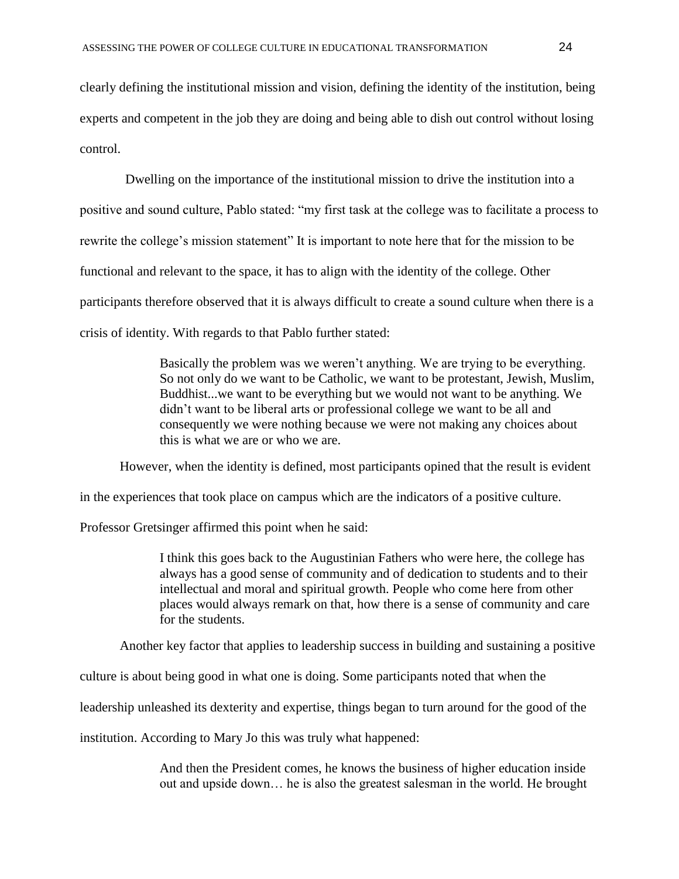clearly defining the institutional mission and vision, defining the identity of the institution, being experts and competent in the job they are doing and being able to dish out control without losing control.

Dwelling on the importance of the institutional mission to drive the institution into a positive and sound culture, Pablo stated: “my first task at the college was to facilitate a process to rewrite the college’s mission statement” It is important to note here that for the mission to be functional and relevant to the space, it has to align with the identity of the college. Other participants therefore observed that it is always difficult to create a sound culture when there is a crisis of identity. With regards to that Pablo further stated:

> Basically the problem was we weren’t anything. We are trying to be everything. So not only do we want to be Catholic, we want to be protestant, Jewish, Muslim, Buddhist...we want to be everything but we would not want to be anything. We didn’t want to be liberal arts or professional college we want to be all and consequently we were nothing because we were not making any choices about this is what we are or who we are.

However, when the identity is defined, most participants opined that the result is evident in the experiences that took place on campus which are the indicators of a positive culture. Professor Gretsinger affirmed this point when he said:

> I think this goes back to the Augustinian Fathers who were here, the college has always has a good sense of community and of dedication to students and to their intellectual and moral and spiritual growth. People who come here from other places would always remark on that, how there is a sense of community and care for the students.

Another key factor that applies to leadership success in building and sustaining a positive culture is about being good in what one is doing. Some participants noted that when the leadership unleashed its dexterity and expertise, things began to turn around for the good of the institution. According to Mary Jo this was truly what happened:

> And then the President comes, he knows the business of higher education inside out and upside down… he is also the greatest salesman in the world. He brought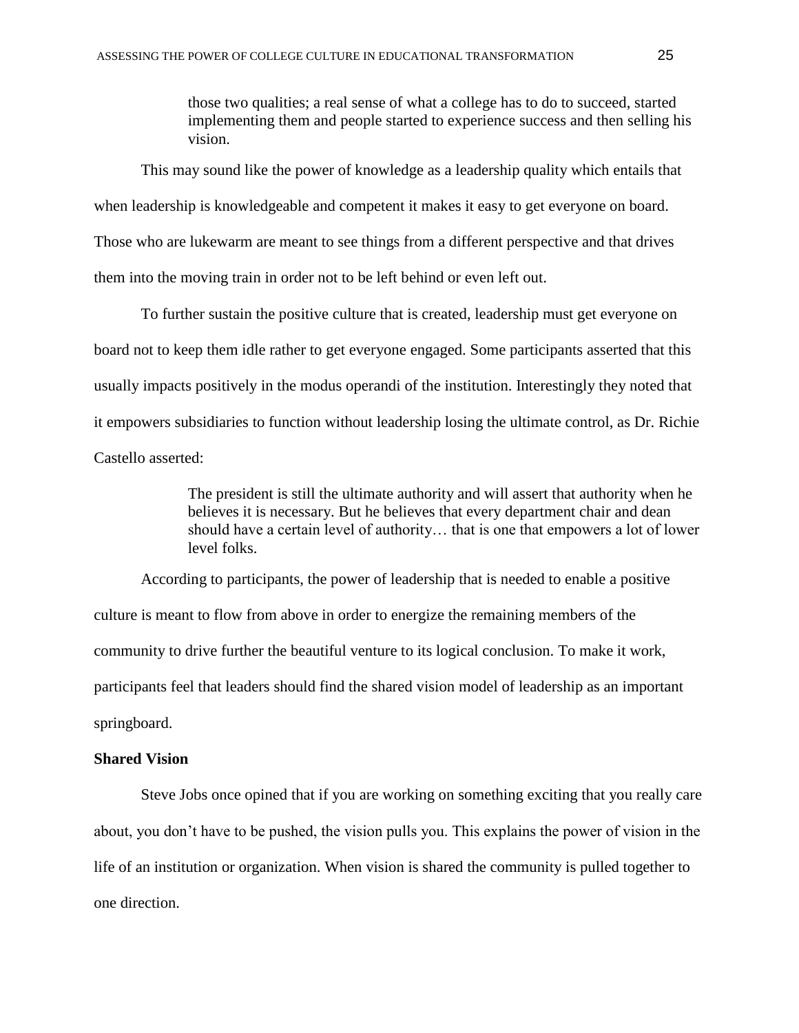> those two qualities; a real sense of what a college has to do to succeed, started implementing them and people started to experience success and then selling his vision.

This may sound like the power of knowledge as a leadership quality which entails that when leadership is knowledgeable and competent it makes it easy to get everyone on board. Those who are lukewarm are meant to see things from a different perspective and that drives them into the moving train in order not to be left behind or even left out.

To further sustain the positive culture that is created, leadership must get everyone on board not to keep them idle rather to get everyone engaged. Some participants asserted that this usually impacts positively in the modus operandi of the institution. Interestingly they noted that it empowers subsidiaries to function without leadership losing the ultimate control, as Dr. Richie Castello asserted:

> The president is still the ultimate authority and will assert that authority when he believes it is necessary. But he believes that every department chair and dean should have a certain level of authority… that is one that empowers a lot of lower level folks.

According to participants, the power of leadership that is needed to enable a positive culture is meant to flow from above in order to energize the remaining members of the community to drive further the beautiful venture to its logical conclusion. To make it work, participants feel that leaders should find the shared vision model of leadership as an important springboard.

**Shared Vision**

Steve Jobs once opined that if you are working on something exciting that you really care about, you don't have to be pushed, the vision pulls you. This explains the power of vision in the life of an institution or organization. When vision is shared the community is pulled together to one direction.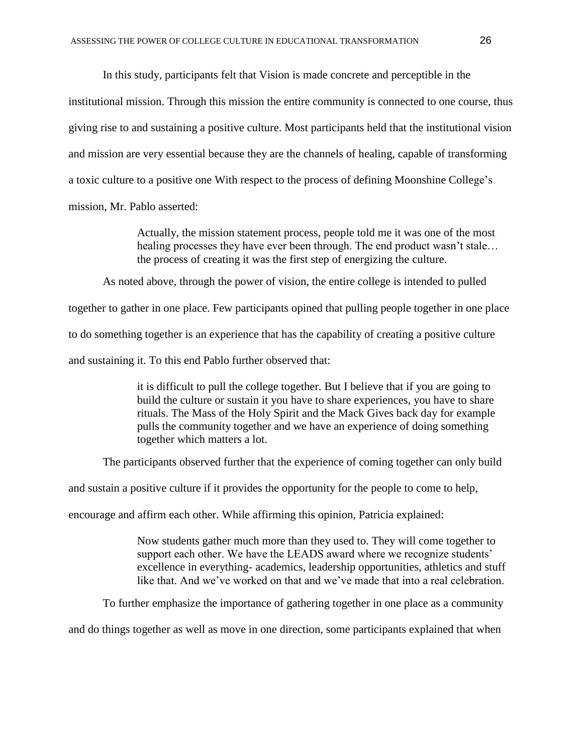In this study, participants felt that Vision is made concrete and perceptible in the institutional mission. Through this mission the entire community is connected to one course, thus giving rise to and sustaining a positive culture. Most participants held that the institutional vision and mission are very essential because they are the channels of healing, capable of transforming a toxic culture to a positive one With respect to the process of defining Moonshine College's mission, Mr. Pablo asserted:

> Actually, the mission statement process, people told me it was one of the most healing processes they have ever been through. The end product wasn't stale… the process of creating it was the first step of energizing the culture.

As noted above, through the power of vision, the entire college is intended to pulled together to gather in one place. Few participants opined that pulling people together in one place to do something together is an experience that has the capability of creating a positive culture and sustaining it. To this end Pablo further observed that:

> it is difficult to pull the college together. But I believe that if you are going to build the culture or sustain it you have to share experiences, you have to share rituals. The Mass of the Holy Spirit and the Mack Gives back day for example pulls the community together and we have an experience of doing something together which matters a lot.

The participants observed further that the experience of coming together can only build and sustain a positive culture if it provides the opportunity for the people to come to help, encourage and affirm each other. While affirming this opinion, Patricia explained:

> Now students gather much more than they used to. They will come together to support each other. We have the LEADS award where we recognize students' excellence in everything- academics, leadership opportunities, athletics and stuff like that. And we've worked on that and we've made that into a real celebration.

To further emphasize the importance of gathering together in one place as a community and do things together as well as move in one direction, some participants explained that when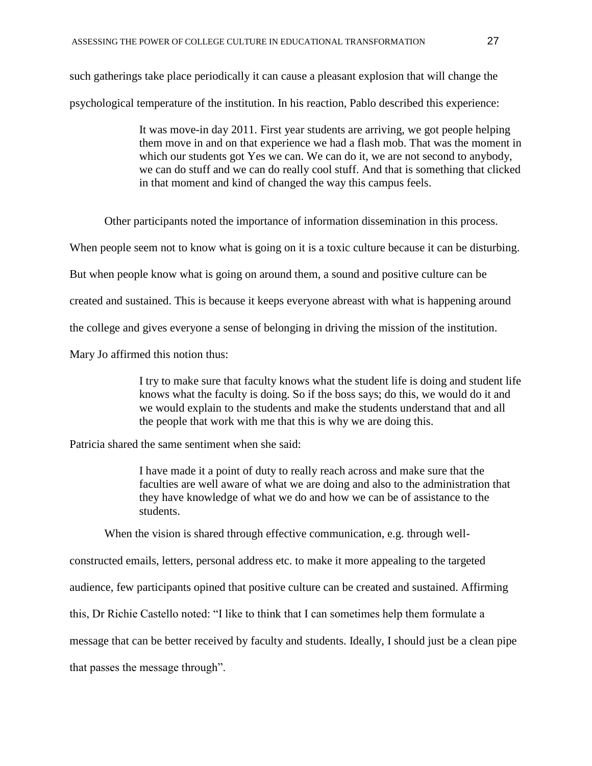such gatherings take place periodically it can cause a pleasant explosion that will change the psychological temperature of the institution. In his reaction, Pablo described this experience:

> It was move-in day 2011. First year students are arriving, we got people helping them move in and on that experience we had a flash mob. That was the moment in which our students got Yes we can. We can do it, we are not second to anybody, we can do stuff and we can do really cool stuff. And that is something that clicked in that moment and kind of changed the way this campus feels.

Other participants noted the importance of information dissemination in this process. When people seem not to know what is going on it is a toxic culture because it can be disturbing. But when people know what is going on around them, a sound and positive culture can be created and sustained. This is because it keeps everyone abreast with what is happening around the college and gives everyone a sense of belonging in driving the mission of the institution. Mary Jo affirmed this notion thus:

> I try to make sure that faculty knows what the student life is doing and student life knows what the faculty is doing. So if the boss says; do this, we would do it and we would explain to the students and make the students understand that and all the people that work with me that this is why we are doing this.

Patricia shared the same sentiment when she said:

> I have made it a point of duty to really reach across and make sure that the faculties are well aware of what we are doing and also to the administration that they have knowledge of what we do and how we can be of assistance to the students.

When the vision is shared through effective communication, e.g. through well-constructed emails, letters, personal address etc. to make it more appealing to the targeted audience, few participants opined that positive culture can be created and sustained. Affirming this, Dr Richie Castello noted: "I like to think that I can sometimes help them formulate a message that can be better received by faculty and students. Ideally, I should just be a clean pipe that passes the message through".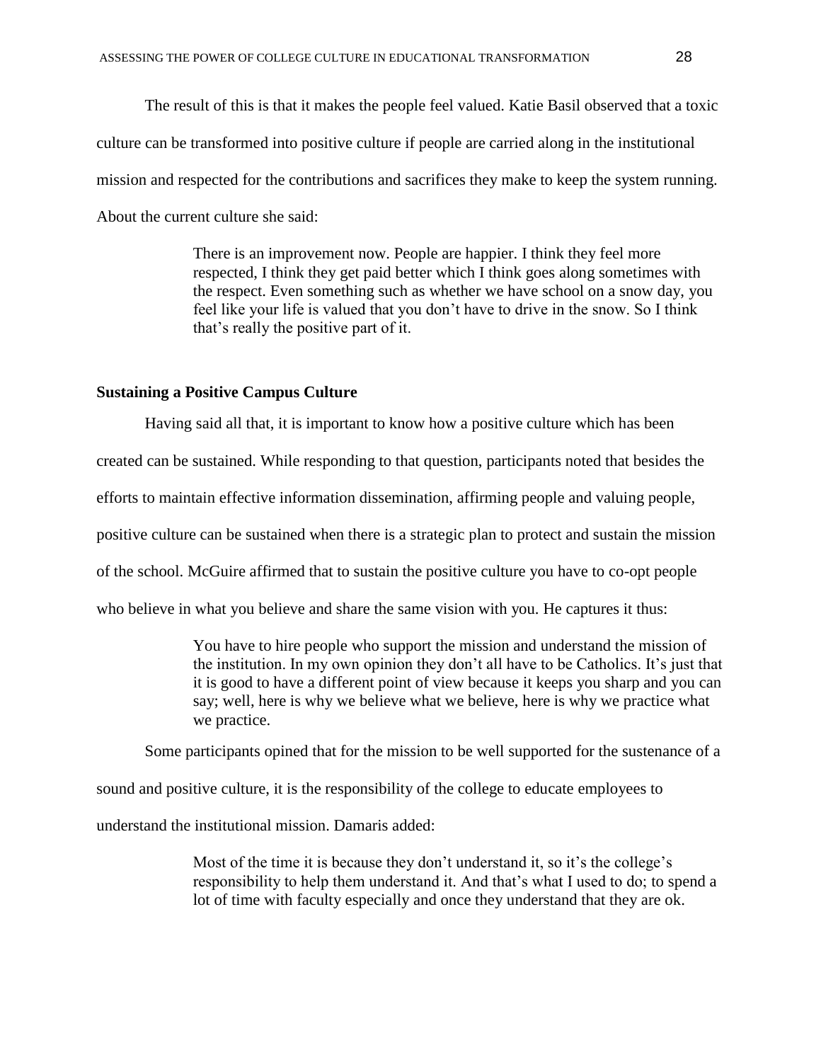The result of this is that it makes the people feel valued. Katie Basil observed that a toxic culture can be transformed into positive culture if people are carried along in the institutional mission and respected for the contributions and sacrifices they make to keep the system running. About the current culture she said:

> There is an improvement now. People are happier. I think they feel more respected, I think they get paid better which I think goes along sometimes with the respect. Even something such as whether we have school on a snow day, you feel like your life is valued that you don't have to drive in the snow. So I think that's really the positive part of it.

**Sustaining a Positive Campus Culture**

Having said all that, it is important to know how a positive culture which has been created can be sustained. While responding to that question, participants noted that besides the efforts to maintain effective information dissemination, affirming people and valuing people, positive culture can be sustained when there is a strategic plan to protect and sustain the mission of the school. McGuire affirmed that to sustain the positive culture you have to co-opt people who believe in what you believe and share the same vision with you. He captures it thus:

> You have to hire people who support the mission and understand the mission of the institution. In my own opinion they don't all have to be Catholics. It's just that it is good to have a different point of view because it keeps you sharp and you can say; well, here is why we believe what we believe, here is why we practice what we practice.

Some participants opined that for the mission to be well supported for the sustenance of a sound and positive culture, it is the responsibility of the college to educate employees to understand the institutional mission. Damaris added:

> Most of the time it is because they don't understand it, so it's the college's responsibility to help them understand it. And that's what I used to do; to spend a lot of time with faculty especially and once they understand that they are ok.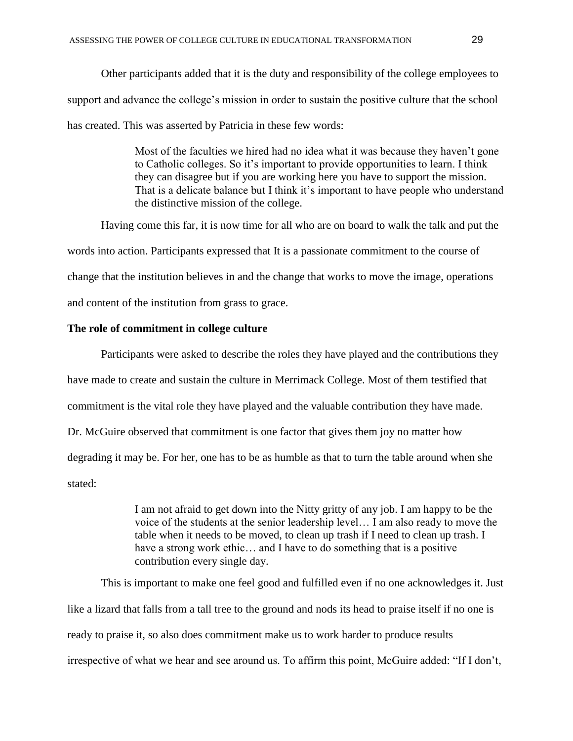Other participants added that it is the duty and responsibility of the college employees to support and advance the college's mission in order to sustain the positive culture that the school has created. This was asserted by Patricia in these few words:

> Most of the faculties we hired had no idea what it was because they haven't gone to Catholic colleges. So it's important to provide opportunities to learn. I think they can disagree but if you are working here you have to support the mission. That is a delicate balance but I think it's important to have people who understand the distinctive mission of the college.

Having come this far, it is now time for all who are on board to walk the talk and put the words into action. Participants expressed that It is a passionate commitment to the course of change that the institution believes in and the change that works to move the image, operations and content of the institution from grass to grace.

**The role of commitment in college culture**

Participants were asked to describe the roles they have played and the contributions they have made to create and sustain the culture in Merrimack College. Most of them testified that commitment is the vital role they have played and the valuable contribution they have made. Dr. McGuire observed that commitment is one factor that gives them joy no matter how degrading it may be. For her, one has to be as humble as that to turn the table around when she stated:

> I am not afraid to get down into the Nitty gritty of any job. I am happy to be the voice of the students at the senior leadership level… I am also ready to move the table when it needs to be moved, to clean up trash if I need to clean up trash. I have a strong work ethic… and I have to do something that is a positive contribution every single day.

This is important to make one feel good and fulfilled even if no one acknowledges it. Just like a lizard that falls from a tall tree to the ground and nods its head to praise itself if no one is ready to praise it, so also does commitment make us to work harder to produce results irrespective of what we hear and see around us. To affirm this point, McGuire added: "If I don't,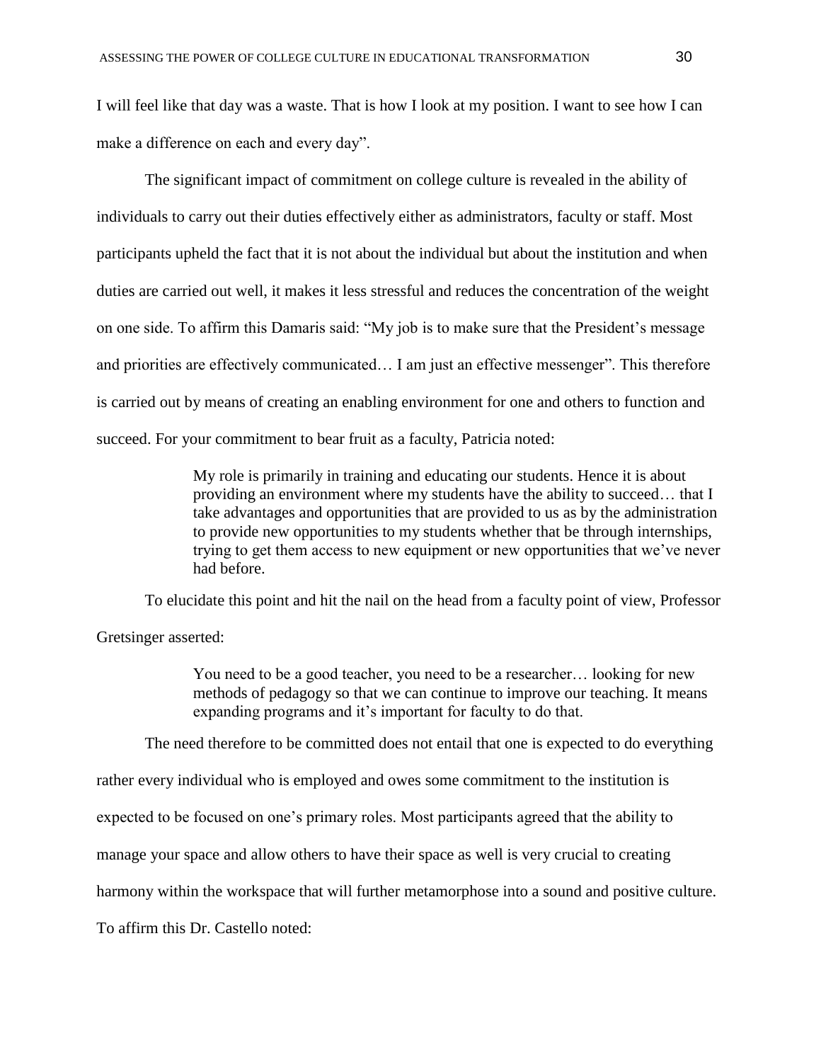I will feel like that day was a waste. That is how I look at my position. I want to see how I can make a difference on each and every day".

The significant impact of commitment on college culture is revealed in the ability of individuals to carry out their duties effectively either as administrators, faculty or staff. Most participants upheld the fact that it is not about the individual but about the institution and when duties are carried out well, it makes it less stressful and reduces the concentration of the weight on one side. To affirm this Damaris said: "My job is to make sure that the President's message and priorities are effectively communicated… I am just an effective messenger". This therefore is carried out by means of creating an enabling environment for one and others to function and succeed. For your commitment to bear fruit as a faculty, Patricia noted:

> My role is primarily in training and educating our students. Hence it is about providing an environment where my students have the ability to succeed… that I take advantages and opportunities that are provided to us as by the administration to provide new opportunities to my students whether that be through internships, trying to get them access to new equipment or new opportunities that we've never had before.

To elucidate this point and hit the nail on the head from a faculty point of view, Professor Gretsinger asserted:

> You need to be a good teacher, you need to be a researcher… looking for new methods of pedagogy so that we can continue to improve our teaching. It means expanding programs and it's important for faculty to do that.

The need therefore to be committed does not entail that one is expected to do everything rather every individual who is employed and owes some commitment to the institution is expected to be focused on one's primary roles. Most participants agreed that the ability to manage your space and allow others to have their space as well is very crucial to creating harmony within the workspace that will further metamorphose into a sound and positive culture. To affirm this Dr. Castello noted: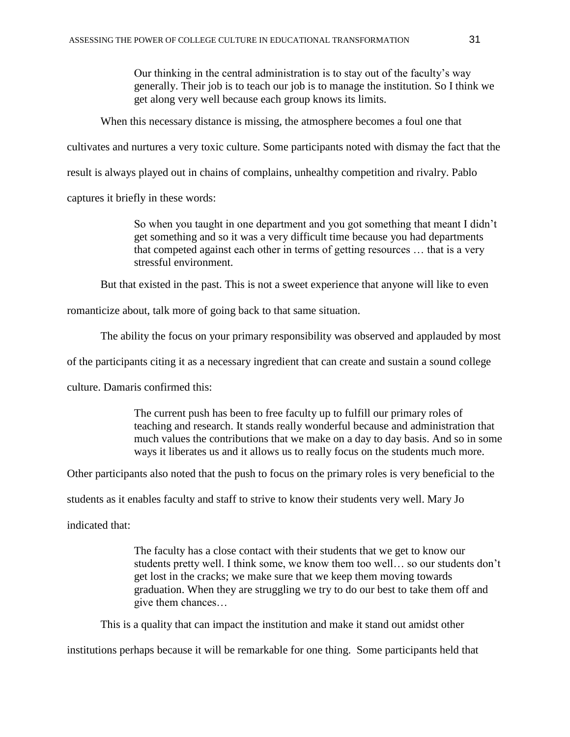> Our thinking in the central administration is to stay out of the faculty's way generally. Their job is to teach our job is to manage the institution. So I think we get along very well because each group knows its limits.

When this necessary distance is missing, the atmosphere becomes a foul one that cultivates and nurtures a very toxic culture. Some participants noted with dismay the fact that the result is always played out in chains of complains, unhealthy competition and rivalry. Pablo captures it briefly in these words:

> So when you taught in one department and you got something that meant I didn't get something and so it was a very difficult time because you had departments that competed against each other in terms of getting resources … that is a very stressful environment.

But that existed in the past. This is not a sweet experience that anyone will like to even romanticize about, talk more of going back to that same situation.

The ability the focus on your primary responsibility was observed and applauded by most of the participants citing it as a necessary ingredient that can create and sustain a sound college culture. Damaris confirmed this:

> The current push has been to free faculty up to fulfill our primary roles of teaching and research. It stands really wonderful because and administration that much values the contributions that we make on a day to day basis. And so in some ways it liberates us and it allows us to really focus on the students much more.

Other participants also noted that the push to focus on the primary roles is very beneficial to the students as it enables faculty and staff to strive to know their students very well. Mary Jo indicated that:

> The faculty has a close contact with their students that we get to know our students pretty well. I think some, we know them too well… so our students don't get lost in the cracks; we make sure that we keep them moving towards graduation. When they are struggling we try to do our best to take them off and give them chances…

This is a quality that can impact the institution and make it stand out amidst other institutions perhaps because it will be remarkable for one thing. Some participants held that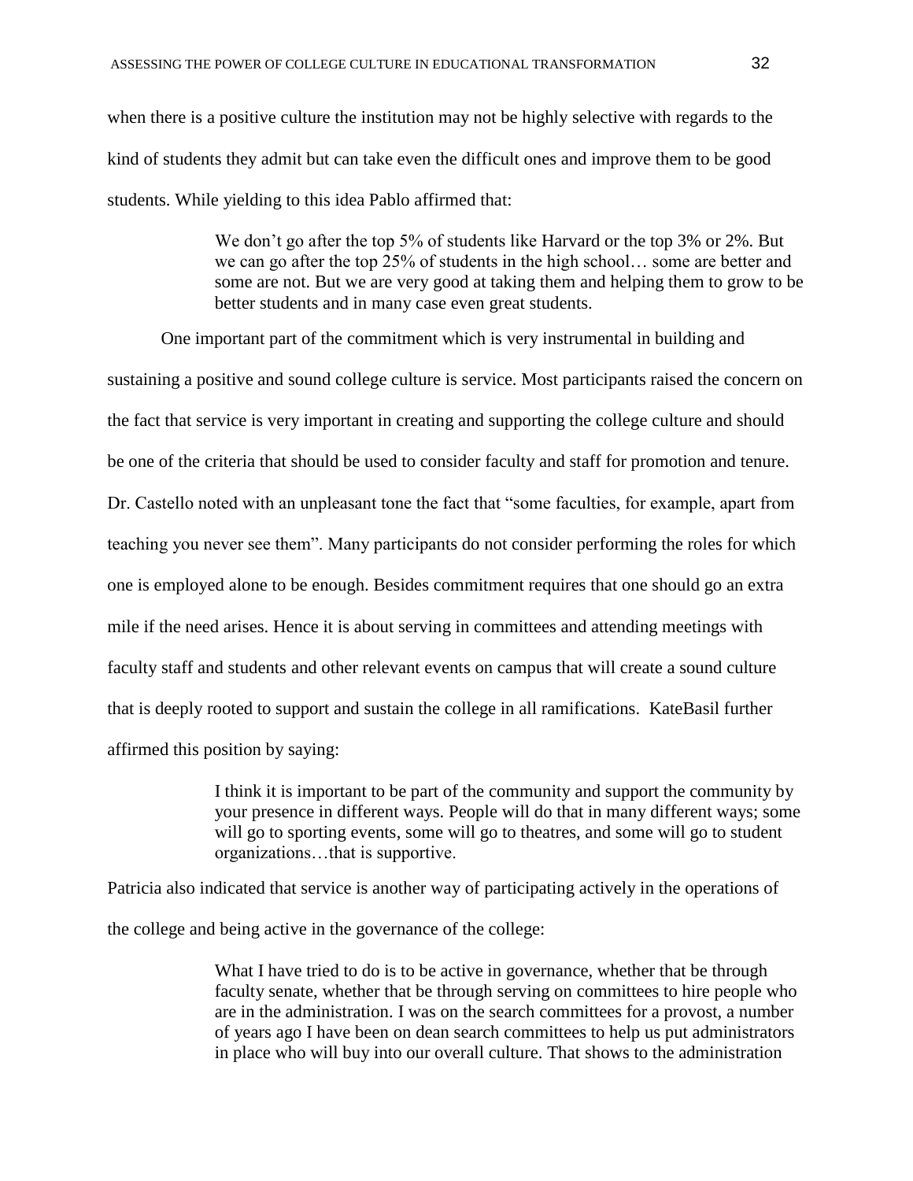when there is a positive culture the institution may not be highly selective with regards to the kind of students they admit but can take even the difficult ones and improve them to be good students. While yielding to this idea Pablo affirmed that:

> We don't go after the top 5% of students like Harvard or the top 3% or 2%. But we can go after the top 25% of students in the high school… some are better and some are not. But we are very good at taking them and helping them to grow to be better students and in many case even great students.

One important part of the commitment which is very instrumental in building and sustaining a positive and sound college culture is service. Most participants raised the concern on the fact that service is very important in creating and supporting the college culture and should be one of the criteria that should be used to consider faculty and staff for promotion and tenure. Dr. Castello noted with an unpleasant tone the fact that "some faculties, for example, apart from teaching you never see them". Many participants do not consider performing the roles for which one is employed alone to be enough. Besides commitment requires that one should go an extra mile if the need arises. Hence it is about serving in committees and attending meetings with faculty staff and students and other relevant events on campus that will create a sound culture that is deeply rooted to support and sustain the college in all ramifications. KateBasil further affirmed this position by saying:

> I think it is important to be part of the community and support the community by your presence in different ways. People will do that in many different ways; some will go to sporting events, some will go to theatres, and some will go to student organizations…that is supportive.

Patricia also indicated that service is another way of participating actively in the operations of the college and being active in the governance of the college:

> What I have tried to do is to be active in governance, whether that be through faculty senate, whether that be through serving on committees to hire people who are in the administration. I was on the search committees for a provost, a number of years ago I have been on dean search committees to help us put administrators in place who will buy into our overall culture. That shows to the administration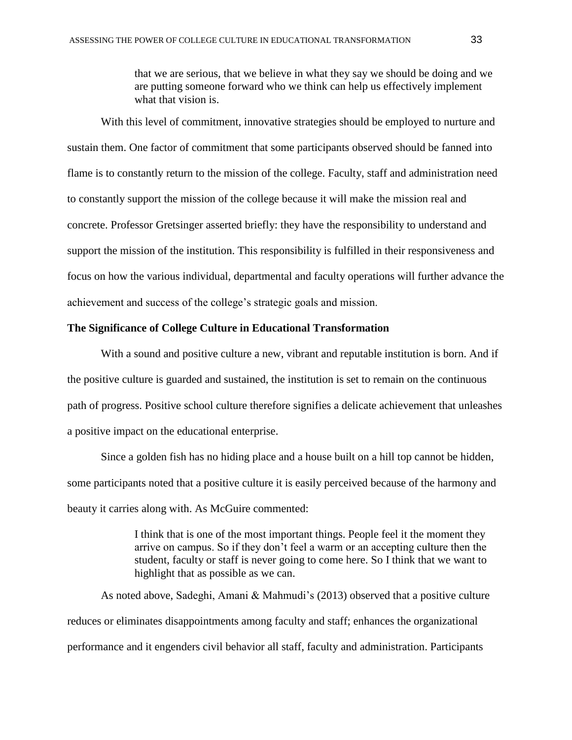> that we are serious, that we believe in what they say we should be doing and we are putting someone forward who we think can help us effectively implement what that vision is.

With this level of commitment, innovative strategies should be employed to nurture and sustain them. One factor of commitment that some participants observed should be fanned into flame is to constantly return to the mission of the college. Faculty, staff and administration need to constantly support the mission of the college because it will make the mission real and concrete. Professor Gretsinger asserted briefly: they have the responsibility to understand and support the mission of the institution. This responsibility is fulfilled in their responsiveness and focus on how the various individual, departmental and faculty operations will further advance the achievement and success of the college's strategic goals and mission.

**The Significance of College Culture in Educational Transformation**

With a sound and positive culture a new, vibrant and reputable institution is born. And if the positive culture is guarded and sustained, the institution is set to remain on the continuous path of progress. Positive school culture therefore signifies a delicate achievement that unleashes a positive impact on the educational enterprise.

Since a golden fish has no hiding place and a house built on a hill top cannot be hidden, some participants noted that a positive culture it is easily perceived because of the harmony and beauty it carries along with. As McGuire commented:

> I think that is one of the most important things. People feel it the moment they arrive on campus. So if they don't feel a warm or an accepting culture then the student, faculty or staff is never going to come here. So I think that we want to highlight that as possible as we can.

As noted above, Sadeghi, Amani & Mahmudi's (2013) observed that a positive culture reduces or eliminates disappointments among faculty and staff; enhances the organizational performance and it engenders civil behavior all staff, faculty and administration. Participants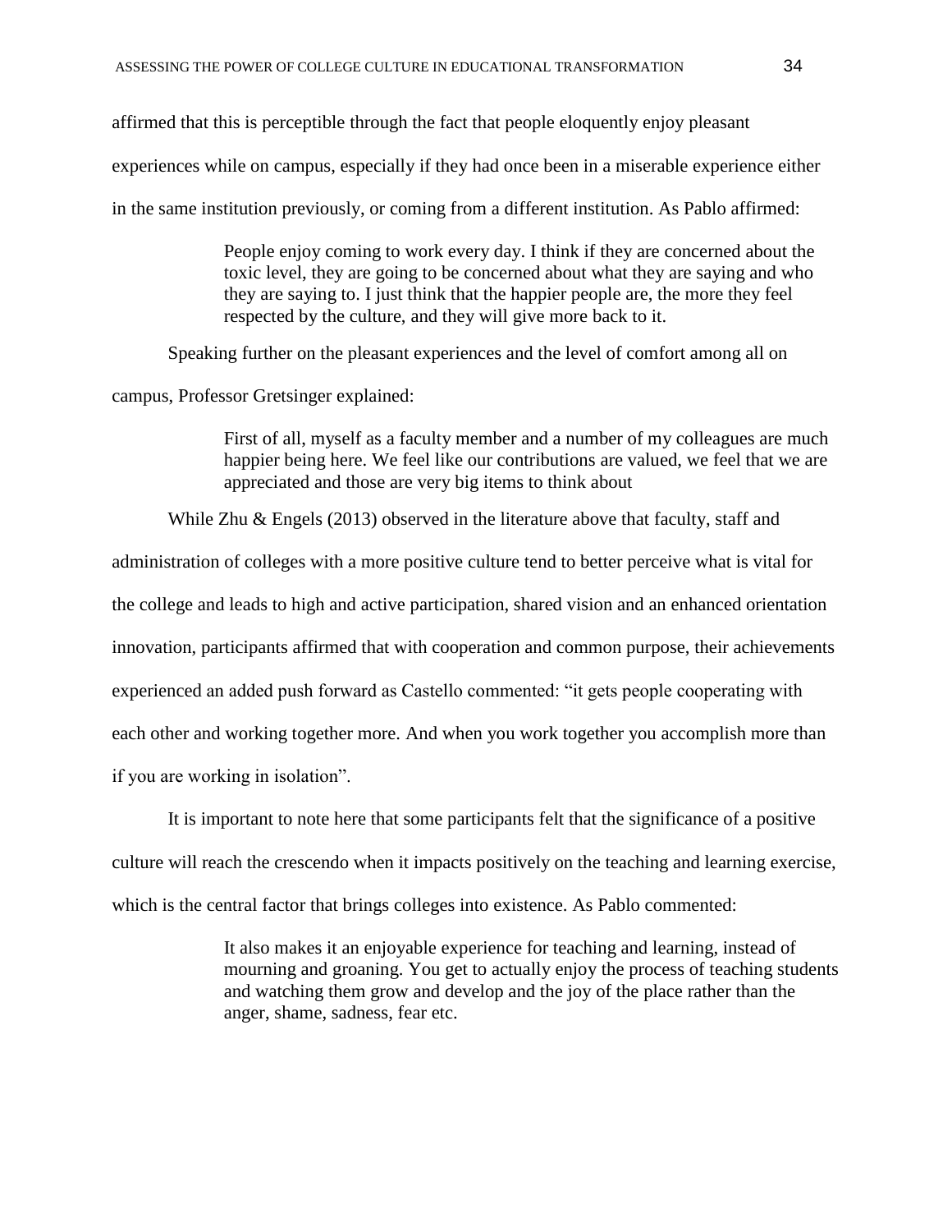affirmed that this is perceptible through the fact that people eloquently enjoy pleasant experiences while on campus, especially if they had once been in a miserable experience either in the same institution previously, or coming from a different institution. As Pablo affirmed:

> People enjoy coming to work every day. I think if they are concerned about the toxic level, they are going to be concerned about what they are saying and who they are saying to. I just think that the happier people are, the more they feel respected by the culture, and they will give more back to it.

Speaking further on the pleasant experiences and the level of comfort among all on campus, Professor Gretsinger explained:

> First of all, myself as a faculty member and a number of my colleagues are much happier being here. We feel like our contributions are valued, we feel that we are appreciated and those are very big items to think about

While Zhu & Engels (2013) observed in the literature above that faculty, staff and administration of colleges with a more positive culture tend to better perceive what is vital for the college and leads to high and active participation, shared vision and an enhanced orientation innovation, participants affirmed that with cooperation and common purpose, their achievements experienced an added push forward as Castello commented: "it gets people cooperating with each other and working together more. And when you work together you accomplish more than if you are working in isolation".

It is important to note here that some participants felt that the significance of a positive culture will reach the crescendo when it impacts positively on the teaching and learning exercise, which is the central factor that brings colleges into existence. As Pablo commented:

> It also makes it an enjoyable experience for teaching and learning, instead of mourning and groaning. You get to actually enjoy the process of teaching students and watching them grow and develop and the joy of the place rather than the anger, shame, sadness, fear etc.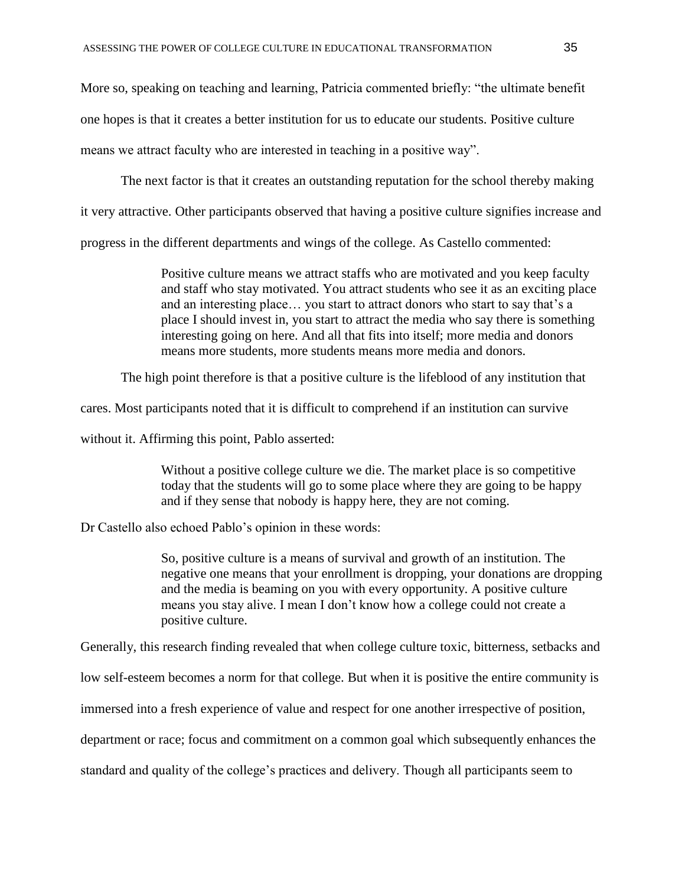More so, speaking on teaching and learning, Patricia commented briefly: “the ultimate benefit one hopes is that it creates a better institution for us to educate our students. Positive culture means we attract faculty who are interested in teaching in a positive way”.

The next factor is that it creates an outstanding reputation for the school thereby making it very attractive. Other participants observed that having a positive culture signifies increase and progress in the different departments and wings of the college. As Castello commented:

> Positive culture means we attract staffs who are motivated and you keep faculty and staff who stay motivated. You attract students who see it as an exciting place and an interesting place… you start to attract donors who start to say that’s a place I should invest in, you start to attract the media who say there is something interesting going on here. And all that fits into itself; more media and donors means more students, more students means more media and donors.

The high point therefore is that a positive culture is the lifeblood of any institution that cares. Most participants noted that it is difficult to comprehend if an institution can survive without it. Affirming this point, Pablo asserted:

> Without a positive college culture we die. The market place is so competitive today that the students will go to some place where they are going to be happy and if they sense that nobody is happy here, they are not coming.

Dr Castello also echoed Pablo’s opinion in these words:

> So, positive culture is a means of survival and growth of an institution. The negative one means that your enrollment is dropping, your donations are dropping and the media is beaming on you with every opportunity. A positive culture means you stay alive. I mean I don’t know how a college could not create a positive culture.

Generally, this research finding revealed that when college culture toxic, bitterness, setbacks and low self-esteem becomes a norm for that college. But when it is positive the entire community is immersed into a fresh experience of value and respect for one another irrespective of position, department or race; focus and commitment on a common goal which subsequently enhances the standard and quality of the college’s practices and delivery. Though all participants seem to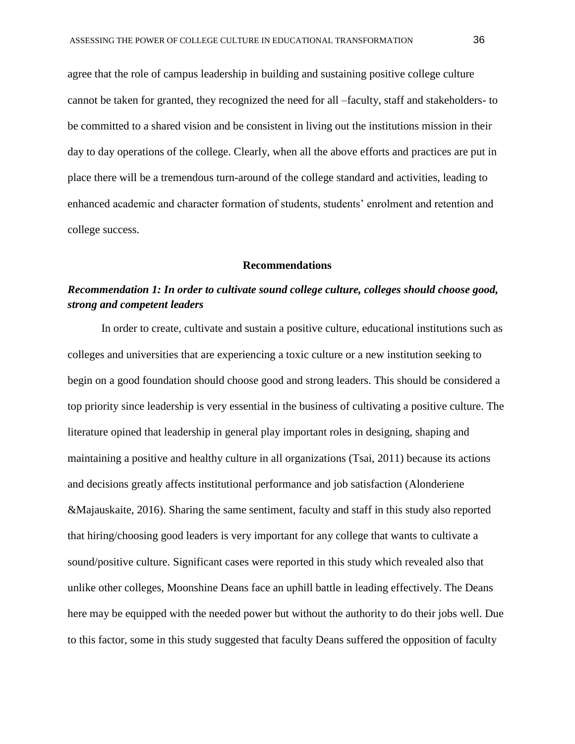agree that the role of campus leadership in building and sustaining positive college culture cannot be taken for granted, they recognized the need for all –faculty, staff and stakeholders- to be committed to a shared vision and be consistent in living out the institutions mission in their day to day operations of the college. Clearly, when all the above efforts and practices are put in place there will be a tremendous turn-around of the college standard and activities, leading to enhanced academic and character formation of students, students' enrolment and retention and college success.

## Recommendations

### *Recommendation 1: In order to cultivate sound college culture, colleges should choose good, strong and competent leaders*

In order to create, cultivate and sustain a positive culture, educational institutions such as colleges and universities that are experiencing a toxic culture or a new institution seeking to begin on a good foundation should choose good and strong leaders. This should be considered a top priority since leadership is very essential in the business of cultivating a positive culture. The literature opined that leadership in general play important roles in designing, shaping and maintaining a positive and healthy culture in all organizations (Tsai, 2011) because its actions and decisions greatly affects institutional performance and job satisfaction (Alonderiene &Majauskaite, 2016). Sharing the same sentiment, faculty and staff in this study also reported that hiring/choosing good leaders is very important for any college that wants to cultivate a sound/positive culture. Significant cases were reported in this study which revealed also that unlike other colleges, Moonshine Deans face an uphill battle in leading effectively. The Deans here may be equipped with the needed power but without the authority to do their jobs well. Due to this factor, some in this study suggested that faculty Deans suffered the opposition of faculty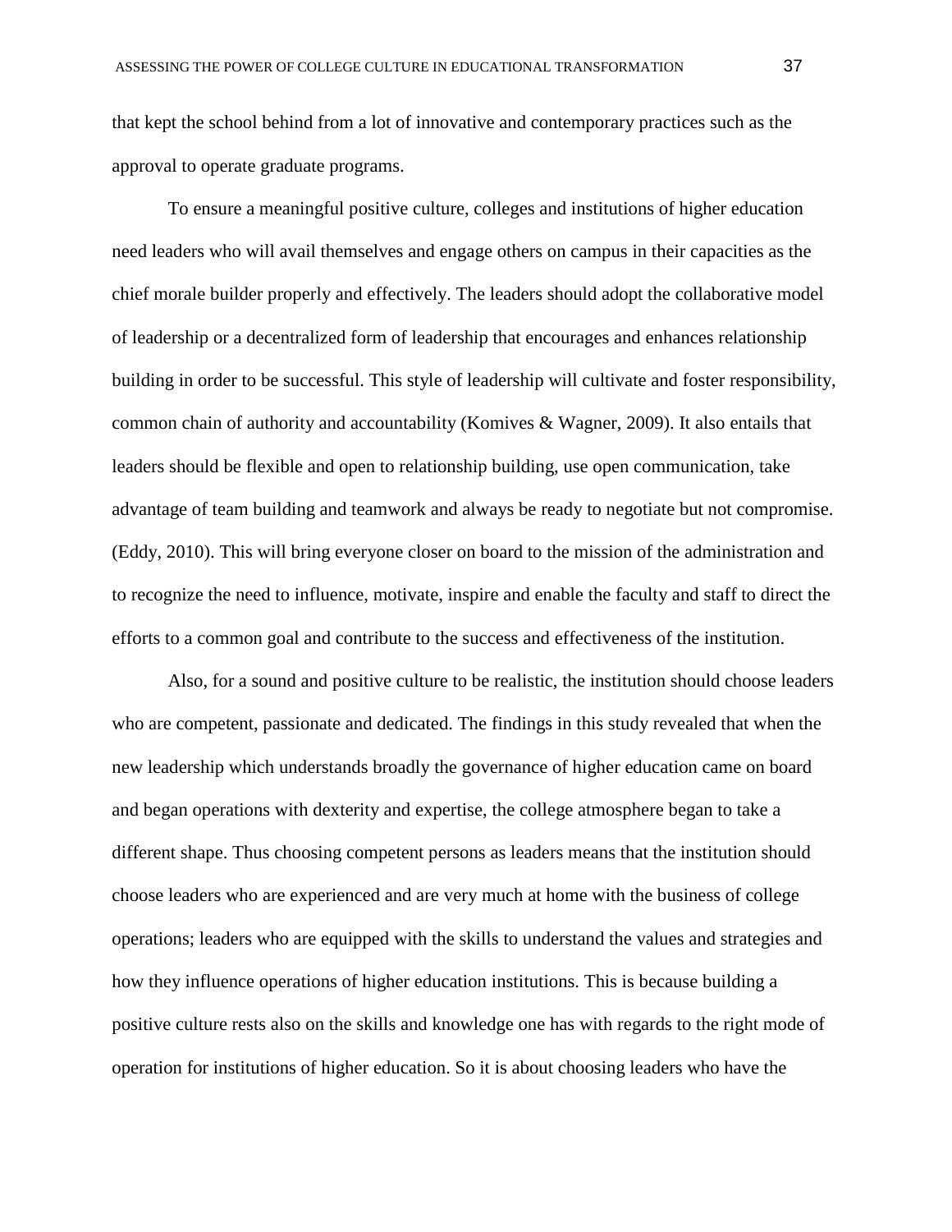that kept the school behind from a lot of innovative and contemporary practices such as the approval to operate graduate programs.

To ensure a meaningful positive culture, colleges and institutions of higher education need leaders who will avail themselves and engage others on campus in their capacities as the chief morale builder properly and effectively. The leaders should adopt the collaborative model of leadership or a decentralized form of leadership that encourages and enhances relationship building in order to be successful. This style of leadership will cultivate and foster responsibility, common chain of authority and accountability (Komives & Wagner, 2009). It also entails that leaders should be flexible and open to relationship building, use open communication, take advantage of team building and teamwork and always be ready to negotiate but not compromise. (Eddy, 2010). This will bring everyone closer on board to the mission of the administration and to recognize the need to influence, motivate, inspire and enable the faculty and staff to direct the efforts to a common goal and contribute to the success and effectiveness of the institution.

Also, for a sound and positive culture to be realistic, the institution should choose leaders who are competent, passionate and dedicated. The findings in this study revealed that when the new leadership which understands broadly the governance of higher education came on board and began operations with dexterity and expertise, the college atmosphere began to take a different shape. Thus choosing competent persons as leaders means that the institution should choose leaders who are experienced and are very much at home with the business of college operations; leaders who are equipped with the skills to understand the values and strategies and how they influence operations of higher education institutions. This is because building a positive culture rests also on the skills and knowledge one has with regards to the right mode of operation for institutions of higher education. So it is about choosing leaders who have the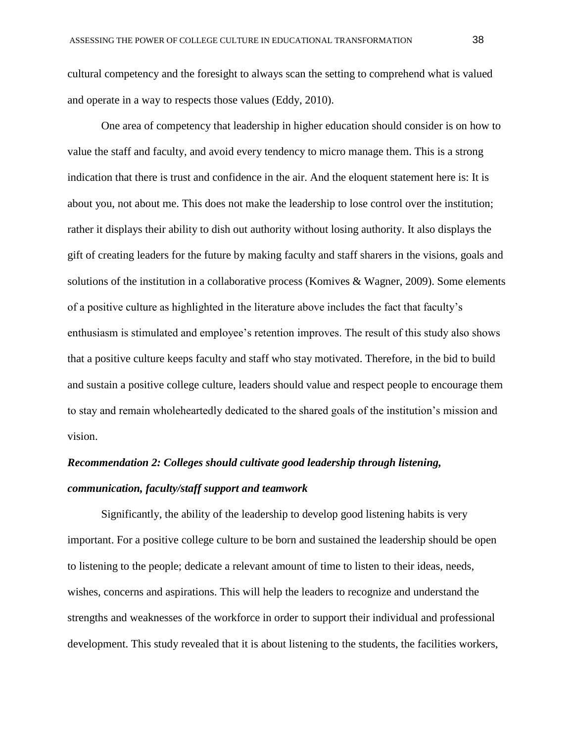cultural competency and the foresight to always scan the setting to comprehend what is valued and operate in a way to respects those values (Eddy, 2010).

One area of competency that leadership in higher education should consider is on how to value the staff and faculty, and avoid every tendency to micro manage them. This is a strong indication that there is trust and confidence in the air. And the eloquent statement here is: It is about you, not about me. This does not make the leadership to lose control over the institution; rather it displays their ability to dish out authority without losing authority. It also displays the gift of creating leaders for the future by making faculty and staff sharers in the visions, goals and solutions of the institution in a collaborative process (Komives & Wagner, 2009). Some elements of a positive culture as highlighted in the literature above includes the fact that faculty's enthusiasm is stimulated and employee's retention improves. The result of this study also shows that a positive culture keeps faculty and staff who stay motivated. Therefore, in the bid to build and sustain a positive college culture, leaders should value and respect people to encourage them to stay and remain wholeheartedly dedicated to the shared goals of the institution's mission and vision.

***Recommendation 2: Colleges should cultivate good leadership through listening, communication, faculty/staff support and teamwork***

Significantly, the ability of the leadership to develop good listening habits is very important. For a positive college culture to be born and sustained the leadership should be open to listening to the people; dedicate a relevant amount of time to listen to their ideas, needs, wishes, concerns and aspirations. This will help the leaders to recognize and understand the strengths and weaknesses of the workforce in order to support their individual and professional development. This study revealed that it is about listening to the students, the facilities workers,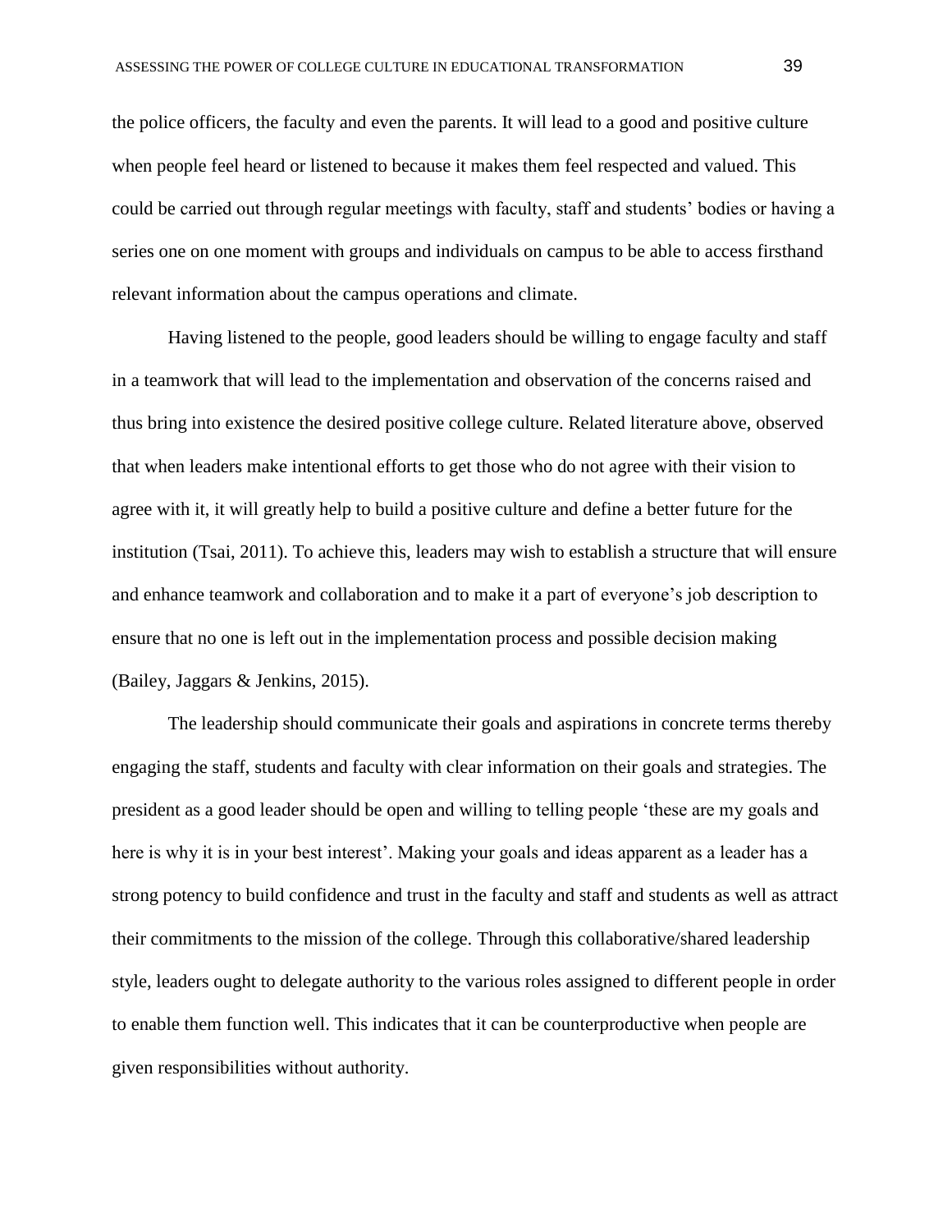the police officers, the faculty and even the parents. It will lead to a good and positive culture when people feel heard or listened to because it makes them feel respected and valued. This could be carried out through regular meetings with faculty, staff and students' bodies or having a series one on one moment with groups and individuals on campus to be able to access firsthand relevant information about the campus operations and climate.

Having listened to the people, good leaders should be willing to engage faculty and staff in a teamwork that will lead to the implementation and observation of the concerns raised and thus bring into existence the desired positive college culture. Related literature above, observed that when leaders make intentional efforts to get those who do not agree with their vision to agree with it, it will greatly help to build a positive culture and define a better future for the institution (Tsai, 2011). To achieve this, leaders may wish to establish a structure that will ensure and enhance teamwork and collaboration and to make it a part of everyone's job description to ensure that no one is left out in the implementation process and possible decision making (Bailey, Jaggars & Jenkins, 2015).

The leadership should communicate their goals and aspirations in concrete terms thereby engaging the staff, students and faculty with clear information on their goals and strategies. The president as a good leader should be open and willing to telling people 'these are my goals and here is why it is in your best interest'. Making your goals and ideas apparent as a leader has a strong potency to build confidence and trust in the faculty and staff and students as well as attract their commitments to the mission of the college. Through this collaborative/shared leadership style, leaders ought to delegate authority to the various roles assigned to different people in order to enable them function well. This indicates that it can be counterproductive when people are given responsibilities without authority.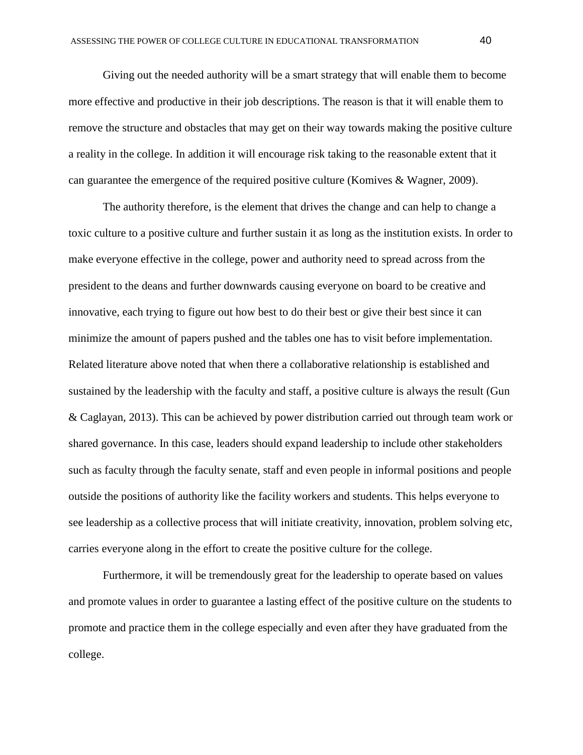Giving out the needed authority will be a smart strategy that will enable them to become more effective and productive in their job descriptions. The reason is that it will enable them to remove the structure and obstacles that may get on their way towards making the positive culture a reality in the college. In addition it will encourage risk taking to the reasonable extent that it can guarantee the emergence of the required positive culture (Komives & Wagner, 2009).

The authority therefore, is the element that drives the change and can help to change a toxic culture to a positive culture and further sustain it as long as the institution exists. In order to make everyone effective in the college, power and authority need to spread across from the president to the deans and further downwards causing everyone on board to be creative and innovative, each trying to figure out how best to do their best or give their best since it can minimize the amount of papers pushed and the tables one has to visit before implementation. Related literature above noted that when there a collaborative relationship is established and sustained by the leadership with the faculty and staff, a positive culture is always the result (Gun & Caglayan, 2013). This can be achieved by power distribution carried out through team work or shared governance. In this case, leaders should expand leadership to include other stakeholders such as faculty through the faculty senate, staff and even people in informal positions and people outside the positions of authority like the facility workers and students. This helps everyone to see leadership as a collective process that will initiate creativity, innovation, problem solving etc, carries everyone along in the effort to create the positive culture for the college.

Furthermore, it will be tremendously great for the leadership to operate based on values and promote values in order to guarantee a lasting effect of the positive culture on the students to promote and practice them in the college especially and even after they have graduated from the college.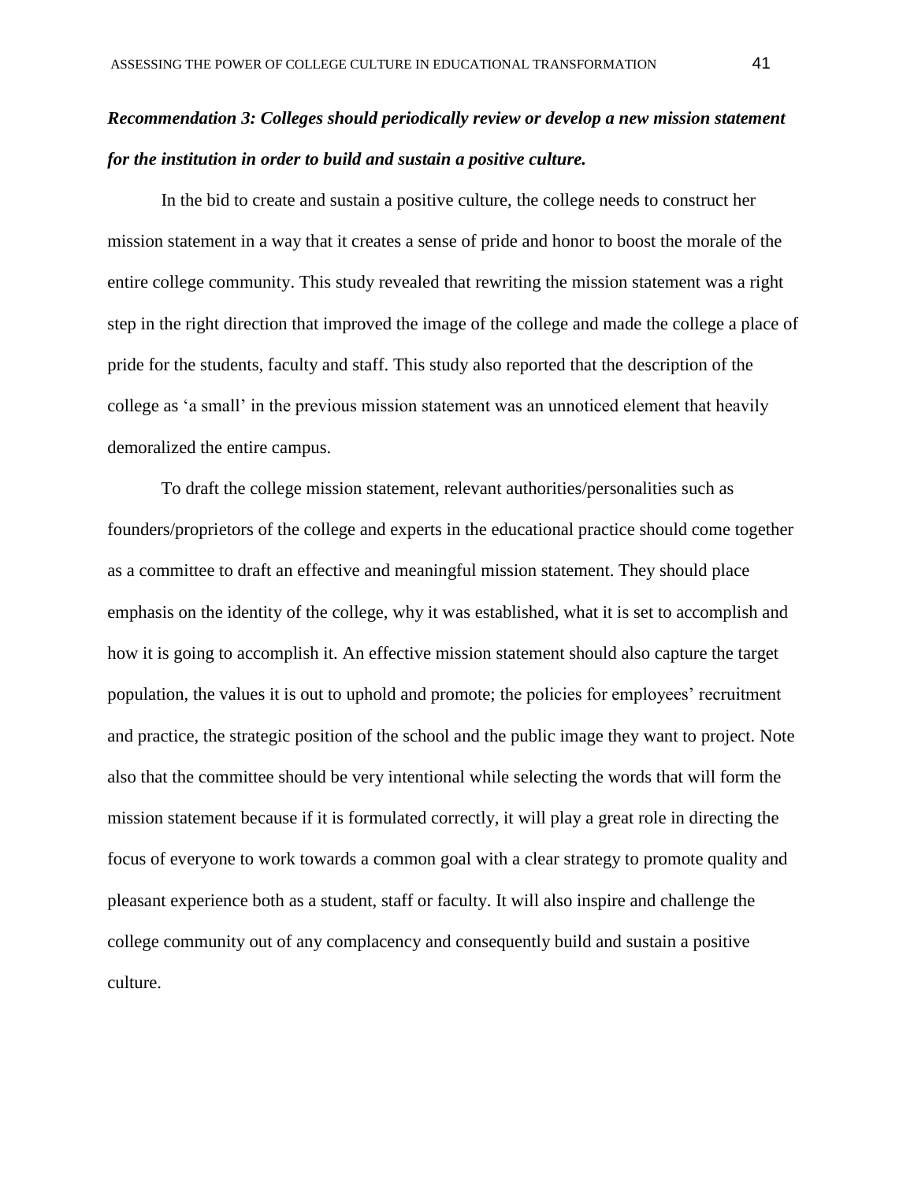***Recommendation 3: Colleges should periodically review or develop a new mission statement for the institution in order to build and sustain a positive culture.***

In the bid to create and sustain a positive culture, the college needs to construct her mission statement in a way that it creates a sense of pride and honor to boost the morale of the entire college community. This study revealed that rewriting the mission statement was a right step in the right direction that improved the image of the college and made the college a place of pride for the students, faculty and staff. This study also reported that the description of the college as 'a small' in the previous mission statement was an unnoticed element that heavily demoralized the entire campus.

To draft the college mission statement, relevant authorities/personalities such as founders/proprietors of the college and experts in the educational practice should come together as a committee to draft an effective and meaningful mission statement. They should place emphasis on the identity of the college, why it was established, what it is set to accomplish and how it is going to accomplish it. An effective mission statement should also capture the target population, the values it is out to uphold and promote; the policies for employees' recruitment and practice, the strategic position of the school and the public image they want to project. Note also that the committee should be very intentional while selecting the words that will form the mission statement because if it is formulated correctly, it will play a great role in directing the focus of everyone to work towards a common goal with a clear strategy to promote quality and pleasant experience both as a student, staff or faculty. It will also inspire and challenge the college community out of any complacency and consequently build and sustain a positive culture.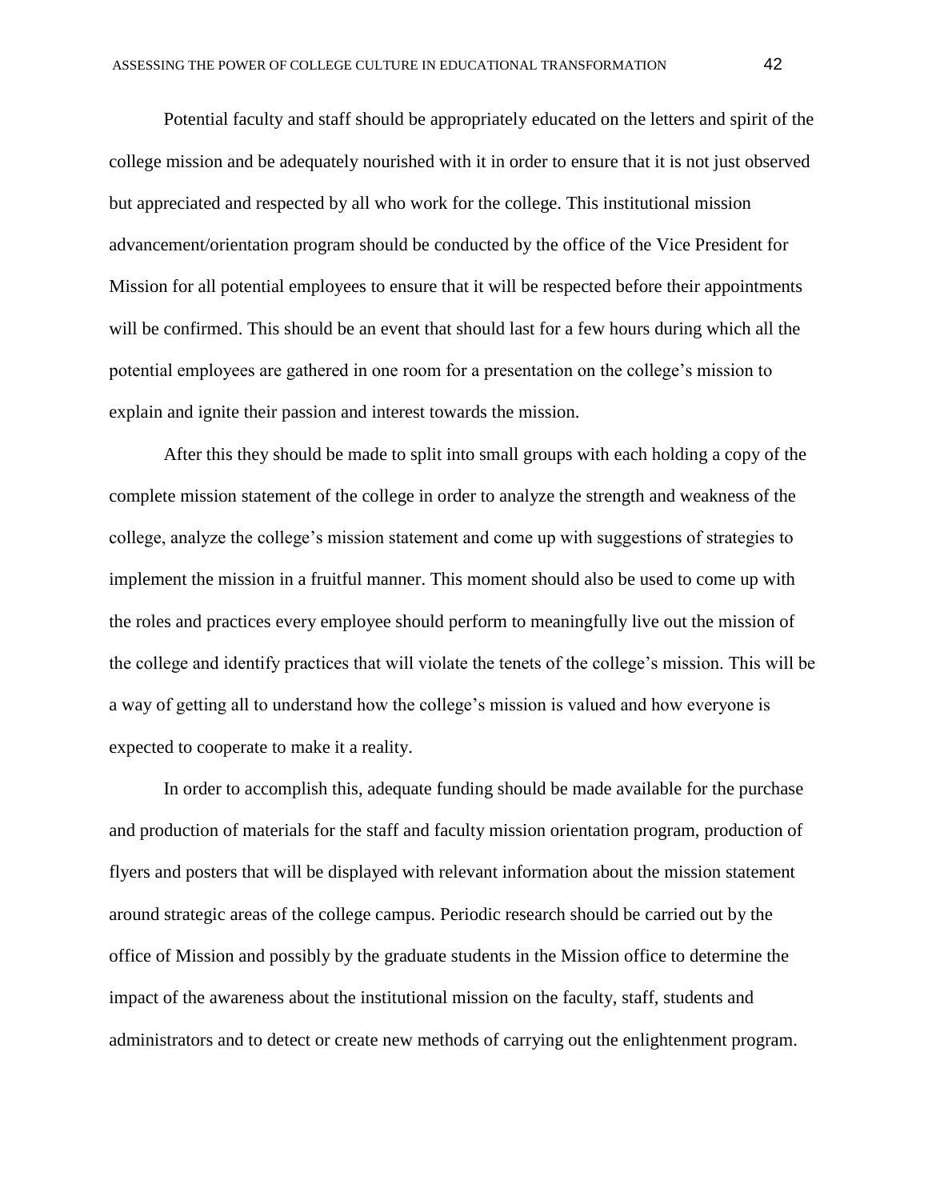Potential faculty and staff should be appropriately educated on the letters and spirit of the college mission and be adequately nourished with it in order to ensure that it is not just observed but appreciated and respected by all who work for the college. This institutional mission advancement/orientation program should be conducted by the office of the Vice President for Mission for all potential employees to ensure that it will be respected before their appointments will be confirmed. This should be an event that should last for a few hours during which all the potential employees are gathered in one room for a presentation on the college's mission to explain and ignite their passion and interest towards the mission.

After this they should be made to split into small groups with each holding a copy of the complete mission statement of the college in order to analyze the strength and weakness of the college, analyze the college's mission statement and come up with suggestions of strategies to implement the mission in a fruitful manner. This moment should also be used to come up with the roles and practices every employee should perform to meaningfully live out the mission of the college and identify practices that will violate the tenets of the college's mission. This will be a way of getting all to understand how the college's mission is valued and how everyone is expected to cooperate to make it a reality.

In order to accomplish this, adequate funding should be made available for the purchase and production of materials for the staff and faculty mission orientation program, production of flyers and posters that will be displayed with relevant information about the mission statement around strategic areas of the college campus. Periodic research should be carried out by the office of Mission and possibly by the graduate students in the Mission office to determine the impact of the awareness about the institutional mission on the faculty, staff, students and administrators and to detect or create new methods of carrying out the enlightenment program.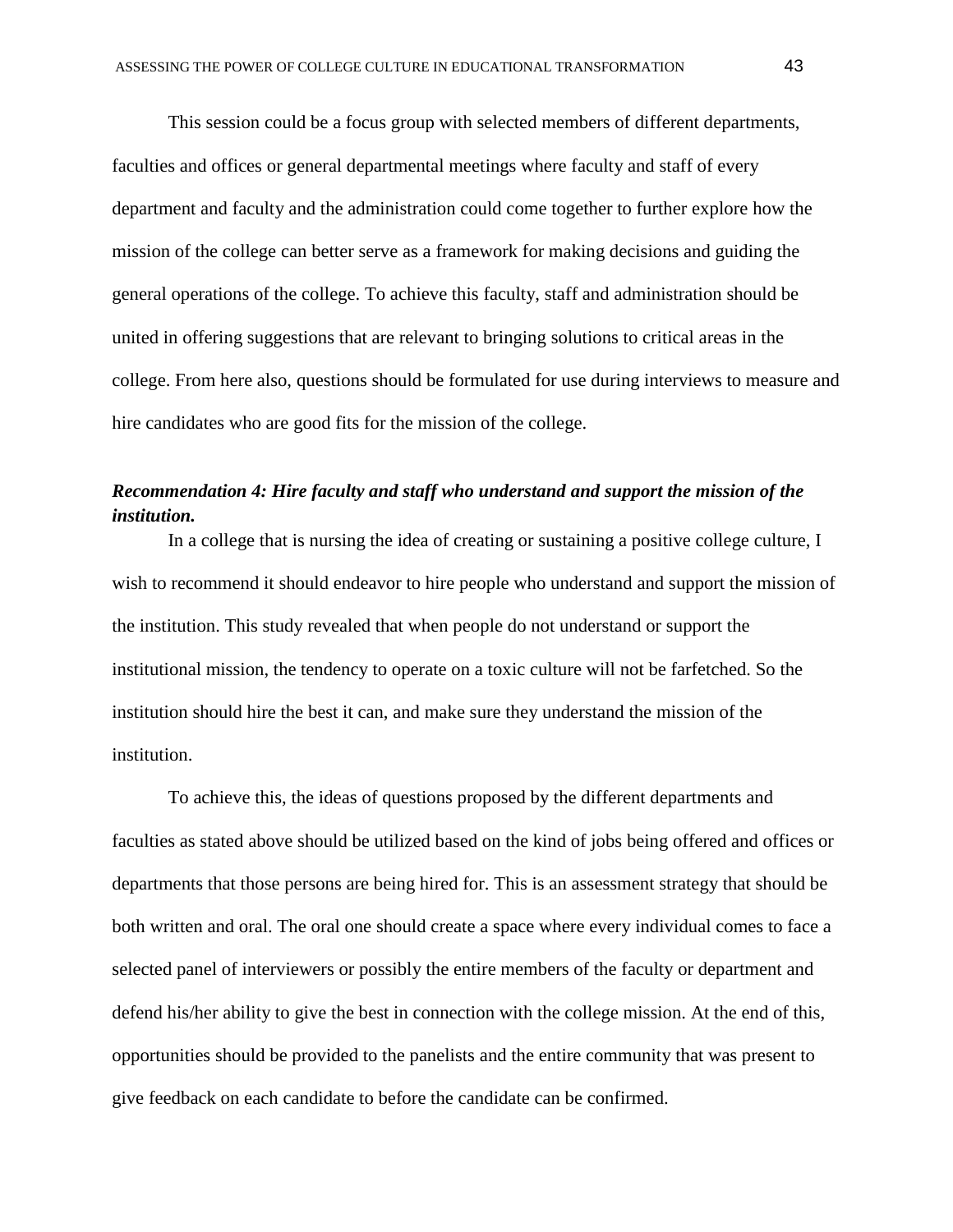This session could be a focus group with selected members of different departments, faculties and offices or general departmental meetings where faculty and staff of every department and faculty and the administration could come together to further explore how the mission of the college can better serve as a framework for making decisions and guiding the general operations of the college. To achieve this faculty, staff and administration should be united in offering suggestions that are relevant to bringing solutions to critical areas in the college. From here also, questions should be formulated for use during interviews to measure and hire candidates who are good fits for the mission of the college.

***Recommendation 4: Hire faculty and staff who understand and support the mission of the institution.***

In a college that is nursing the idea of creating or sustaining a positive college culture, I wish to recommend it should endeavor to hire people who understand and support the mission of the institution. This study revealed that when people do not understand or support the institutional mission, the tendency to operate on a toxic culture will not be farfetched. So the institution should hire the best it can, and make sure they understand the mission of the institution.

To achieve this, the ideas of questions proposed by the different departments and faculties as stated above should be utilized based on the kind of jobs being offered and offices or departments that those persons are being hired for. This is an assessment strategy that should be both written and oral. The oral one should create a space where every individual comes to face a selected panel of interviewers or possibly the entire members of the faculty or department and defend his/her ability to give the best in connection with the college mission. At the end of this, opportunities should be provided to the panelists and the entire community that was present to give feedback on each candidate to before the candidate can be confirmed.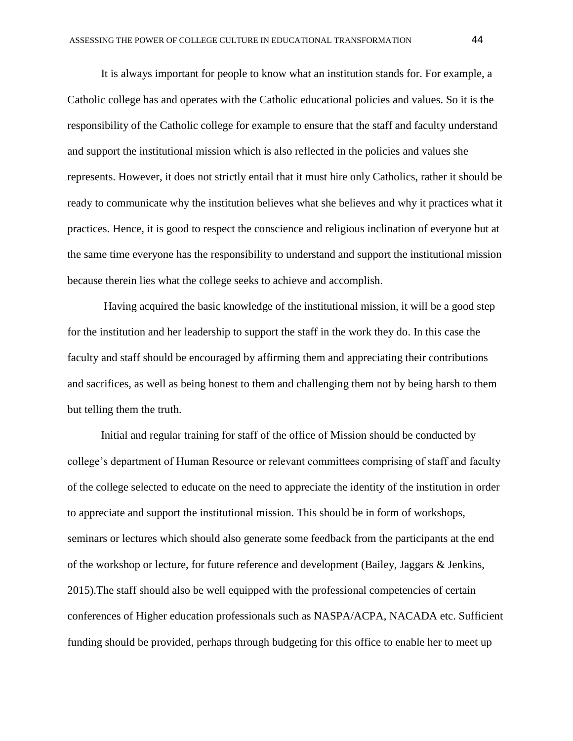It is always important for people to know what an institution stands for. For example, a Catholic college has and operates with the Catholic educational policies and values. So it is the responsibility of the Catholic college for example to ensure that the staff and faculty understand and support the institutional mission which is also reflected in the policies and values she represents. However, it does not strictly entail that it must hire only Catholics, rather it should be ready to communicate why the institution believes what she believes and why it practices what it practices. Hence, it is good to respect the conscience and religious inclination of everyone but at the same time everyone has the responsibility to understand and support the institutional mission because therein lies what the college seeks to achieve and accomplish.

Having acquired the basic knowledge of the institutional mission, it will be a good step for the institution and her leadership to support the staff in the work they do. In this case the faculty and staff should be encouraged by affirming them and appreciating their contributions and sacrifices, as well as being honest to them and challenging them not by being harsh to them but telling them the truth.

Initial and regular training for staff of the office of Mission should be conducted by college's department of Human Resource or relevant committees comprising of staff and faculty of the college selected to educate on the need to appreciate the identity of the institution in order to appreciate and support the institutional mission. This should be in form of workshops, seminars or lectures which should also generate some feedback from the participants at the end of the workshop or lecture, for future reference and development (Bailey, Jaggars & Jenkins, 2015).The staff should also be well equipped with the professional competencies of certain conferences of Higher education professionals such as NASPA/ACPA, NACADA etc. Sufficient funding should be provided, perhaps through budgeting for this office to enable her to meet up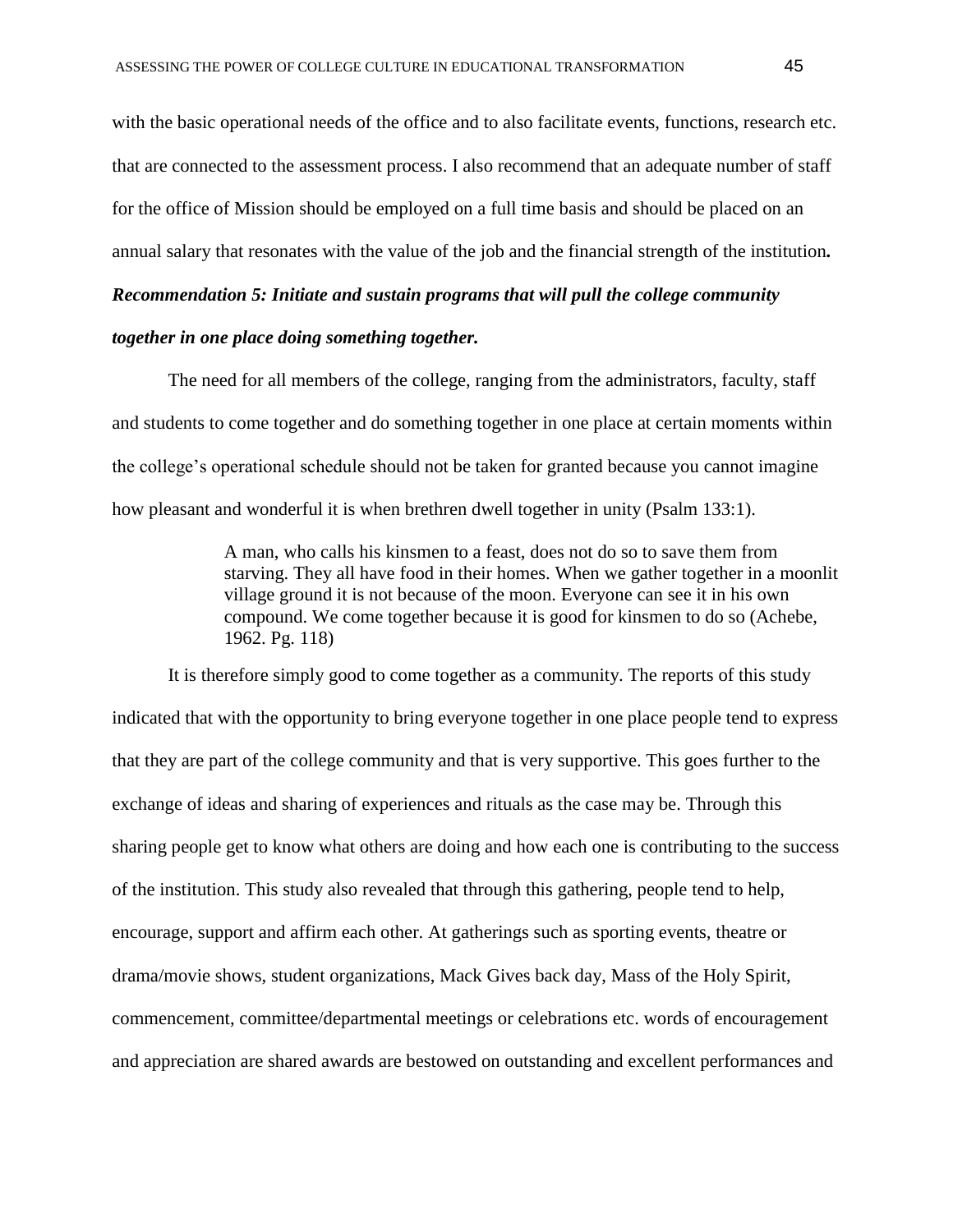with the basic operational needs of the office and to also facilitate events, functions, research etc. that are connected to the assessment process. I also recommend that an adequate number of staff for the office of Mission should be employed on a full time basis and should be placed on an annual salary that resonates with the value of the job and the financial strength of the institution**.**

***Recommendation 5: Initiate and sustain programs that will pull the college community together in one place doing something together.***

The need for all members of the college, ranging from the administrators, faculty, staff and students to come together and do something together in one place at certain moments within the college's operational schedule should not be taken for granted because you cannot imagine how pleasant and wonderful it is when brethren dwell together in unity (Psalm 133:1).

> A man, who calls his kinsmen to a feast, does not do so to save them from starving. They all have food in their homes. When we gather together in a moonlit village ground it is not because of the moon. Everyone can see it in his own compound. We come together because it is good for kinsmen to do so (Achebe, 1962. Pg. 118)

It is therefore simply good to come together as a community. The reports of this study indicated that with the opportunity to bring everyone together in one place people tend to express that they are part of the college community and that is very supportive. This goes further to the exchange of ideas and sharing of experiences and rituals as the case may be. Through this sharing people get to know what others are doing and how each one is contributing to the success of the institution. This study also revealed that through this gathering, people tend to help, encourage, support and affirm each other. At gatherings such as sporting events, theatre or drama/movie shows, student organizations, Mack Gives back day, Mass of the Holy Spirit, commencement, committee/departmental meetings or celebrations etc. words of encouragement and appreciation are shared awards are bestowed on outstanding and excellent performances and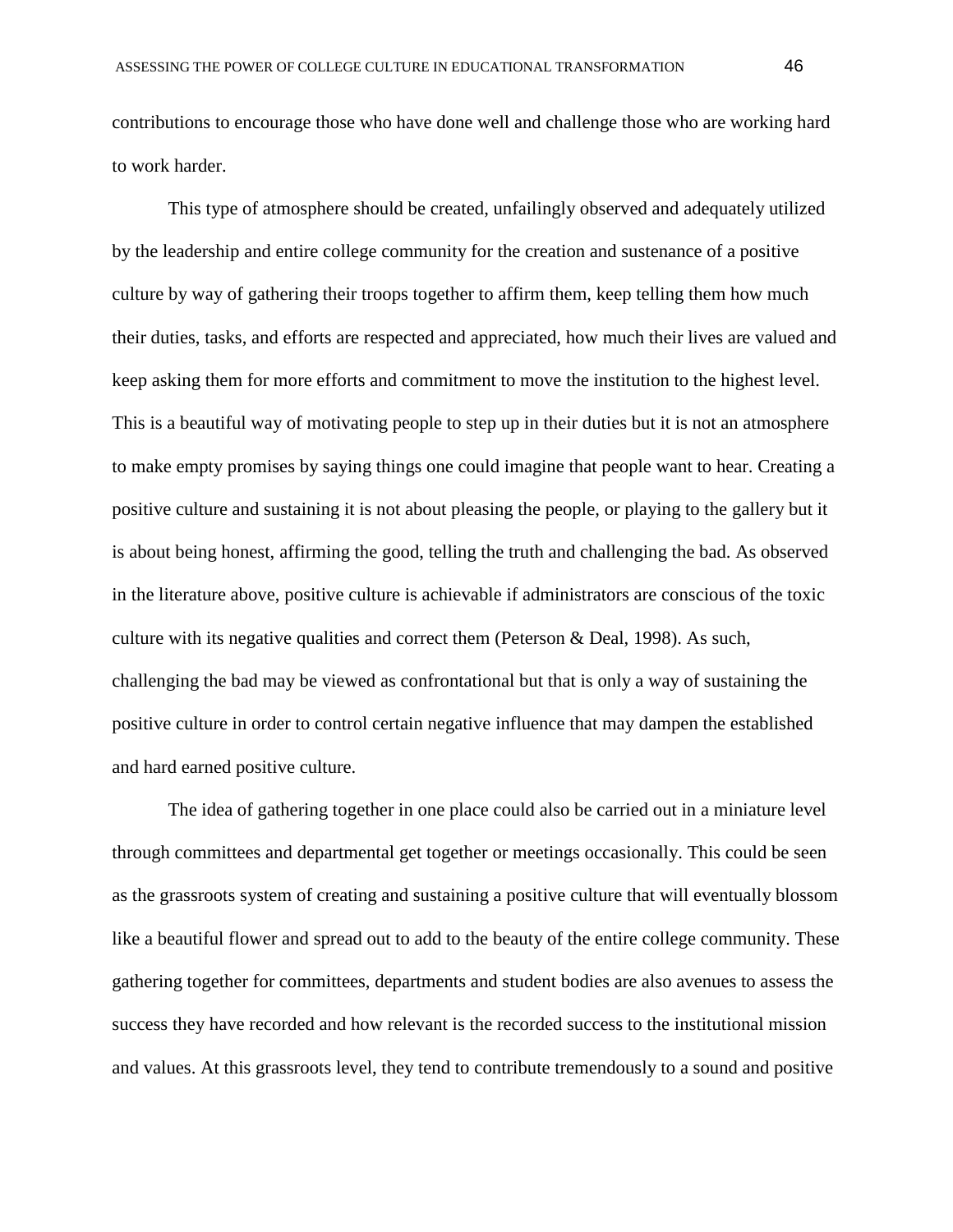contributions to encourage those who have done well and challenge those who are working hard to work harder.

This type of atmosphere should be created, unfailingly observed and adequately utilized by the leadership and entire college community for the creation and sustenance of a positive culture by way of gathering their troops together to affirm them, keep telling them how much their duties, tasks, and efforts are respected and appreciated, how much their lives are valued and keep asking them for more efforts and commitment to move the institution to the highest level. This is a beautiful way of motivating people to step up in their duties but it is not an atmosphere to make empty promises by saying things one could imagine that people want to hear. Creating a positive culture and sustaining it is not about pleasing the people, or playing to the gallery but it is about being honest, affirming the good, telling the truth and challenging the bad. As observed in the literature above, positive culture is achievable if administrators are conscious of the toxic culture with its negative qualities and correct them (Peterson & Deal, 1998). As such, challenging the bad may be viewed as confrontational but that is only a way of sustaining the positive culture in order to control certain negative influence that may dampen the established and hard earned positive culture.

The idea of gathering together in one place could also be carried out in a miniature level through committees and departmental get together or meetings occasionally. This could be seen as the grassroots system of creating and sustaining a positive culture that will eventually blossom like a beautiful flower and spread out to add to the beauty of the entire college community. These gathering together for committees, departments and student bodies are also avenues to assess the success they have recorded and how relevant is the recorded success to the institutional mission and values. At this grassroots level, they tend to contribute tremendously to a sound and positive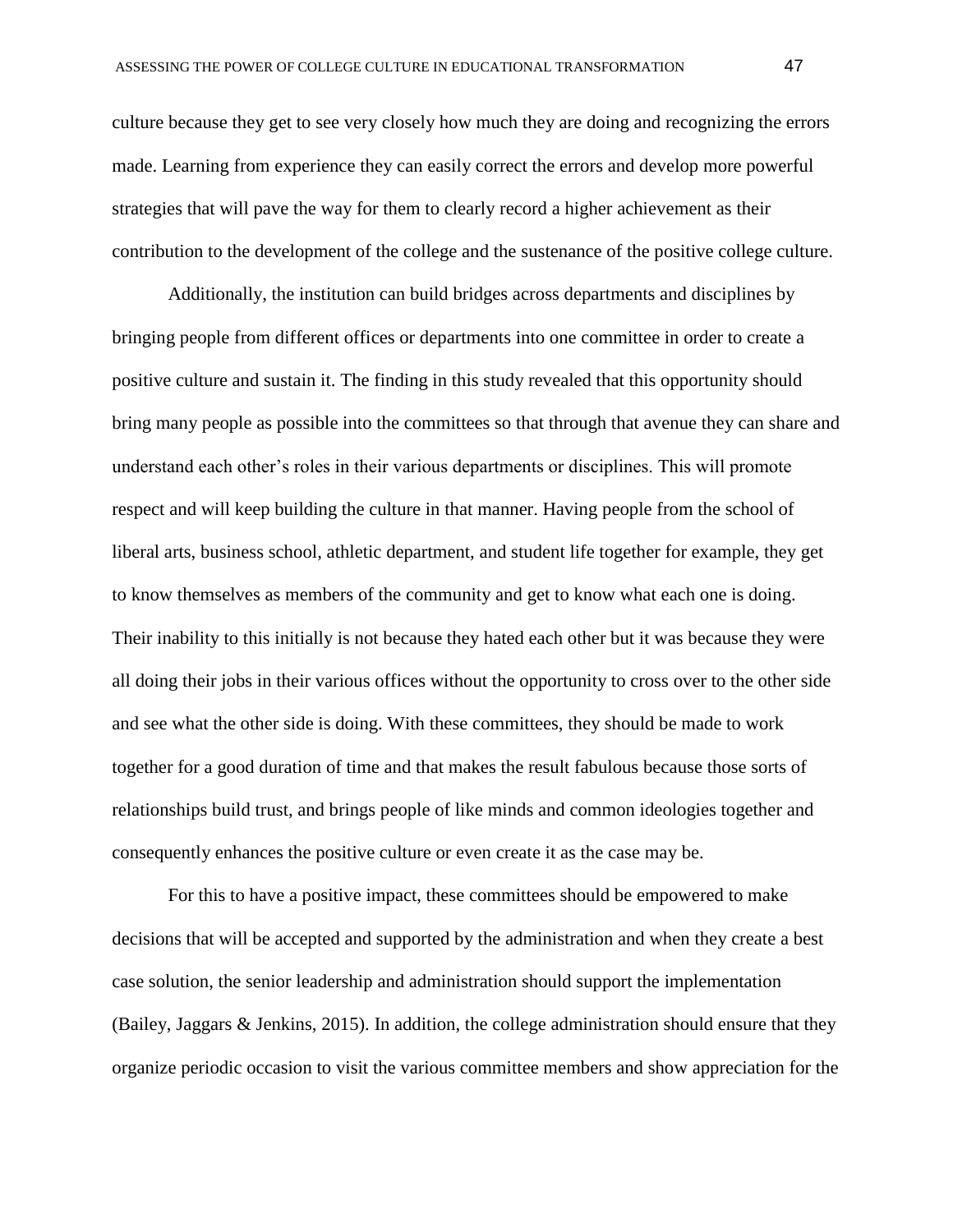culture because they get to see very closely how much they are doing and recognizing the errors made. Learning from experience they can easily correct the errors and develop more powerful strategies that will pave the way for them to clearly record a higher achievement as their contribution to the development of the college and the sustenance of the positive college culture.

Additionally, the institution can build bridges across departments and disciplines by bringing people from different offices or departments into one committee in order to create a positive culture and sustain it. The finding in this study revealed that this opportunity should bring many people as possible into the committees so that through that avenue they can share and understand each other's roles in their various departments or disciplines. This will promote respect and will keep building the culture in that manner. Having people from the school of liberal arts, business school, athletic department, and student life together for example, they get to know themselves as members of the community and get to know what each one is doing. Their inability to this initially is not because they hated each other but it was because they were all doing their jobs in their various offices without the opportunity to cross over to the other side and see what the other side is doing. With these committees, they should be made to work together for a good duration of time and that makes the result fabulous because those sorts of relationships build trust, and brings people of like minds and common ideologies together and consequently enhances the positive culture or even create it as the case may be.

For this to have a positive impact, these committees should be empowered to make decisions that will be accepted and supported by the administration and when they create a best case solution, the senior leadership and administration should support the implementation (Bailey, Jaggars & Jenkins, 2015). In addition, the college administration should ensure that they organize periodic occasion to visit the various committee members and show appreciation for the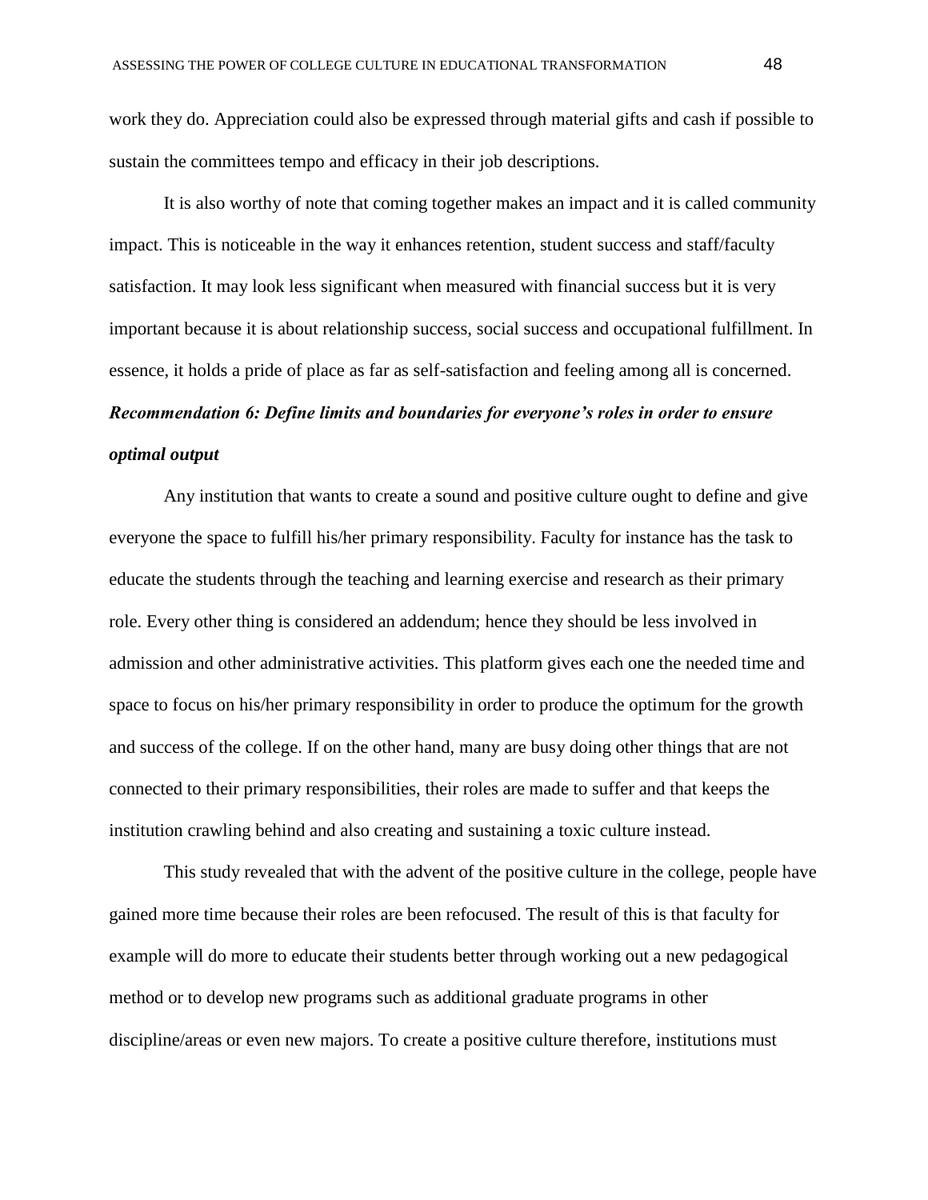work they do. Appreciation could also be expressed through material gifts and cash if possible to sustain the committees tempo and efficacy in their job descriptions.

It is also worthy of note that coming together makes an impact and it is called community impact. This is noticeable in the way it enhances retention, student success and staff/faculty satisfaction. It may look less significant when measured with financial success but it is very important because it is about relationship success, social success and occupational fulfillment. In essence, it holds a pride of place as far as self-satisfaction and feeling among all is concerned.

***Recommendation 6: Define limits and boundaries for everyone's roles in order to ensure optimal output***

Any institution that wants to create a sound and positive culture ought to define and give everyone the space to fulfill his/her primary responsibility. Faculty for instance has the task to educate the students through the teaching and learning exercise and research as their primary role. Every other thing is considered an addendum; hence they should be less involved in admission and other administrative activities. This platform gives each one the needed time and space to focus on his/her primary responsibility in order to produce the optimum for the growth and success of the college. If on the other hand, many are busy doing other things that are not connected to their primary responsibilities, their roles are made to suffer and that keeps the institution crawling behind and also creating and sustaining a toxic culture instead.

This study revealed that with the advent of the positive culture in the college, people have gained more time because their roles are been refocused. The result of this is that faculty for example will do more to educate their students better through working out a new pedagogical method or to develop new programs such as additional graduate programs in other discipline/areas or even new majors. To create a positive culture therefore, institutions must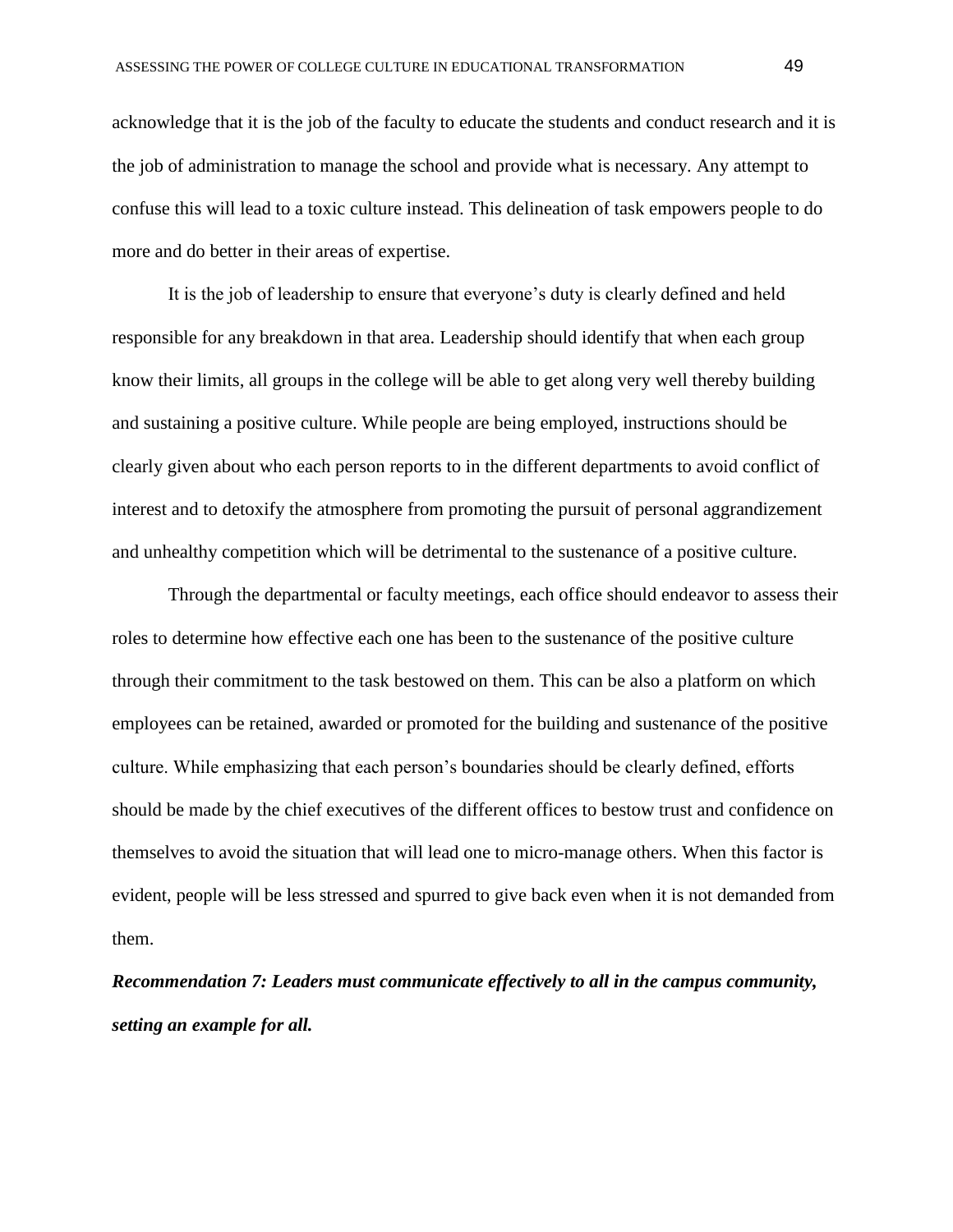acknowledge that it is the job of the faculty to educate the students and conduct research and it is the job of administration to manage the school and provide what is necessary. Any attempt to confuse this will lead to a toxic culture instead. This delineation of task empowers people to do more and do better in their areas of expertise.

It is the job of leadership to ensure that everyone's duty is clearly defined and held responsible for any breakdown in that area. Leadership should identify that when each group know their limits, all groups in the college will be able to get along very well thereby building and sustaining a positive culture. While people are being employed, instructions should be clearly given about who each person reports to in the different departments to avoid conflict of interest and to detoxify the atmosphere from promoting the pursuit of personal aggrandizement and unhealthy competition which will be detrimental to the sustenance of a positive culture.

Through the departmental or faculty meetings, each office should endeavor to assess their roles to determine how effective each one has been to the sustenance of the positive culture through their commitment to the task bestowed on them. This can be also a platform on which employees can be retained, awarded or promoted for the building and sustenance of the positive culture. While emphasizing that each person's boundaries should be clearly defined, efforts should be made by the chief executives of the different offices to bestow trust and confidence on themselves to avoid the situation that will lead one to micro-manage others. When this factor is evident, people will be less stressed and spurred to give back even when it is not demanded from them.

***Recommendation 7: Leaders must communicate effectively to all in the campus community, setting an example for all.***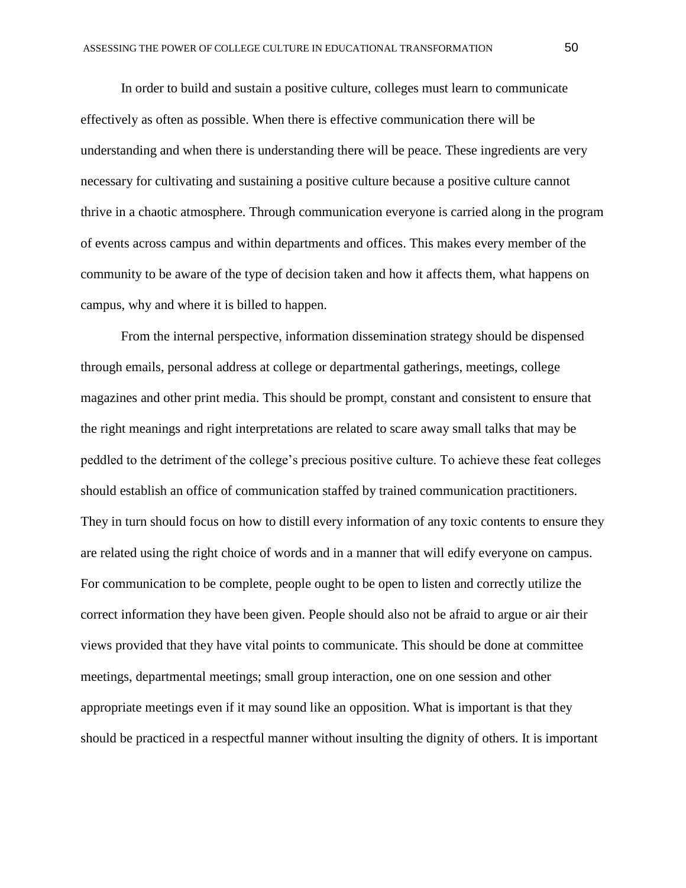In order to build and sustain a positive culture, colleges must learn to communicate effectively as often as possible. When there is effective communication there will be understanding and when there is understanding there will be peace. These ingredients are very necessary for cultivating and sustaining a positive culture because a positive culture cannot thrive in a chaotic atmosphere. Through communication everyone is carried along in the program of events across campus and within departments and offices. This makes every member of the community to be aware of the type of decision taken and how it affects them, what happens on campus, why and where it is billed to happen.

From the internal perspective, information dissemination strategy should be dispensed through emails, personal address at college or departmental gatherings, meetings, college magazines and other print media. This should be prompt, constant and consistent to ensure that the right meanings and right interpretations are related to scare away small talks that may be peddled to the detriment of the college's precious positive culture. To achieve these feat colleges should establish an office of communication staffed by trained communication practitioners. They in turn should focus on how to distill every information of any toxic contents to ensure they are related using the right choice of words and in a manner that will edify everyone on campus. For communication to be complete, people ought to be open to listen and correctly utilize the correct information they have been given. People should also not be afraid to argue or air their views provided that they have vital points to communicate. This should be done at committee meetings, departmental meetings; small group interaction, one on one session and other appropriate meetings even if it may sound like an opposition. What is important is that they should be practiced in a respectful manner without insulting the dignity of others. It is important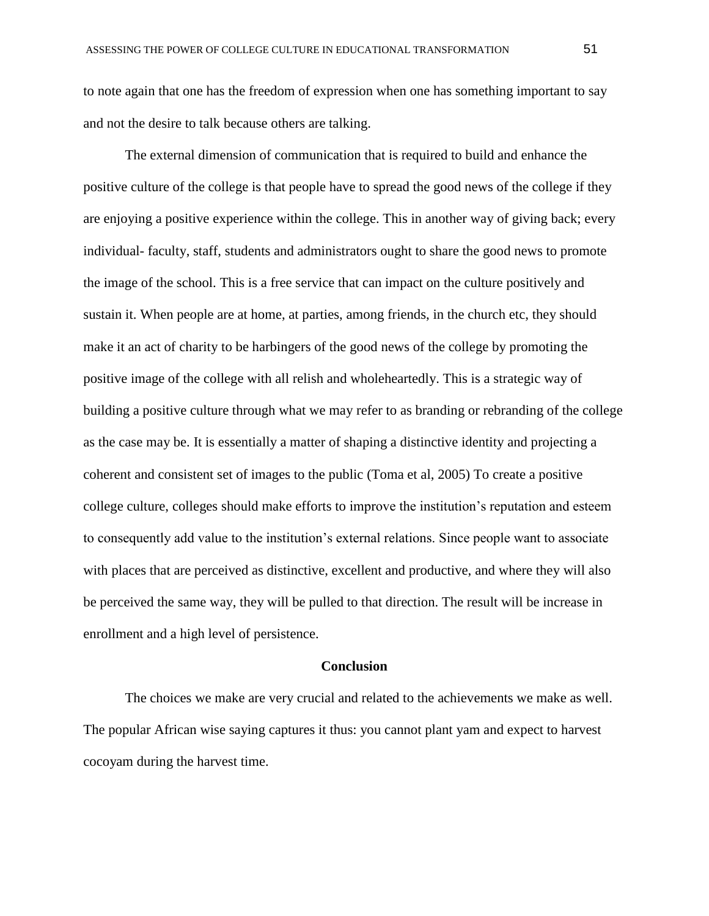to note again that one has the freedom of expression when one has something important to say and not the desire to talk because others are talking.

The external dimension of communication that is required to build and enhance the positive culture of the college is that people have to spread the good news of the college if they are enjoying a positive experience within the college. This in another way of giving back; every individual- faculty, staff, students and administrators ought to share the good news to promote the image of the school. This is a free service that can impact on the culture positively and sustain it. When people are at home, at parties, among friends, in the church etc, they should make it an act of charity to be harbingers of the good news of the college by promoting the positive image of the college with all relish and wholeheartedly. This is a strategic way of building a positive culture through what we may refer to as branding or rebranding of the college as the case may be. It is essentially a matter of shaping a distinctive identity and projecting a coherent and consistent set of images to the public (Toma et al, 2005) To create a positive college culture, colleges should make efforts to improve the institution's reputation and esteem to consequently add value to the institution's external relations. Since people want to associate with places that are perceived as distinctive, excellent and productive, and where they will also be perceived the same way, they will be pulled to that direction. The result will be increase in enrollment and a high level of persistence.

## Conclusion

The choices we make are very crucial and related to the achievements we make as well. The popular African wise saying captures it thus: you cannot plant yam and expect to harvest cocoyam during the harvest time.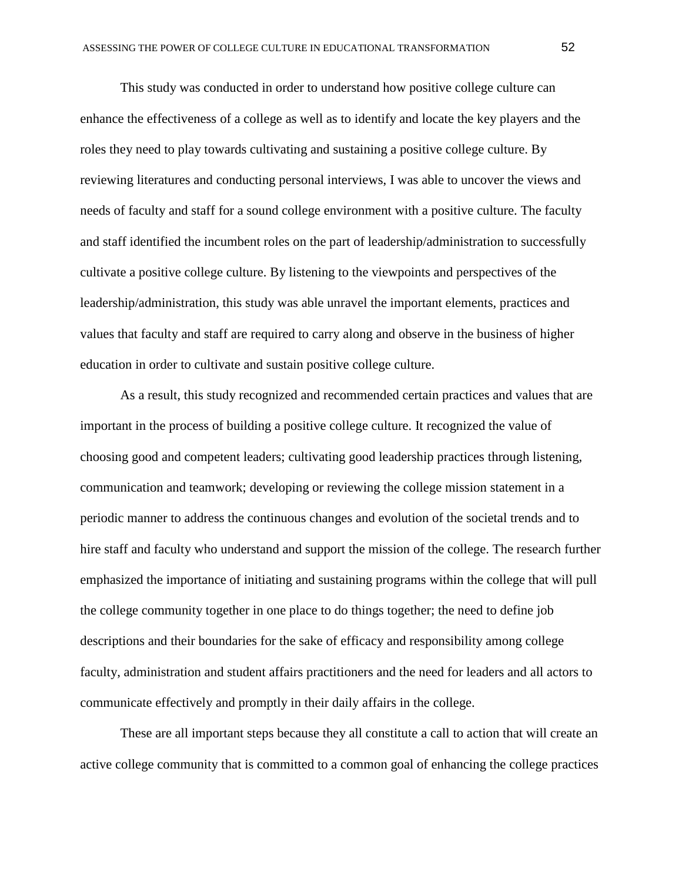This study was conducted in order to understand how positive college culture can enhance the effectiveness of a college as well as to identify and locate the key players and the roles they need to play towards cultivating and sustaining a positive college culture. By reviewing literatures and conducting personal interviews, I was able to uncover the views and needs of faculty and staff for a sound college environment with a positive culture. The faculty and staff identified the incumbent roles on the part of leadership/administration to successfully cultivate a positive college culture. By listening to the viewpoints and perspectives of the leadership/administration, this study was able unravel the important elements, practices and values that faculty and staff are required to carry along and observe in the business of higher education in order to cultivate and sustain positive college culture.

As a result, this study recognized and recommended certain practices and values that are important in the process of building a positive college culture. It recognized the value of choosing good and competent leaders; cultivating good leadership practices through listening, communication and teamwork; developing or reviewing the college mission statement in a periodic manner to address the continuous changes and evolution of the societal trends and to hire staff and faculty who understand and support the mission of the college. The research further emphasized the importance of initiating and sustaining programs within the college that will pull the college community together in one place to do things together; the need to define job descriptions and their boundaries for the sake of efficacy and responsibility among college faculty, administration and student affairs practitioners and the need for leaders and all actors to communicate effectively and promptly in their daily affairs in the college.

These are all important steps because they all constitute a call to action that will create an active college community that is committed to a common goal of enhancing the college practices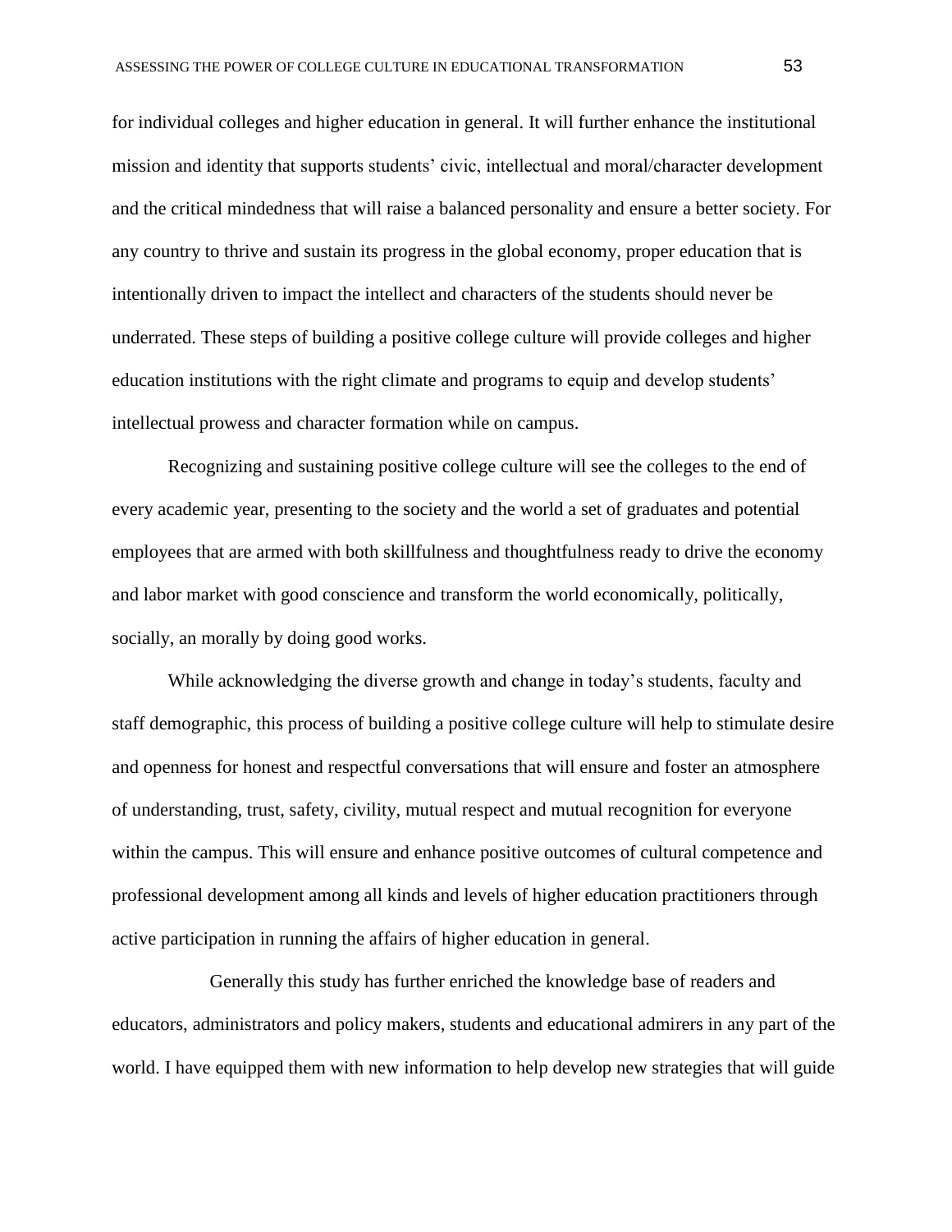for individual colleges and higher education in general. It will further enhance the institutional mission and identity that supports students' civic, intellectual and moral/character development and the critical mindedness that will raise a balanced personality and ensure a better society. For any country to thrive and sustain its progress in the global economy, proper education that is intentionally driven to impact the intellect and characters of the students should never be underrated. These steps of building a positive college culture will provide colleges and higher education institutions with the right climate and programs to equip and develop students' intellectual prowess and character formation while on campus.

Recognizing and sustaining positive college culture will see the colleges to the end of every academic year, presenting to the society and the world a set of graduates and potential employees that are armed with both skillfulness and thoughtfulness ready to drive the economy and labor market with good conscience and transform the world economically, politically, socially, an morally by doing good works.

While acknowledging the diverse growth and change in today's students, faculty and staff demographic, this process of building a positive college culture will help to stimulate desire and openness for honest and respectful conversations that will ensure and foster an atmosphere of understanding, trust, safety, civility, mutual respect and mutual recognition for everyone within the campus. This will ensure and enhance positive outcomes of cultural competence and professional development among all kinds and levels of higher education practitioners through active participation in running the affairs of higher education in general.

Generally this study has further enriched the knowledge base of readers and educators, administrators and policy makers, students and educational admirers in any part of the world. I have equipped them with new information to help develop new strategies that will guide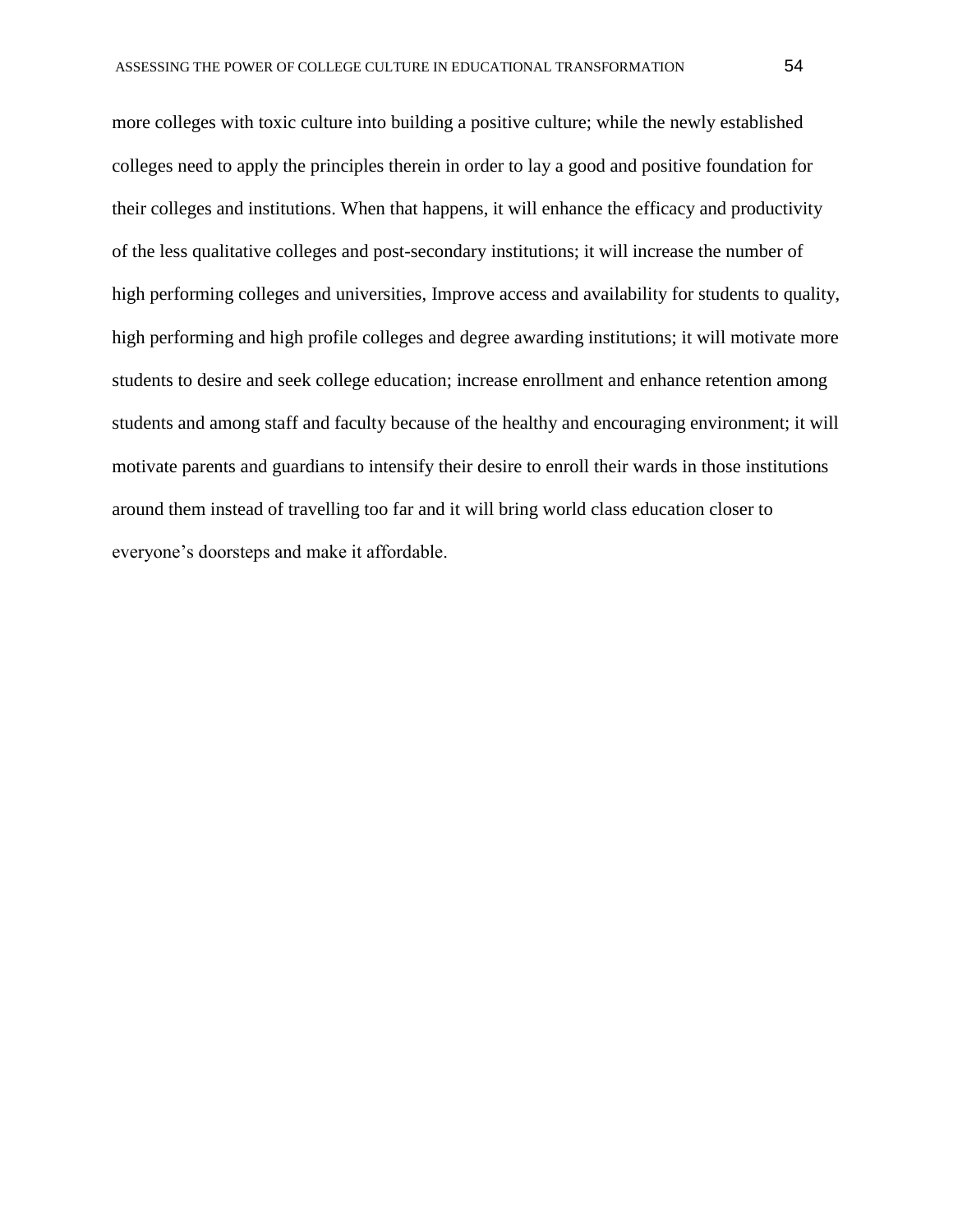more colleges with toxic culture into building a positive culture; while the newly established colleges need to apply the principles therein in order to lay a good and positive foundation for their colleges and institutions. When that happens, it will enhance the efficacy and productivity of the less qualitative colleges and post-secondary institutions; it will increase the number of high performing colleges and universities, Improve access and availability for students to quality, high performing and high profile colleges and degree awarding institutions; it will motivate more students to desire and seek college education; increase enrollment and enhance retention among students and among staff and faculty because of the healthy and encouraging environment; it will motivate parents and guardians to intensify their desire to enroll their wards in those institutions around them instead of travelling too far and it will bring world class education closer to everyone's doorsteps and make it affordable.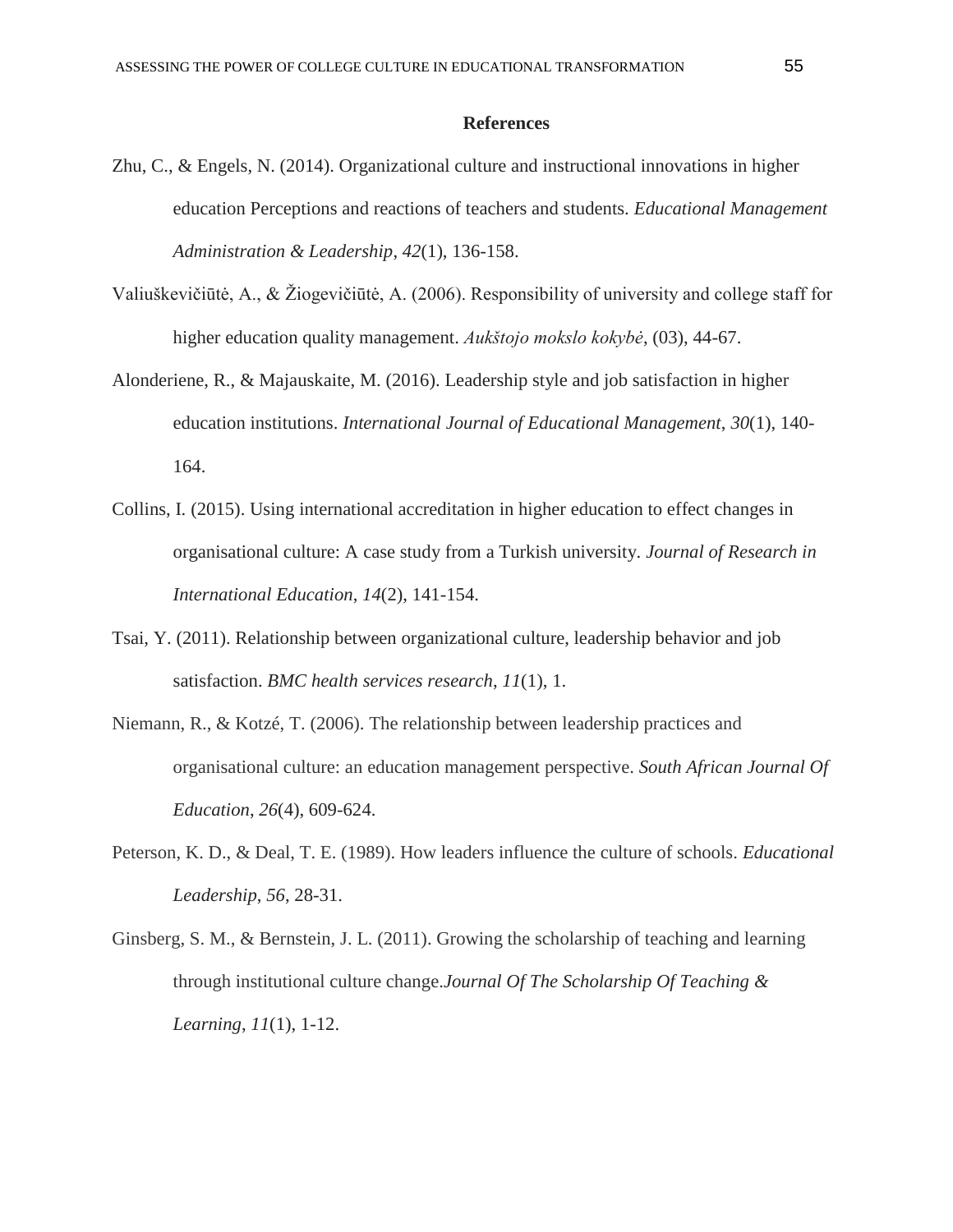**References**

Zhu, C., & Engels, N. (2014). Organizational culture and instructional innovations in higher education Perceptions and reactions of teachers and students. *Educational Management Administration & Leadership*, *42*(1), 136-158.

Valiuškevičiūtė, A., & Žiogevičiūtė, A. (2006). Responsibility of university and college staff for higher education quality management. *Aukštojo mokslo kokybė*, (03), 44-67.

Alonderiene, R., & Majauskaite, M. (2016). Leadership style and job satisfaction in higher education institutions. *International Journal of Educational Management*, *30*(1), 140-164.

Collins, I. (2015). Using international accreditation in higher education to effect changes in organisational culture: A case study from a Turkish university. *Journal of Research in International Education*, *14*(2), 141-154.

Tsai, Y. (2011). Relationship between organizational culture, leadership behavior and job satisfaction. *BMC health services research*, *11*(1), 1.

Niemann, R., & Kotzé, T. (2006). The relationship between leadership practices and organisational culture: an education management perspective. *South African Journal Of Education*, *26*(4), 609-624.

Peterson, K. D., & Deal, T. E. (1989). How leaders influence the culture of schools. *Educational Leadership*, *56*, 28-31.

Ginsberg, S. M., & Bernstein, J. L. (2011). Growing the scholarship of teaching and learning through institutional culture change.*Journal Of The Scholarship Of Teaching & Learning*, *11*(1), 1-12.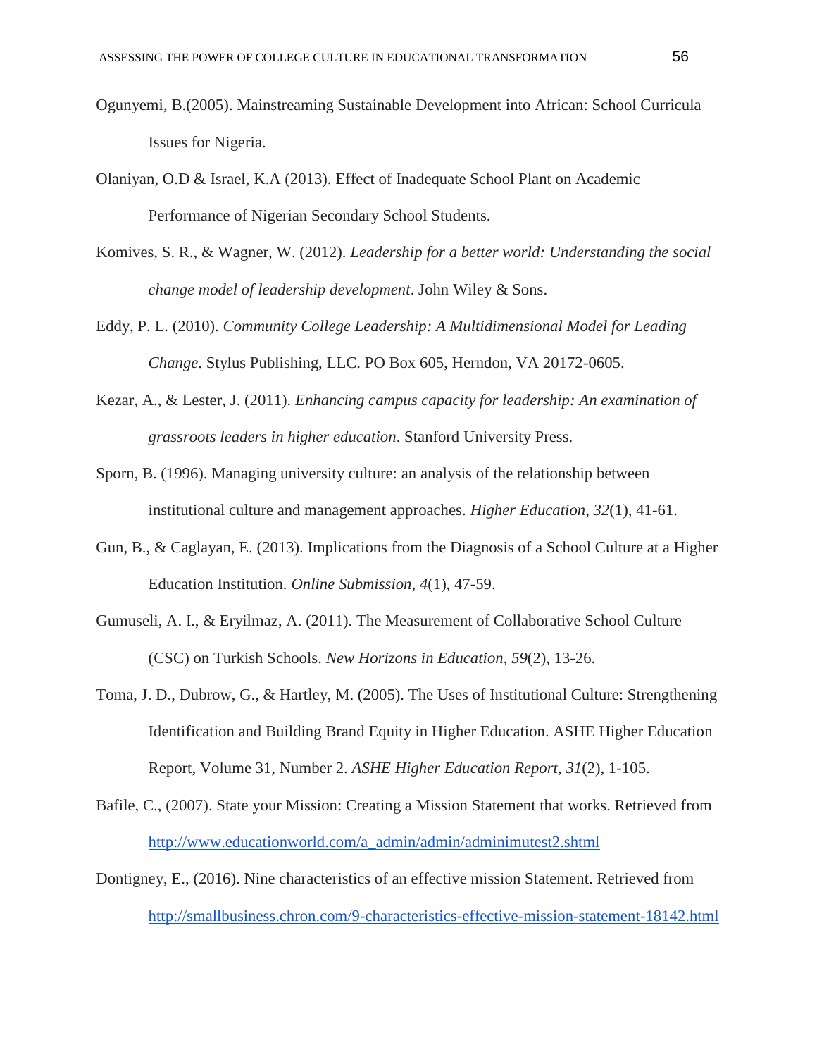Ogunyemi, B.(2005). Mainstreaming Sustainable Development into African: School Curricula Issues for Nigeria.

Olaniyan, O.D & Israel, K.A (2013). Effect of Inadequate School Plant on Academic Performance of Nigerian Secondary School Students.

Komives, S. R., & Wagner, W. (2012). *Leadership for a better world: Understanding the social change model of leadership development*. John Wiley & Sons.

Eddy, P. L. (2010). *Community College Leadership: A Multidimensional Model for Leading Change*. Stylus Publishing, LLC. PO Box 605, Herndon, VA 20172-0605.

Kezar, A., & Lester, J. (2011). *Enhancing campus capacity for leadership: An examination of grassroots leaders in higher education*. Stanford University Press.

Sporn, B. (1996). Managing university culture: an analysis of the relationship between institutional culture and management approaches. *Higher Education*, *32*(1), 41-61.

Gun, B., & Caglayan, E. (2013). Implications from the Diagnosis of a School Culture at a Higher Education Institution. *Online Submission*, *4*(1), 47-59.

Gumuseli, A. I., & Eryilmaz, A. (2011). The Measurement of Collaborative School Culture (CSC) on Turkish Schools. *New Horizons in Education*, *59*(2), 13-26.

Toma, J. D., Dubrow, G., & Hartley, M. (2005). The Uses of Institutional Culture: Strengthening Identification and Building Brand Equity in Higher Education. ASHE Higher Education Report, Volume 31, Number 2. *ASHE Higher Education Report*, *31*(2), 1-105.

Bafile, C., (2007). State your Mission: Creating a Mission Statement that works. Retrieved from http://www.educationworld.com/a_admin/admin/adminimutest2.shtml

Dontigney, E., (2016). Nine characteristics of an effective mission Statement. Retrieved from http://smallbusiness.chron.com/9-characteristics-effective-mission-statement-18142.html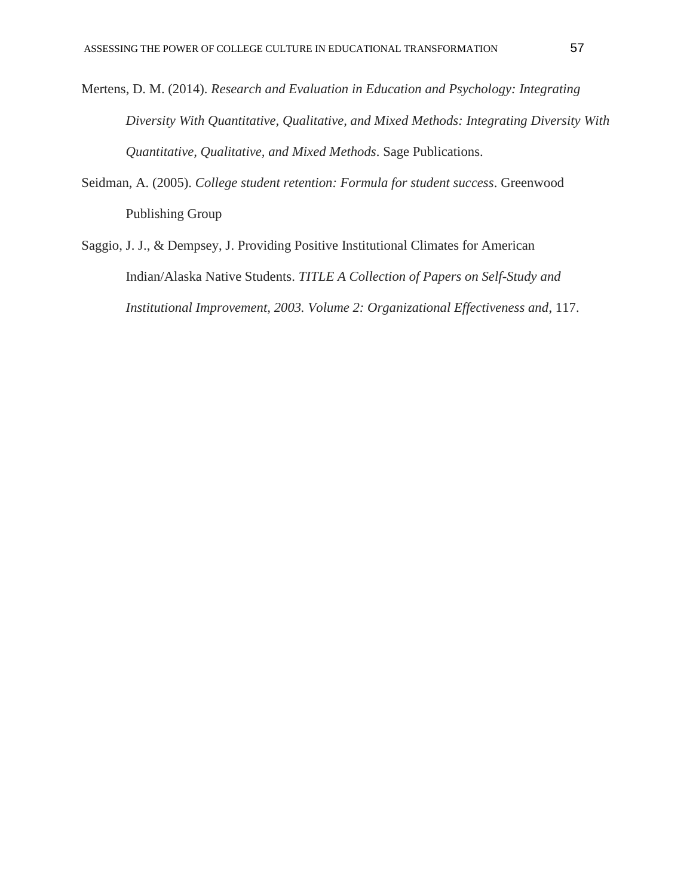Mertens, D. M. (2014). *Research and Evaluation in Education and Psychology: Integrating Diversity With Quantitative, Qualitative, and Mixed Methods: Integrating Diversity With Quantitative, Qualitative, and Mixed Methods*. Sage Publications.

Seidman, A. (2005). *College student retention: Formula for student success*. Greenwood Publishing Group

Saggio, J. J., & Dempsey, J. Providing Positive Institutional Climates for American Indian/Alaska Native Students. *TITLE A Collection of Papers on Self-Study and Institutional Improvement, 2003. Volume 2: Organizational Effectiveness and*, 117.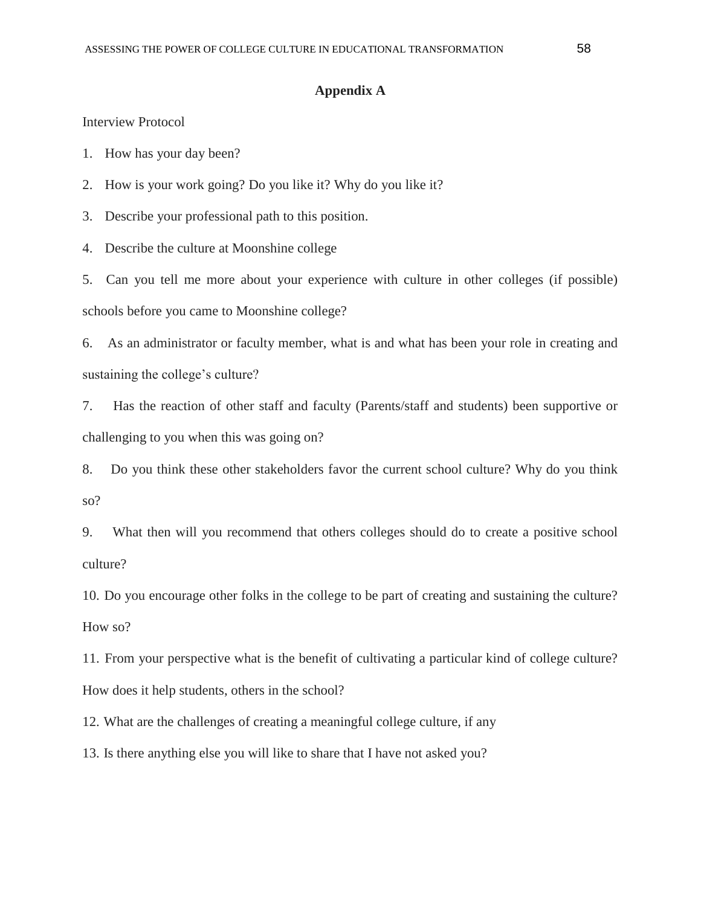## Appendix A

Interview Protocol

1. How has your day been?
2. How is your work going? Do you like it? Why do you like it?
3. Describe your professional path to this position.
4. Describe the culture at Moonshine college
5. Can you tell me more about your experience with culture in other colleges (if possible) schools before you came to Moonshine college?
6. As an administrator or faculty member, what is and what has been your role in creating and sustaining the college's culture?
7. Has the reaction of other staff and faculty (Parents/staff and students) been supportive or challenging to you when this was going on?
8. Do you think these other stakeholders favor the current school culture? Why do you think so?
9. What then will you recommend that others colleges should do to create a positive school culture?
10. Do you encourage other folks in the college to be part of creating and sustaining the culture? How so?
11. From your perspective what is the benefit of cultivating a particular kind of college culture? How does it help students, others in the school?
12. What are the challenges of creating a meaningful college culture, if any
13. Is there anything else you will like to share that I have not asked you?